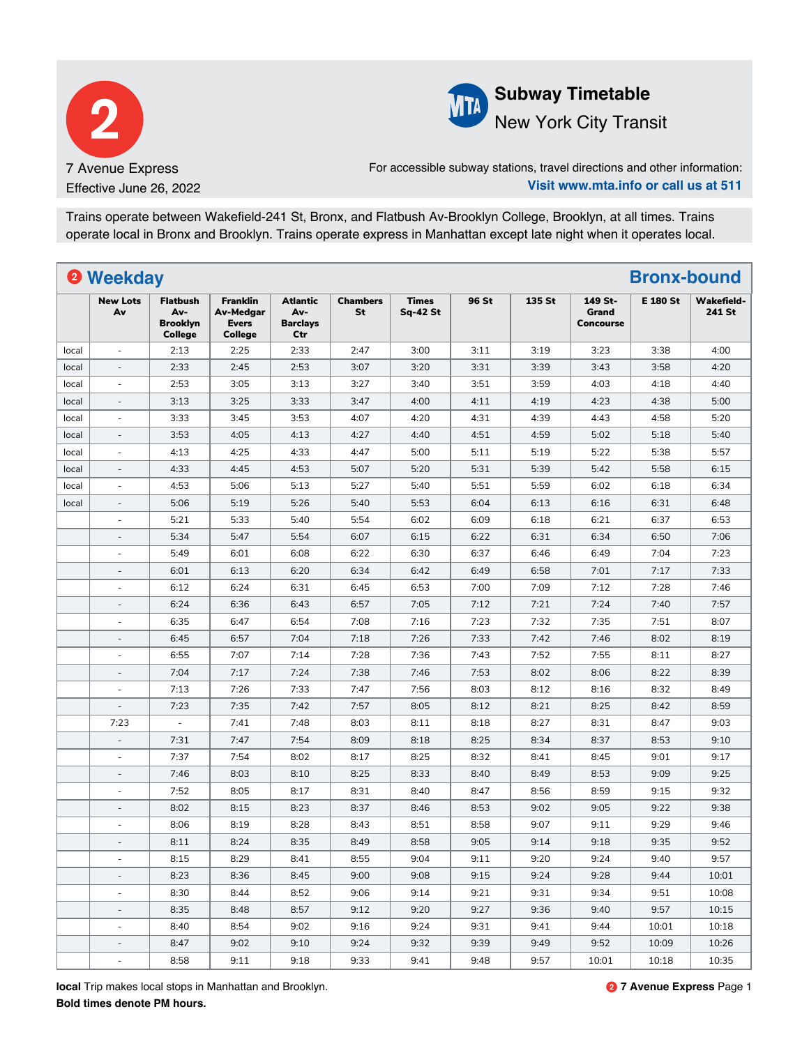# 2

7 Avenue Express

Effective June 26, 2022

**Subway Timetable**

New York City Transit

For accessible subway stations, travel directions and other information:

**Visit www.mta.info or call us at 511**

Trains operate between Wakefield-241 St, Bronx, and Flatbush Av-Brooklyn College, Brooklyn, at all times. Trains operate local in Bronx and Brooklyn. Trains operate express in Manhattan except late night when it operates local.

## 2 Weekday — Bronx-bound

| | New Lots Av | Flatbush Av-Brooklyn College | Franklin Av-Medgar Evers College | Atlantic Av-Barclays Ctr | Chambers St | Times Sq-42 St | 96 St | 135 St | 149 St-Grand Concourse | E 180 St | Wakefield-241 St |
|---|---|---|---|---|---|---|---|---|---|---|---|
| local | - | 2:13 | 2:25 | 2:33 | 2:47 | 3:00 | 3:11 | 3:19 | 3:23 | 3:38 | 4:00 |
| local | - | 2:33 | 2:45 | 2:53 | 3:07 | 3:20 | 3:31 | 3:39 | 3:43 | 3:58 | 4:20 |
| local | - | 2:53 | 3:05 | 3:13 | 3:27 | 3:40 | 3:51 | 3:59 | 4:03 | 4:18 | 4:40 |
| local | - | 3:13 | 3:25 | 3:33 | 3:47 | 4:00 | 4:11 | 4:19 | 4:23 | 4:38 | 5:00 |
| local | - | 3:33 | 3:45 | 3:53 | 4:07 | 4:20 | 4:31 | 4:39 | 4:43 | 4:58 | 5:20 |
| local | - | 3:53 | 4:05 | 4:13 | 4:27 | 4:40 | 4:51 | 4:59 | 5:02 | 5:18 | 5:40 |
| local | - | 4:13 | 4:25 | 4:33 | 4:47 | 5:00 | 5:11 | 5:19 | 5:22 | 5:38 | 5:57 |
| local | - | 4:33 | 4:45 | 4:53 | 5:07 | 5:20 | 5:31 | 5:39 | 5:42 | 5:58 | 6:15 |
| local | - | 4:53 | 5:06 | 5:13 | 5:27 | 5:40 | 5:51 | 5:59 | 6:02 | 6:18 | 6:34 |
| local | - | 5:06 | 5:19 | 5:26 | 5:40 | 5:53 | 6:04 | 6:13 | 6:16 | 6:31 | 6:48 |
| | - | 5:21 | 5:33 | 5:40 | 5:54 | 6:02 | 6:09 | 6:18 | 6:21 | 6:37 | 6:53 |
| | - | 5:34 | 5:47 | 5:54 | 6:07 | 6:15 | 6:22 | 6:31 | 6:34 | 6:50 | 7:06 |
| | - | 5:49 | 6:01 | 6:08 | 6:22 | 6:30 | 6:37 | 6:46 | 6:49 | 7:04 | 7:23 |
| | - | 6:01 | 6:13 | 6:20 | 6:34 | 6:42 | 6:49 | 6:58 | 7:01 | 7:17 | 7:33 |
| | - | 6:12 | 6:24 | 6:31 | 6:45 | 6:53 | 7:00 | 7:09 | 7:12 | 7:28 | 7:46 |
| | - | 6:24 | 6:36 | 6:43 | 6:57 | 7:05 | 7:12 | 7:21 | 7:24 | 7:40 | 7:57 |
| | - | 6:35 | 6:47 | 6:54 | 7:08 | 7:16 | 7:23 | 7:32 | 7:35 | 7:51 | 8:07 |
| | - | 6:45 | 6:57 | 7:04 | 7:18 | 7:26 | 7:33 | 7:42 | 7:46 | 8:02 | 8:19 |
| | - | 6:55 | 7:07 | 7:14 | 7:28 | 7:36 | 7:43 | 7:52 | 7:55 | 8:11 | 8:27 |
| | - | 7:04 | 7:17 | 7:24 | 7:38 | 7:46 | 7:53 | 8:02 | 8:06 | 8:22 | 8:39 |
| | - | 7:13 | 7:26 | 7:33 | 7:47 | 7:56 | 8:03 | 8:12 | 8:16 | 8:32 | 8:49 |
| | - | 7:23 | 7:35 | 7:42 | 7:57 | 8:05 | 8:12 | 8:21 | 8:25 | 8:42 | 8:59 |
| | 7:23 | - | 7:41 | 7:48 | 8:03 | 8:11 | 8:18 | 8:27 | 8:31 | 8:47 | 9:03 |
| | - | 7:31 | 7:47 | 7:54 | 8:09 | 8:18 | 8:25 | 8:34 | 8:37 | 8:53 | 9:10 |
| | - | 7:37 | 7:54 | 8:02 | 8:17 | 8:25 | 8:32 | 8:41 | 8:45 | 9:01 | 9:17 |
| | - | 7:46 | 8:03 | 8:10 | 8:25 | 8:33 | 8:40 | 8:49 | 8:53 | 9:09 | 9:25 |
| | - | 7:52 | 8:05 | 8:17 | 8:31 | 8:40 | 8:47 | 8:56 | 8:59 | 9:15 | 9:32 |
| | - | 8:02 | 8:15 | 8:23 | 8:37 | 8:46 | 8:53 | 9:02 | 9:05 | 9:22 | 9:38 |
| | - | 8:06 | 8:19 | 8:28 | 8:43 | 8:51 | 8:58 | 9:07 | 9:11 | 9:29 | 9:46 |
| | - | 8:11 | 8:24 | 8:35 | 8:49 | 8:58 | 9:05 | 9:14 | 9:18 | 9:35 | 9:52 |
| | - | 8:15 | 8:29 | 8:41 | 8:55 | 9:04 | 9:11 | 9:20 | 9:24 | 9:40 | 9:57 |
| | - | 8:23 | 8:36 | 8:45 | 9:00 | 9:08 | 9:15 | 9:24 | 9:28 | 9:44 | 10:01 |
| | - | 8:30 | 8:44 | 8:52 | 9:06 | 9:14 | 9:21 | 9:31 | 9:34 | 9:51 | 10:08 |
| | - | 8:35 | 8:48 | 8:57 | 9:12 | 9:20 | 9:27 | 9:36 | 9:40 | 9:57 | 10:15 |
| | - | 8:40 | 8:54 | 9:02 | 9:16 | 9:24 | 9:31 | 9:41 | 9:44 | 10:01 | 10:18 |
| | - | 8:47 | 9:02 | 9:10 | 9:24 | 9:32 | 9:39 | 9:49 | 9:52 | 10:09 | 10:26 |
| | - | 8:58 | 9:11 | 9:18 | 9:33 | 9:41 | 9:48 | 9:57 | 10:01 | 10:18 | 10:35 |

**local** Trip makes local stops in Manhattan and Brooklyn.

**Bold times denote PM hours.**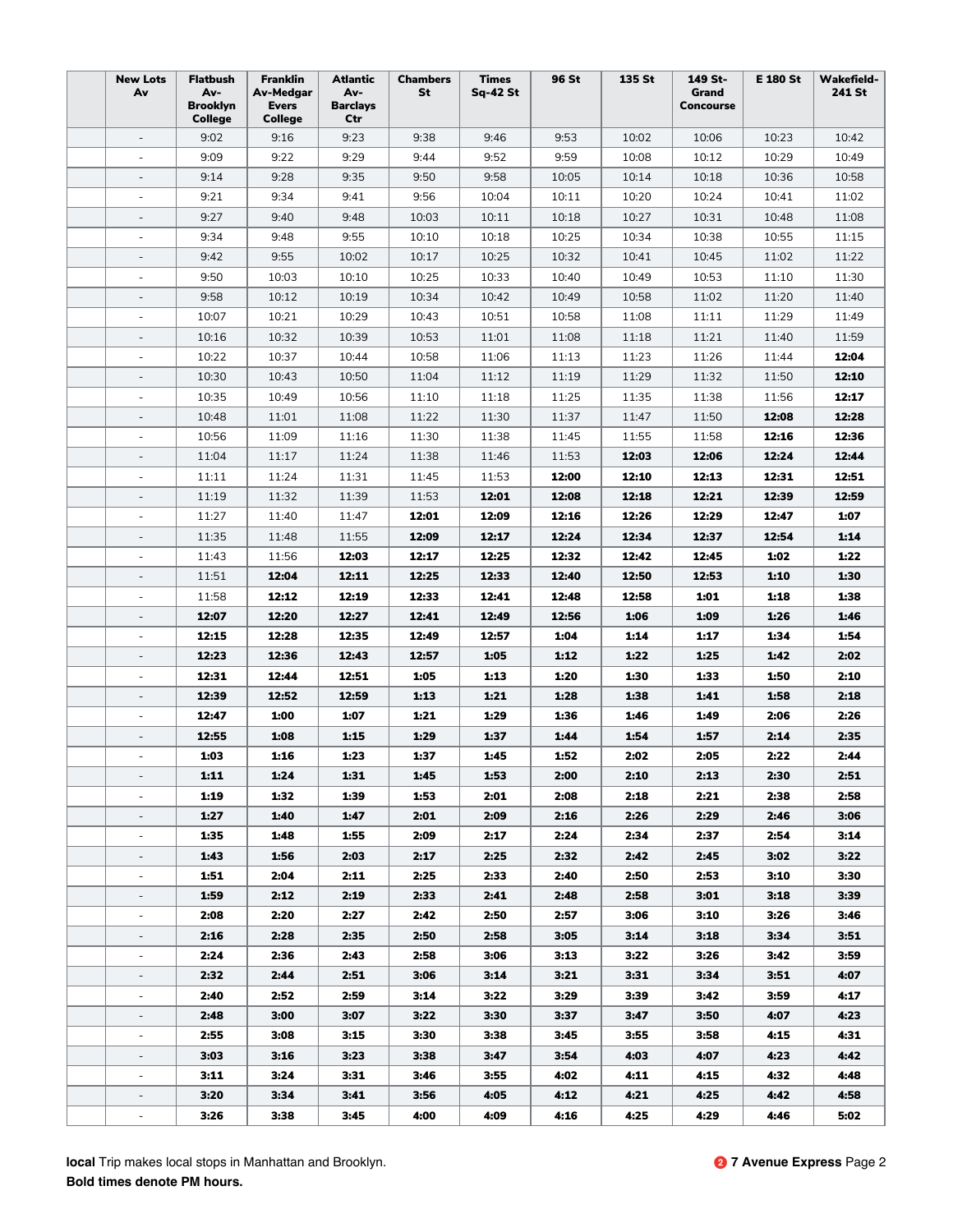| | New Lots Av | Flatbush Av-Brooklyn College | Franklin Av-Medgar Evers College | Atlantic Av-Barclays Ctr | Chambers St | Times Sq-42 St | 96 St | 135 St | 149 St-Grand Concourse | E 180 St | Wakefield-241 St |
|---|---|---|---|---|---|---|---|---|---|---|---|
| | - | 9:02 | 9:16 | 9:23 | 9:38 | 9:46 | 9:53 | 10:02 | 10:06 | 10:23 | 10:42 |
| | - | 9:09 | 9:22 | 9:29 | 9:44 | 9:52 | 9:59 | 10:08 | 10:12 | 10:29 | 10:49 |
| | - | 9:14 | 9:28 | 9:35 | 9:50 | 9:58 | 10:05 | 10:14 | 10:18 | 10:36 | 10:58 |
| | - | 9:21 | 9:34 | 9:41 | 9:56 | 10:04 | 10:11 | 10:20 | 10:24 | 10:41 | 11:02 |
| | - | 9:27 | 9:40 | 9:48 | 10:03 | 10:11 | 10:18 | 10:27 | 10:31 | 10:48 | 11:08 |
| | - | 9:34 | 9:48 | 9:55 | 10:10 | 10:18 | 10:25 | 10:34 | 10:38 | 10:55 | 11:15 |
| | - | 9:42 | 9:55 | 10:02 | 10:17 | 10:25 | 10:32 | 10:41 | 10:45 | 11:02 | 11:22 |
| | - | 9:50 | 10:03 | 10:10 | 10:25 | 10:33 | 10:40 | 10:49 | 10:53 | 11:10 | 11:30 |
| | - | 9:58 | 10:12 | 10:19 | 10:34 | 10:42 | 10:49 | 10:58 | 11:02 | 11:20 | 11:40 |
| | - | 10:07 | 10:21 | 10:29 | 10:43 | 10:51 | 10:58 | 11:08 | 11:11 | 11:29 | 11:49 |
| | - | 10:16 | 10:32 | 10:39 | 10:53 | 11:01 | 11:08 | 11:18 | 11:21 | 11:40 | 11:59 |
| | - | 10:22 | 10:37 | 10:44 | 10:58 | 11:06 | 11:13 | 11:23 | 11:26 | 11:44 | **12:04** |
| | - | 10:30 | 10:43 | 10:50 | 11:04 | 11:12 | 11:19 | 11:29 | 11:32 | 11:50 | **12:10** |
| | - | 10:35 | 10:49 | 10:56 | 11:10 | 11:18 | 11:25 | 11:35 | 11:38 | 11:56 | **12:17** |
| | - | 10:48 | 11:01 | 11:08 | 11:22 | 11:30 | 11:37 | 11:47 | 11:50 | **12:08** | **12:28** |
| | - | 10:56 | 11:09 | 11:16 | 11:30 | 11:38 | 11:45 | 11:55 | 11:58 | **12:16** | **12:36** |
| | - | 11:04 | 11:17 | 11:24 | 11:38 | 11:46 | 11:53 | **12:03** | **12:06** | **12:24** | **12:44** |
| | - | 11:11 | 11:24 | 11:31 | 11:45 | 11:53 | **12:00** | **12:10** | **12:13** | **12:31** | **12:51** |
| | - | 11:19 | 11:32 | 11:39 | 11:53 | **12:01** | **12:08** | **12:18** | **12:21** | **12:39** | **12:59** |
| | - | 11:27 | 11:40 | 11:47 | **12:01** | **12:09** | **12:16** | **12:26** | **12:29** | **12:47** | **1:07** |
| | - | 11:35 | 11:48 | 11:55 | **12:09** | **12:17** | **12:24** | **12:34** | **12:37** | **12:54** | **1:14** |
| | - | 11:43 | 11:56 | **12:03** | **12:17** | **12:25** | **12:32** | **12:42** | **12:45** | **1:02** | **1:22** |
| | - | 11:51 | **12:04** | **12:11** | **12:25** | **12:33** | **12:40** | **12:50** | **12:53** | **1:10** | **1:30** |
| | - | 11:58 | **12:12** | **12:19** | **12:33** | **12:41** | **12:48** | **12:58** | **1:01** | **1:18** | **1:38** |
| | - | **12:07** | **12:20** | **12:27** | **12:41** | **12:49** | **12:56** | **1:06** | **1:09** | **1:26** | **1:46** |
| | - | **12:15** | **12:28** | **12:35** | **12:49** | **12:57** | **1:04** | **1:14** | **1:17** | **1:34** | **1:54** |
| | - | **12:23** | **12:36** | **12:43** | **12:57** | **1:05** | **1:12** | **1:22** | **1:25** | **1:42** | **2:02** |
| | - | **12:31** | **12:44** | **12:51** | **1:05** | **1:13** | **1:20** | **1:30** | **1:33** | **1:50** | **2:10** |
| | - | **12:39** | **12:52** | **12:59** | **1:13** | **1:21** | **1:28** | **1:38** | **1:41** | **1:58** | **2:18** |
| | - | **12:47** | **1:00** | **1:07** | **1:21** | **1:29** | **1:36** | **1:46** | **1:49** | **2:06** | **2:26** |
| | - | **12:55** | **1:08** | **1:15** | **1:29** | **1:37** | **1:44** | **1:54** | **1:57** | **2:14** | **2:35** |
| | - | **1:03** | **1:16** | **1:23** | **1:37** | **1:45** | **1:52** | **2:02** | **2:05** | **2:22** | **2:44** |
| | - | **1:11** | **1:24** | **1:31** | **1:45** | **1:53** | **2:00** | **2:10** | **2:13** | **2:30** | **2:51** |
| | - | **1:19** | **1:32** | **1:39** | **1:53** | **2:01** | **2:08** | **2:18** | **2:21** | **2:38** | **2:58** |
| | - | **1:27** | **1:40** | **1:47** | **2:01** | **2:09** | **2:16** | **2:26** | **2:29** | **2:46** | **3:06** |
| | - | **1:35** | **1:48** | **1:55** | **2:09** | **2:17** | **2:24** | **2:34** | **2:37** | **2:54** | **3:14** |
| | - | **1:43** | **1:56** | **2:03** | **2:17** | **2:25** | **2:32** | **2:42** | **2:45** | **3:02** | **3:22** |
| | - | **1:51** | **2:04** | **2:11** | **2:25** | **2:33** | **2:40** | **2:50** | **2:53** | **3:10** | **3:30** |
| | - | **1:59** | **2:12** | **2:19** | **2:33** | **2:41** | **2:48** | **2:58** | **3:01** | **3:18** | **3:39** |
| | - | **2:08** | **2:20** | **2:27** | **2:42** | **2:50** | **2:57** | **3:06** | **3:10** | **3:26** | **3:46** |
| | - | **2:16** | **2:28** | **2:35** | **2:50** | **2:58** | **3:05** | **3:14** | **3:18** | **3:34** | **3:51** |
| | - | **2:24** | **2:36** | **2:43** | **2:58** | **3:06** | **3:13** | **3:22** | **3:26** | **3:42** | **3:59** |
| | - | **2:32** | **2:44** | **2:51** | **3:06** | **3:14** | **3:21** | **3:31** | **3:34** | **3:51** | **4:07** |
| | - | **2:40** | **2:52** | **2:59** | **3:14** | **3:22** | **3:29** | **3:39** | **3:42** | **3:59** | **4:17** |
| | - | **2:48** | **3:00** | **3:07** | **3:22** | **3:30** | **3:37** | **3:47** | **3:50** | **4:07** | **4:23** |
| | - | **2:55** | **3:08** | **3:15** | **3:30** | **3:38** | **3:45** | **3:55** | **3:58** | **4:15** | **4:31** |
| | - | **3:03** | **3:16** | **3:23** | **3:38** | **3:47** | **3:54** | **4:03** | **4:07** | **4:23** | **4:42** |
| | - | **3:11** | **3:24** | **3:31** | **3:46** | **3:55** | **4:02** | **4:11** | **4:15** | **4:32** | **4:48** |
| | - | **3:20** | **3:34** | **3:41** | **3:56** | **4:05** | **4:12** | **4:21** | **4:25** | **4:42** | **4:58** |
| | - | **3:26** | **3:38** | **3:45** | **4:00** | **4:09** | **4:16** | **4:25** | **4:29** | **4:46** | **5:02** |

**local** Trip makes local stops in Manhattan and Brooklyn.

**Bold times denote PM hours.**

2 **7 Avenue Express**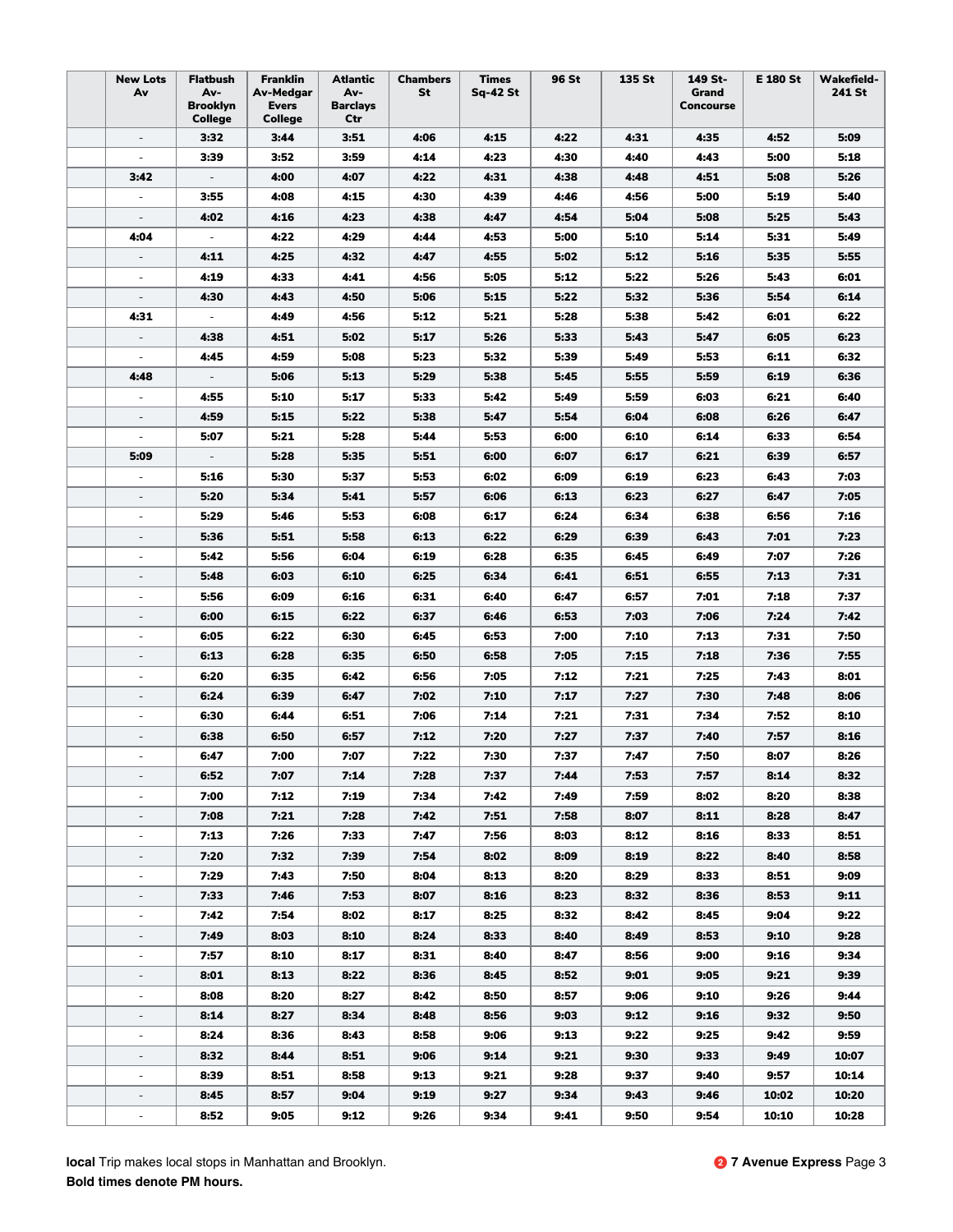| | New Lots Av | Flatbush Av-Brooklyn College | Franklin Av-Medgar Evers College | Atlantic Av-Barclays Ctr | Chambers St | Times Sq-42 St | 96 St | 135 St | 149 St-Grand Concourse | E 180 St | Wakefield-241 St |
|---|---|---|---|---|---|---|---|---|---|---|---|
| | - | **3:32** | **3:44** | **3:51** | **4:06** | **4:15** | **4:22** | **4:31** | **4:35** | **4:52** | **5:09** |
| | - | **3:39** | **3:52** | **3:59** | **4:14** | **4:23** | **4:30** | **4:40** | **4:43** | **5:00** | **5:18** |
| | **3:42** | - | **4:00** | **4:07** | **4:22** | **4:31** | **4:38** | **4:48** | **4:51** | **5:08** | **5:26** |
| | - | **3:55** | **4:08** | **4:15** | **4:30** | **4:39** | **4:46** | **4:56** | **5:00** | **5:19** | **5:40** |
| | - | **4:02** | **4:16** | **4:23** | **4:38** | **4:47** | **4:54** | **5:04** | **5:08** | **5:25** | **5:43** |
| | **4:04** | - | **4:22** | **4:29** | **4:44** | **4:53** | **5:00** | **5:10** | **5:14** | **5:31** | **5:49** |
| | - | **4:11** | **4:25** | **4:32** | **4:47** | **4:55** | **5:02** | **5:12** | **5:16** | **5:35** | **5:55** |
| | - | **4:19** | **4:33** | **4:41** | **4:56** | **5:05** | **5:12** | **5:22** | **5:26** | **5:43** | **6:01** |
| | - | **4:30** | **4:43** | **4:50** | **5:06** | **5:15** | **5:22** | **5:32** | **5:36** | **5:54** | **6:14** |
| | **4:31** | - | **4:49** | **4:56** | **5:12** | **5:21** | **5:28** | **5:38** | **5:42** | **6:01** | **6:22** |
| | - | **4:38** | **4:51** | **5:02** | **5:17** | **5:26** | **5:33** | **5:43** | **5:47** | **6:05** | **6:23** |
| | - | **4:45** | **4:59** | **5:08** | **5:23** | **5:32** | **5:39** | **5:49** | **5:53** | **6:11** | **6:32** |
| | **4:48** | - | **5:06** | **5:13** | **5:29** | **5:38** | **5:45** | **5:55** | **5:59** | **6:19** | **6:36** |
| | - | **4:55** | **5:10** | **5:17** | **5:33** | **5:42** | **5:49** | **5:59** | **6:03** | **6:21** | **6:40** |
| | - | **4:59** | **5:15** | **5:22** | **5:38** | **5:47** | **5:54** | **6:04** | **6:08** | **6:26** | **6:47** |
| | - | **5:07** | **5:21** | **5:28** | **5:44** | **5:53** | **6:00** | **6:10** | **6:14** | **6:33** | **6:54** |
| | **5:09** | - | **5:28** | **5:35** | **5:51** | **6:00** | **6:07** | **6:17** | **6:21** | **6:39** | **6:57** |
| | - | **5:16** | **5:30** | **5:37** | **5:53** | **6:02** | **6:09** | **6:19** | **6:23** | **6:43** | **7:03** |
| | - | **5:20** | **5:34** | **5:41** | **5:57** | **6:06** | **6:13** | **6:23** | **6:27** | **6:47** | **7:05** |
| | - | **5:29** | **5:46** | **5:53** | **6:08** | **6:17** | **6:24** | **6:34** | **6:38** | **6:56** | **7:16** |
| | - | **5:36** | **5:51** | **5:58** | **6:13** | **6:22** | **6:29** | **6:39** | **6:43** | **7:01** | **7:23** |
| | - | **5:42** | **5:56** | **6:04** | **6:19** | **6:28** | **6:35** | **6:45** | **6:49** | **7:07** | **7:26** |
| | - | **5:48** | **6:03** | **6:10** | **6:25** | **6:34** | **6:41** | **6:51** | **6:55** | **7:13** | **7:31** |
| | - | **5:56** | **6:09** | **6:16** | **6:31** | **6:40** | **6:47** | **6:57** | **7:01** | **7:18** | **7:37** |
| | - | **6:00** | **6:15** | **6:22** | **6:37** | **6:46** | **6:53** | **7:03** | **7:06** | **7:24** | **7:42** |
| | - | **6:05** | **6:22** | **6:30** | **6:45** | **6:53** | **7:00** | **7:10** | **7:13** | **7:31** | **7:50** |
| | - | **6:13** | **6:28** | **6:35** | **6:50** | **6:58** | **7:05** | **7:15** | **7:18** | **7:36** | **7:55** |
| | - | **6:20** | **6:35** | **6:42** | **6:56** | **7:05** | **7:12** | **7:21** | **7:25** | **7:43** | **8:01** |
| | - | **6:24** | **6:39** | **6:47** | **7:02** | **7:10** | **7:17** | **7:27** | **7:30** | **7:48** | **8:06** |
| | - | **6:30** | **6:44** | **6:51** | **7:06** | **7:14** | **7:21** | **7:31** | **7:34** | **7:52** | **8:10** |
| | - | **6:38** | **6:50** | **6:57** | **7:12** | **7:20** | **7:27** | **7:37** | **7:40** | **7:57** | **8:16** |
| | - | **6:47** | **7:00** | **7:07** | **7:22** | **7:30** | **7:37** | **7:47** | **7:50** | **8:07** | **8:26** |
| | - | **6:52** | **7:07** | **7:14** | **7:28** | **7:37** | **7:44** | **7:53** | **7:57** | **8:14** | **8:32** |
| | - | **7:00** | **7:12** | **7:19** | **7:34** | **7:42** | **7:49** | **7:59** | **8:02** | **8:20** | **8:38** |
| | - | **7:08** | **7:21** | **7:28** | **7:42** | **7:51** | **7:58** | **8:07** | **8:11** | **8:28** | **8:47** |
| | - | **7:13** | **7:26** | **7:33** | **7:47** | **7:56** | **8:03** | **8:12** | **8:16** | **8:33** | **8:51** |
| | - | **7:20** | **7:32** | **7:39** | **7:54** | **8:02** | **8:09** | **8:19** | **8:22** | **8:40** | **8:58** |
| | - | **7:29** | **7:43** | **7:50** | **8:04** | **8:13** | **8:20** | **8:29** | **8:33** | **8:51** | **9:09** |
| | - | **7:33** | **7:46** | **7:53** | **8:07** | **8:16** | **8:23** | **8:32** | **8:36** | **8:53** | **9:11** |
| | - | **7:42** | **7:54** | **8:02** | **8:17** | **8:25** | **8:32** | **8:42** | **8:45** | **9:04** | **9:22** |
| | - | **7:49** | **8:03** | **8:10** | **8:24** | **8:33** | **8:40** | **8:49** | **8:53** | **9:10** | **9:28** |
| | - | **7:57** | **8:10** | **8:17** | **8:31** | **8:40** | **8:47** | **8:56** | **9:00** | **9:16** | **9:34** |
| | - | **8:01** | **8:13** | **8:22** | **8:36** | **8:45** | **8:52** | **9:01** | **9:05** | **9:21** | **9:39** |
| | - | **8:08** | **8:20** | **8:27** | **8:42** | **8:50** | **8:57** | **9:06** | **9:10** | **9:26** | **9:44** |
| | - | **8:14** | **8:27** | **8:34** | **8:48** | **8:56** | **9:03** | **9:12** | **9:16** | **9:32** | **9:50** |
| | - | **8:24** | **8:36** | **8:43** | **8:58** | **9:06** | **9:13** | **9:22** | **9:25** | **9:42** | **9:59** |
| | - | **8:32** | **8:44** | **8:51** | **9:06** | **9:14** | **9:21** | **9:30** | **9:33** | **9:49** | **10:07** |
| | - | **8:39** | **8:51** | **8:58** | **9:13** | **9:21** | **9:28** | **9:37** | **9:40** | **9:57** | **10:14** |
| | - | **8:45** | **8:57** | **9:04** | **9:19** | **9:27** | **9:34** | **9:43** | **9:46** | **10:02** | **10:20** |
| | - | **8:52** | **9:05** | **9:12** | **9:26** | **9:34** | **9:41** | **9:50** | **9:54** | **10:10** | **10:28** |

**local** Trip makes local stops in Manhattan and Brooklyn.
**Bold times denote PM hours.**

**2 7 Avenue Express**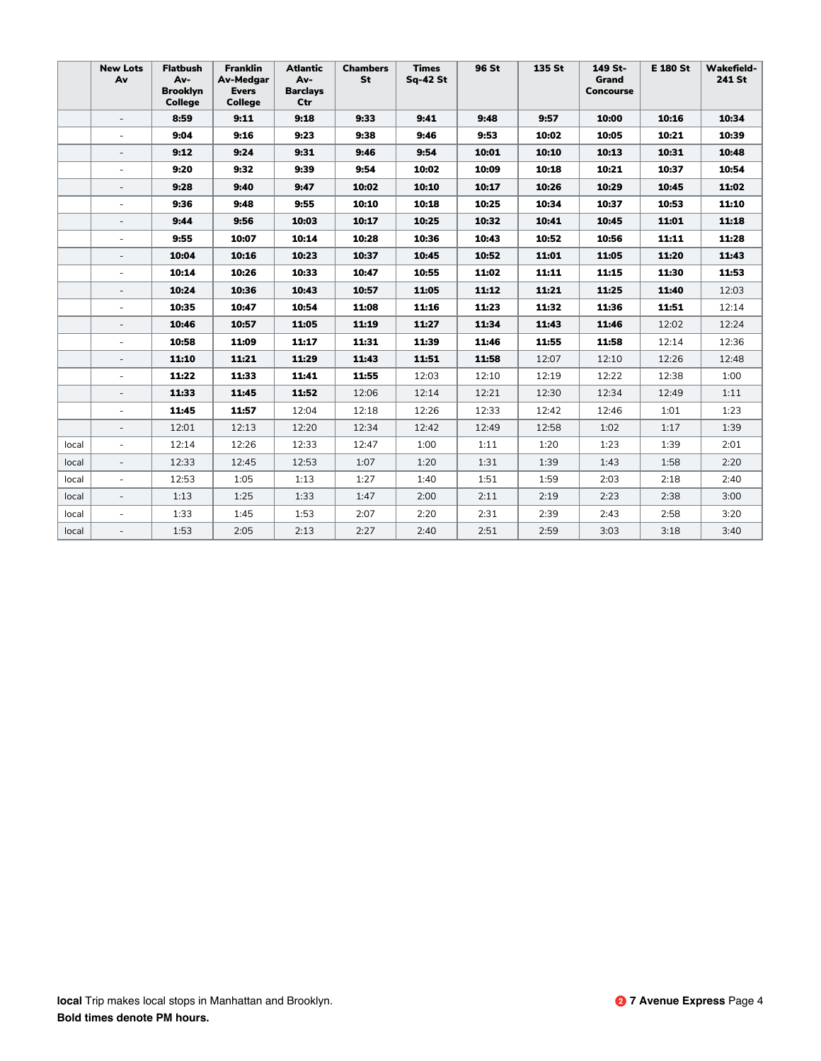| | New Lots Av | Flatbush Av-Brooklyn College | Franklin Av-Medgar Evers College | Atlantic Av-Barclays Ctr | Chambers St | Times Sq-42 St | 96 St | 135 St | 149 St-Grand Concourse | E 180 St | Wakefield-241 St |
|---|---|---|---|---|---|---|---|---|---|---|---|
| | - | **8:59** | **9:11** | **9:18** | **9:33** | **9:41** | **9:48** | **9:57** | **10:00** | **10:16** | **10:34** |
| | - | **9:04** | **9:16** | **9:23** | **9:38** | **9:46** | **9:53** | **10:02** | **10:05** | **10:21** | **10:39** |
| | - | **9:12** | **9:24** | **9:31** | **9:46** | **9:54** | **10:01** | **10:10** | **10:13** | **10:31** | **10:48** |
| | - | **9:20** | **9:32** | **9:39** | **9:54** | **10:02** | **10:09** | **10:18** | **10:21** | **10:37** | **10:54** |
| | - | **9:28** | **9:40** | **9:47** | **10:02** | **10:10** | **10:17** | **10:26** | **10:29** | **10:45** | **11:02** |
| | - | **9:36** | **9:48** | **9:55** | **10:10** | **10:18** | **10:25** | **10:34** | **10:37** | **10:53** | **11:10** |
| | - | **9:44** | **9:56** | **10:03** | **10:17** | **10:25** | **10:32** | **10:41** | **10:45** | **11:01** | **11:18** |
| | - | **9:55** | **10:07** | **10:14** | **10:28** | **10:36** | **10:43** | **10:52** | **10:56** | **11:11** | **11:28** |
| | - | **10:04** | **10:16** | **10:23** | **10:37** | **10:45** | **10:52** | **11:01** | **11:05** | **11:20** | **11:43** |
| | - | **10:14** | **10:26** | **10:33** | **10:47** | **10:55** | **11:02** | **11:11** | **11:15** | **11:30** | **11:53** |
| | - | **10:24** | **10:36** | **10:43** | **10:57** | **11:05** | **11:12** | **11:21** | **11:25** | **11:40** | 12:03 |
| | - | **10:35** | **10:47** | **10:54** | **11:08** | **11:16** | **11:23** | **11:32** | **11:36** | **11:51** | 12:14 |
| | - | **10:46** | **10:57** | **11:05** | **11:19** | **11:27** | **11:34** | **11:43** | **11:46** | 12:02 | 12:24 |
| | - | **10:58** | **11:09** | **11:17** | **11:31** | **11:39** | **11:46** | **11:55** | **11:58** | 12:14 | 12:36 |
| | - | **11:10** | **11:21** | **11:29** | **11:43** | **11:51** | **11:58** | 12:07 | 12:10 | 12:26 | 12:48 |
| | - | **11:22** | **11:33** | **11:41** | **11:55** | 12:03 | 12:10 | 12:19 | 12:22 | 12:38 | 1:00 |
| | - | **11:33** | **11:45** | **11:52** | 12:06 | 12:14 | 12:21 | 12:30 | 12:34 | 12:49 | 1:11 |
| | - | **11:45** | **11:57** | 12:04 | 12:18 | 12:26 | 12:33 | 12:42 | 12:46 | 1:01 | 1:23 |
| | - | 12:01 | 12:13 | 12:20 | 12:34 | 12:42 | 12:49 | 12:58 | 1:02 | 1:17 | 1:39 |
| local | - | 12:14 | 12:26 | 12:33 | 12:47 | 1:00 | 1:11 | 1:20 | 1:23 | 1:39 | 2:01 |
| local | - | 12:33 | 12:45 | 12:53 | 1:07 | 1:20 | 1:31 | 1:39 | 1:43 | 1:58 | 2:20 |
| local | - | 12:53 | 1:05 | 1:13 | 1:27 | 1:40 | 1:51 | 1:59 | 2:03 | 2:18 | 2:40 |
| local | - | 1:13 | 1:25 | 1:33 | 1:47 | 2:00 | 2:11 | 2:19 | 2:23 | 2:38 | 3:00 |
| local | - | 1:33 | 1:45 | 1:53 | 2:07 | 2:20 | 2:31 | 2:39 | 2:43 | 2:58 | 3:20 |
| local | - | 1:53 | 2:05 | 2:13 | 2:27 | 2:40 | 2:51 | 2:59 | 3:03 | 3:18 | 3:40 |

**local** Trip makes local stops in Manhattan and Brooklyn.

**Bold times denote PM hours.**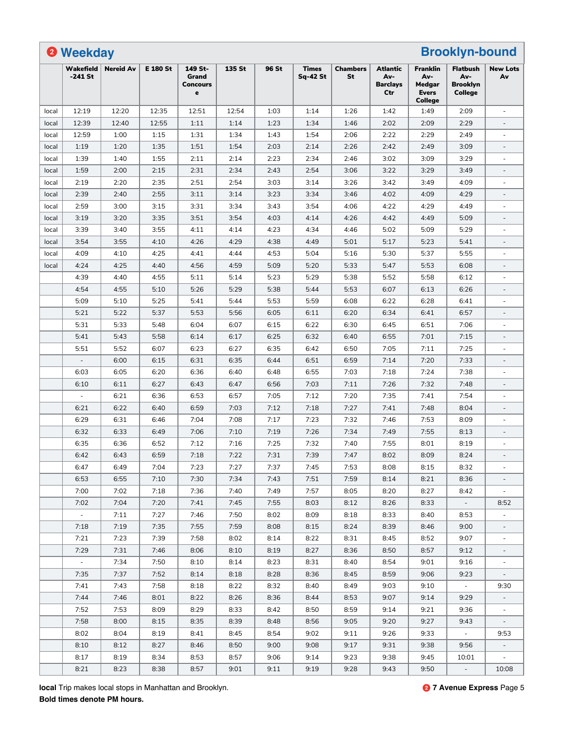## ❷ Weekday — Brooklyn-bound

| | Wakefield -241 St | Nereid Av | E 180 St | 149 St-Grand Concourse | 135 St | 96 St | Times Sq-42 St | Chambers St | Atlantic Av-Barclays Ctr | Franklin Av-Medgar Evers College | Flatbush Av-Brooklyn College | New Lots Av |
|---|---|---|---|---|---|---|---|---|---|---|---|---|
| local | 12:19 | 12:20 | 12:35 | 12:51 | 12:54 | 1:03 | 1:14 | 1:26 | 1:42 | 1:49 | 2:09 | - |
| local | 12:39 | 12:40 | 12:55 | 1:11 | 1:14 | 1:23 | 1:34 | 1:46 | 2:02 | 2:09 | 2:29 | - |
| local | 12:59 | 1:00 | 1:15 | 1:31 | 1:34 | 1:43 | 1:54 | 2:06 | 2:22 | 2:29 | 2:49 | - |
| local | 1:19 | 1:20 | 1:35 | 1:51 | 1:54 | 2:03 | 2:14 | 2:26 | 2:42 | 2:49 | 3:09 | - |
| local | 1:39 | 1:40 | 1:55 | 2:11 | 2:14 | 2:23 | 2:34 | 2:46 | 3:02 | 3:09 | 3:29 | - |
| local | 1:59 | 2:00 | 2:15 | 2:31 | 2:34 | 2:43 | 2:54 | 3:06 | 3:22 | 3:29 | 3:49 | - |
| local | 2:19 | 2:20 | 2:35 | 2:51 | 2:54 | 3:03 | 3:14 | 3:26 | 3:42 | 3:49 | 4:09 | - |
| local | 2:39 | 2:40 | 2:55 | 3:11 | 3:14 | 3:23 | 3:34 | 3:46 | 4:02 | 4:09 | 4:29 | - |
| local | 2:59 | 3:00 | 3:15 | 3:31 | 3:34 | 3:43 | 3:54 | 4:06 | 4:22 | 4:29 | 4:49 | - |
| local | 3:19 | 3:20 | 3:35 | 3:51 | 3:54 | 4:03 | 4:14 | 4:26 | 4:42 | 4:49 | 5:09 | - |
| local | 3:39 | 3:40 | 3:55 | 4:11 | 4:14 | 4:23 | 4:34 | 4:46 | 5:02 | 5:09 | 5:29 | - |
| local | 3:54 | 3:55 | 4:10 | 4:26 | 4:29 | 4:38 | 4:49 | 5:01 | 5:17 | 5:23 | 5:41 | - |
| local | 4:09 | 4:10 | 4:25 | 4:41 | 4:44 | 4:53 | 5:04 | 5:16 | 5:30 | 5:37 | 5:55 | - |
| local | 4:24 | 4:25 | 4:40 | 4:56 | 4:59 | 5:09 | 5:20 | 5:33 | 5:47 | 5:53 | 6:08 | - |
| | 4:39 | 4:40 | 4:55 | 5:11 | 5:14 | 5:23 | 5:29 | 5:38 | 5:52 | 5:58 | 6:12 | - |
| | 4:54 | 4:55 | 5:10 | 5:26 | 5:29 | 5:38 | 5:44 | 5:53 | 6:07 | 6:13 | 6:26 | - |
| | 5:09 | 5:10 | 5:25 | 5:41 | 5:44 | 5:53 | 5:59 | 6:08 | 6:22 | 6:28 | 6:41 | - |
| | 5:21 | 5:22 | 5:37 | 5:53 | 5:56 | 6:05 | 6:11 | 6:20 | 6:34 | 6:41 | 6:57 | - |
| | 5:31 | 5:33 | 5:48 | 6:04 | 6:07 | 6:15 | 6:22 | 6:30 | 6:45 | 6:51 | 7:06 | - |
| | 5:41 | 5:43 | 5:58 | 6:14 | 6:17 | 6:25 | 6:32 | 6:40 | 6:55 | 7:01 | 7:15 | - |
| | 5:51 | 5:52 | 6:07 | 6:23 | 6:27 | 6:35 | 6:42 | 6:50 | 7:05 | 7:11 | 7:25 | - |
| | - | 6:00 | 6:15 | 6:31 | 6:35 | 6:44 | 6:51 | 6:59 | 7:14 | 7:20 | 7:33 | - |
| | 6:03 | 6:05 | 6:20 | 6:36 | 6:40 | 6:48 | 6:55 | 7:03 | 7:18 | 7:24 | 7:38 | - |
| | 6:10 | 6:11 | 6:27 | 6:43 | 6:47 | 6:56 | 7:03 | 7:11 | 7:26 | 7:32 | 7:48 | - |
| | - | 6:21 | 6:36 | 6:53 | 6:57 | 7:05 | 7:12 | 7:20 | 7:35 | 7:41 | 7:54 | - |
| | 6:21 | 6:22 | 6:40 | 6:59 | 7:03 | 7:12 | 7:18 | 7:27 | 7:41 | 7:48 | 8:04 | - |
| | 6:29 | 6:31 | 6:46 | 7:04 | 7:08 | 7:17 | 7:23 | 7:32 | 7:46 | 7:53 | 8:09 | - |
| | 6:32 | 6:33 | 6:49 | 7:06 | 7:10 | 7:19 | 7:26 | 7:34 | 7:49 | 7:55 | 8:13 | - |
| | 6:35 | 6:36 | 6:52 | 7:12 | 7:16 | 7:25 | 7:32 | 7:40 | 7:55 | 8:01 | 8:19 | - |
| | 6:42 | 6:43 | 6:59 | 7:18 | 7:22 | 7:31 | 7:39 | 7:47 | 8:02 | 8:09 | 8:24 | - |
| | 6:47 | 6:49 | 7:04 | 7:23 | 7:27 | 7:37 | 7:45 | 7:53 | 8:08 | 8:15 | 8:32 | - |
| | 6:53 | 6:55 | 7:10 | 7:30 | 7:34 | 7:43 | 7:51 | 7:59 | 8:14 | 8:21 | 8:36 | - |
| | 7:00 | 7:02 | 7:18 | 7:36 | 7:40 | 7:49 | 7:57 | 8:05 | 8:20 | 8:27 | 8:42 | - |
| | 7:02 | 7:04 | 7:20 | 7:41 | 7:45 | 7:55 | 8:03 | 8:12 | 8:26 | 8:33 | - | 8:52 |
| | - | 7:11 | 7:27 | 7:46 | 7:50 | 8:02 | 8:09 | 8:18 | 8:33 | 8:40 | 8:53 | - |
| | 7:18 | 7:19 | 7:35 | 7:55 | 7:59 | 8:08 | 8:15 | 8:24 | 8:39 | 8:46 | 9:00 | - |
| | 7:21 | 7:23 | 7:39 | 7:58 | 8:02 | 8:14 | 8:22 | 8:31 | 8:45 | 8:52 | 9:07 | - |
| | 7:29 | 7:31 | 7:46 | 8:06 | 8:10 | 8:19 | 8:27 | 8:36 | 8:50 | 8:57 | 9:12 | - |
| | - | 7:34 | 7:50 | 8:10 | 8:14 | 8:23 | 8:31 | 8:40 | 8:54 | 9:01 | 9:16 | - |
| | 7:35 | 7:37 | 7:52 | 8:14 | 8:18 | 8:28 | 8:36 | 8:45 | 8:59 | 9:06 | 9:23 | - |
| | 7:41 | 7:43 | 7:58 | 8:18 | 8:22 | 8:32 | 8:40 | 8:49 | 9:03 | 9:10 | - | 9:30 |
| | 7:44 | 7:46 | 8:01 | 8:22 | 8:26 | 8:36 | 8:44 | 8:53 | 9:07 | 9:14 | 9:29 | - |
| | 7:52 | 7:53 | 8:09 | 8:29 | 8:33 | 8:42 | 8:50 | 8:59 | 9:14 | 9:21 | 9:36 | - |
| | 7:58 | 8:00 | 8:15 | 8:35 | 8:39 | 8:48 | 8:56 | 9:05 | 9:20 | 9:27 | 9:43 | - |
| | 8:02 | 8:04 | 8:19 | 8:41 | 8:45 | 8:54 | 9:02 | 9:11 | 9:26 | 9:33 | - | 9:53 |
| | 8:10 | 8:12 | 8:27 | 8:46 | 8:50 | 9:00 | 9:08 | 9:17 | 9:31 | 9:38 | 9:56 | - |
| | 8:17 | 8:19 | 8:34 | 8:53 | 8:57 | 9:06 | 9:14 | 9:23 | 9:38 | 9:45 | 10:01 | - |
| | 8:21 | 8:23 | 8:38 | 8:57 | 9:01 | 9:11 | 9:19 | 9:28 | 9:43 | 9:50 | - | 10:08 |

**local** Trip makes local stops in Manhattan and Brooklyn.

**Bold times denote PM hours.**

❷ **7 Avenue Express**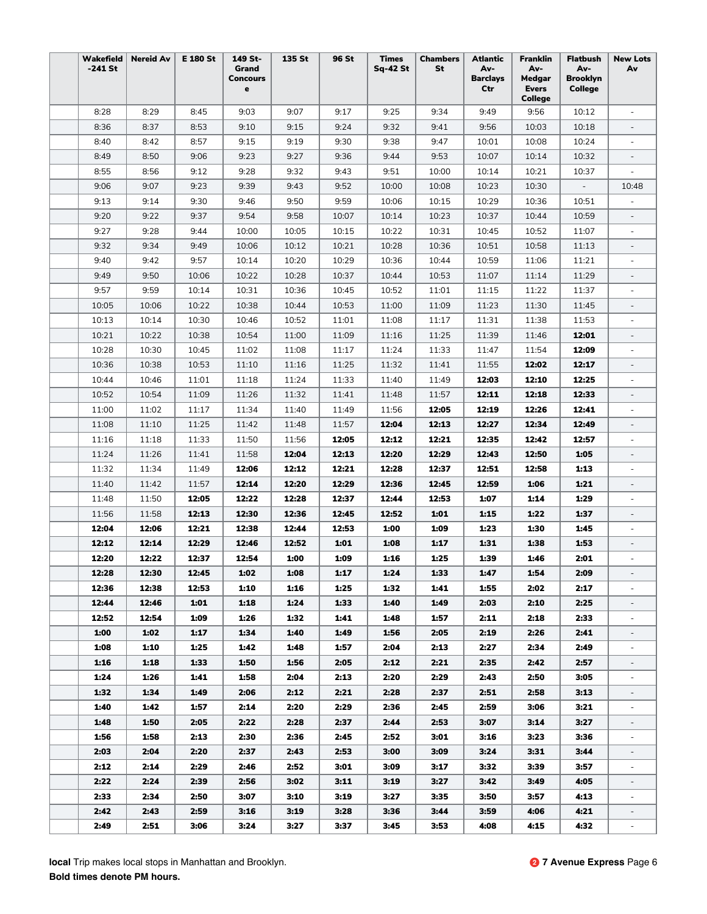| Wakefield -241 St | Nereid Av | E 180 St | 149 St-Grand Concourse | 135 St | 96 St | Times Sq-42 St | Chambers St | Atlantic Av-Barclays Ctr | Franklin Av-Medgar Evers College | Flatbush Av-Brooklyn College | New Lots Av |
|---|---|---|---|---|---|---|---|---|---|---|---|
| 8:28 | 8:29 | 8:45 | 9:03 | 9:07 | 9:17 | 9:25 | 9:34 | 9:49 | 9:56 | 10:12 | - |
| 8:36 | 8:37 | 8:53 | 9:10 | 9:15 | 9:24 | 9:32 | 9:41 | 9:56 | 10:03 | 10:18 | - |
| 8:40 | 8:42 | 8:57 | 9:15 | 9:19 | 9:30 | 9:38 | 9:47 | 10:01 | 10:08 | 10:24 | - |
| 8:49 | 8:50 | 9:06 | 9:23 | 9:27 | 9:36 | 9:44 | 9:53 | 10:07 | 10:14 | 10:32 | - |
| 8:55 | 8:56 | 9:12 | 9:28 | 9:32 | 9:43 | 9:51 | 10:00 | 10:14 | 10:21 | 10:37 | - |
| 9:06 | 9:07 | 9:23 | 9:39 | 9:43 | 9:52 | 10:00 | 10:08 | 10:23 | 10:30 | - | 10:48 |
| 9:13 | 9:14 | 9:30 | 9:46 | 9:50 | 9:59 | 10:06 | 10:15 | 10:29 | 10:36 | 10:51 | - |
| 9:20 | 9:22 | 9:37 | 9:54 | 9:58 | 10:07 | 10:14 | 10:23 | 10:37 | 10:44 | 10:59 | - |
| 9:27 | 9:28 | 9:44 | 10:00 | 10:05 | 10:15 | 10:22 | 10:31 | 10:45 | 10:52 | 11:07 | - |
| 9:32 | 9:34 | 9:49 | 10:06 | 10:12 | 10:21 | 10:28 | 10:36 | 10:51 | 10:58 | 11:13 | - |
| 9:40 | 9:42 | 9:57 | 10:14 | 10:20 | 10:29 | 10:36 | 10:44 | 10:59 | 11:06 | 11:21 | - |
| 9:49 | 9:50 | 10:06 | 10:22 | 10:28 | 10:37 | 10:44 | 10:53 | 11:07 | 11:14 | 11:29 | - |
| 9:57 | 9:59 | 10:14 | 10:31 | 10:36 | 10:45 | 10:52 | 11:01 | 11:15 | 11:22 | 11:37 | - |
| 10:05 | 10:06 | 10:22 | 10:38 | 10:44 | 10:53 | 11:00 | 11:09 | 11:23 | 11:30 | 11:45 | - |
| 10:13 | 10:14 | 10:30 | 10:46 | 10:52 | 11:01 | 11:08 | 11:17 | 11:31 | 11:38 | 11:53 | - |
| 10:21 | 10:22 | 10:38 | 10:54 | 11:00 | 11:09 | 11:16 | 11:25 | 11:39 | 11:46 | **12:01** | - |
| 10:28 | 10:30 | 10:45 | 11:02 | 11:08 | 11:17 | 11:24 | 11:33 | 11:47 | 11:54 | **12:09** | - |
| 10:36 | 10:38 | 10:53 | 11:10 | 11:16 | 11:25 | 11:32 | 11:41 | 11:55 | **12:02** | **12:17** | - |
| 10:44 | 10:46 | 11:01 | 11:18 | 11:24 | 11:33 | 11:40 | 11:49 | **12:03** | **12:10** | **12:25** | - |
| 10:52 | 10:54 | 11:09 | 11:26 | 11:32 | 11:41 | 11:48 | 11:57 | **12:11** | **12:18** | **12:33** | - |
| 11:00 | 11:02 | 11:17 | 11:34 | 11:40 | 11:49 | 11:56 | **12:05** | **12:19** | **12:26** | **12:41** | - |
| 11:08 | 11:10 | 11:25 | 11:42 | 11:48 | 11:57 | **12:04** | **12:13** | **12:27** | **12:34** | **12:49** | - |
| 11:16 | 11:18 | 11:33 | 11:50 | 11:56 | **12:05** | **12:12** | **12:21** | **12:35** | **12:42** | **12:57** | - |
| 11:24 | 11:26 | 11:41 | 11:58 | **12:04** | **12:13** | **12:20** | **12:29** | **12:43** | **12:50** | **1:05** | - |
| 11:32 | 11:34 | 11:49 | **12:06** | **12:12** | **12:21** | **12:28** | **12:37** | **12:51** | **12:58** | **1:13** | - |
| 11:40 | 11:42 | 11:57 | **12:14** | **12:20** | **12:29** | **12:36** | **12:45** | **12:59** | **1:06** | **1:21** | - |
| 11:48 | 11:50 | **12:05** | **12:22** | **12:28** | **12:37** | **12:44** | **12:53** | **1:07** | **1:14** | **1:29** | - |
| 11:56 | 11:58 | **12:13** | **12:30** | **12:36** | **12:45** | **12:52** | **1:01** | **1:15** | **1:22** | **1:37** | - |
| **12:04** | **12:06** | **12:21** | **12:38** | **12:44** | **12:53** | **1:00** | **1:09** | **1:23** | **1:30** | **1:45** | - |
| **12:12** | **12:14** | **12:29** | **12:46** | **12:52** | **1:01** | **1:08** | **1:17** | **1:31** | **1:38** | **1:53** | - |
| **12:20** | **12:22** | **12:37** | **12:54** | **1:00** | **1:09** | **1:16** | **1:25** | **1:39** | **1:46** | **2:01** | - |
| **12:28** | **12:30** | **12:45** | **1:02** | **1:08** | **1:17** | **1:24** | **1:33** | **1:47** | **1:54** | **2:09** | - |
| **12:36** | **12:38** | **12:53** | **1:10** | **1:16** | **1:25** | **1:32** | **1:41** | **1:55** | **2:02** | **2:17** | - |
| **12:44** | **12:46** | **1:01** | **1:18** | **1:24** | **1:33** | **1:40** | **1:49** | **2:03** | **2:10** | **2:25** | - |
| **12:52** | **12:54** | **1:09** | **1:26** | **1:32** | **1:41** | **1:48** | **1:57** | **2:11** | **2:18** | **2:33** | - |
| **1:00** | **1:02** | **1:17** | **1:34** | **1:40** | **1:49** | **1:56** | **2:05** | **2:19** | **2:26** | **2:41** | - |
| **1:08** | **1:10** | **1:25** | **1:42** | **1:48** | **1:57** | **2:04** | **2:13** | **2:27** | **2:34** | **2:49** | - |
| **1:16** | **1:18** | **1:33** | **1:50** | **1:56** | **2:05** | **2:12** | **2:21** | **2:35** | **2:42** | **2:57** | - |
| **1:24** | **1:26** | **1:41** | **1:58** | **2:04** | **2:13** | **2:20** | **2:29** | **2:43** | **2:50** | **3:05** | - |
| **1:32** | **1:34** | **1:49** | **2:06** | **2:12** | **2:21** | **2:28** | **2:37** | **2:51** | **2:58** | **3:13** | - |
| **1:40** | **1:42** | **1:57** | **2:14** | **2:20** | **2:29** | **2:36** | **2:45** | **2:59** | **3:06** | **3:21** | - |
| **1:48** | **1:50** | **2:05** | **2:22** | **2:28** | **2:37** | **2:44** | **2:53** | **3:07** | **3:14** | **3:27** | - |
| **1:56** | **1:58** | **2:13** | **2:30** | **2:36** | **2:45** | **2:52** | **3:01** | **3:16** | **3:23** | **3:36** | - |
| **2:03** | **2:04** | **2:20** | **2:37** | **2:43** | **2:53** | **3:00** | **3:09** | **3:24** | **3:31** | **3:44** | - |
| **2:12** | **2:14** | **2:29** | **2:46** | **2:52** | **3:01** | **3:09** | **3:17** | **3:32** | **3:39** | **3:57** | - |
| **2:22** | **2:24** | **2:39** | **2:56** | **3:02** | **3:11** | **3:19** | **3:27** | **3:42** | **3:49** | **4:05** | - |
| **2:33** | **2:34** | **2:50** | **3:07** | **3:10** | **3:19** | **3:27** | **3:35** | **3:50** | **3:57** | **4:13** | - |
| **2:42** | **2:43** | **2:59** | **3:16** | **3:19** | **3:28** | **3:36** | **3:44** | **3:59** | **4:06** | **4:21** | - |
| **2:49** | **2:51** | **3:06** | **3:24** | **3:27** | **3:37** | **3:45** | **3:53** | **4:08** | **4:15** | **4:32** | - |

**local** Trip makes local stops in Manhattan and Brooklyn.
**Bold times denote PM hours.**

**2 7 Avenue Express**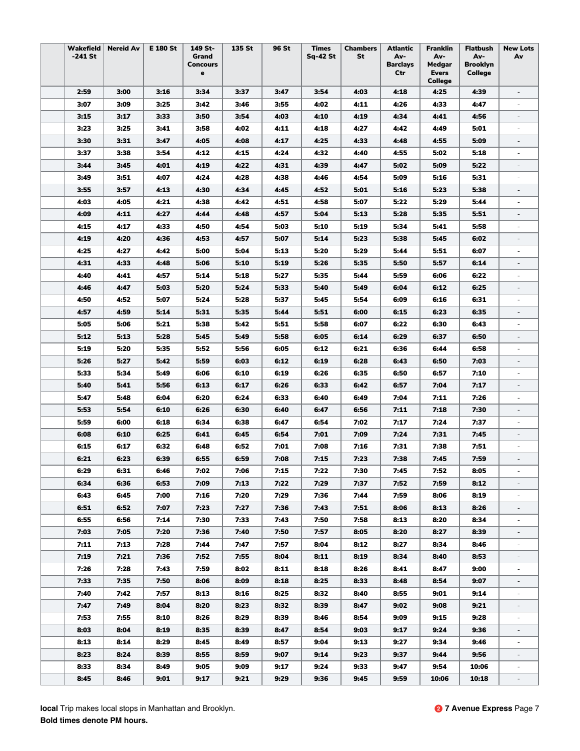| | Wakefield -241 St | Nereid Av | E 180 St | 149 St-Grand Concourse | 135 St | 96 St | Times Sq-42 St | Chambers St | Atlantic Av-Barclays Ctr | Franklin Av-Medgar Evers College | Flatbush Av-Brooklyn College | New Lots Av |
|---|---|---|---|---|---|---|---|---|---|---|---|---|
| | **2:59** | **3:00** | **3:16** | **3:34** | **3:37** | **3:47** | **3:54** | **4:03** | **4:18** | **4:25** | **4:39** | - |
| | **3:07** | **3:09** | **3:25** | **3:42** | **3:46** | **3:55** | **4:02** | **4:11** | **4:26** | **4:33** | **4:47** | - |
| | **3:15** | **3:17** | **3:33** | **3:50** | **3:54** | **4:03** | **4:10** | **4:19** | **4:34** | **4:41** | **4:56** | - |
| | **3:23** | **3:25** | **3:41** | **3:58** | **4:02** | **4:11** | **4:18** | **4:27** | **4:42** | **4:49** | **5:01** | - |
| | **3:30** | **3:31** | **3:47** | **4:05** | **4:08** | **4:17** | **4:25** | **4:33** | **4:48** | **4:55** | **5:09** | - |
| | **3:37** | **3:38** | **3:54** | **4:12** | **4:15** | **4:24** | **4:32** | **4:40** | **4:55** | **5:02** | **5:18** | - |
| | **3:44** | **3:45** | **4:01** | **4:19** | **4:22** | **4:31** | **4:39** | **4:47** | **5:02** | **5:09** | **5:22** | - |
| | **3:49** | **3:51** | **4:07** | **4:24** | **4:28** | **4:38** | **4:46** | **4:54** | **5:09** | **5:16** | **5:31** | - |
| | **3:55** | **3:57** | **4:13** | **4:30** | **4:34** | **4:45** | **4:52** | **5:01** | **5:16** | **5:23** | **5:38** | - |
| | **4:03** | **4:05** | **4:21** | **4:38** | **4:42** | **4:51** | **4:58** | **5:07** | **5:22** | **5:29** | **5:44** | - |
| | **4:09** | **4:11** | **4:27** | **4:44** | **4:48** | **4:57** | **5:04** | **5:13** | **5:28** | **5:35** | **5:51** | - |
| | **4:15** | **4:17** | **4:33** | **4:50** | **4:54** | **5:03** | **5:10** | **5:19** | **5:34** | **5:41** | **5:58** | - |
| | **4:19** | **4:20** | **4:36** | **4:53** | **4:57** | **5:07** | **5:14** | **5:23** | **5:38** | **5:45** | **6:02** | - |
| | **4:25** | **4:27** | **4:42** | **5:00** | **5:04** | **5:13** | **5:20** | **5:29** | **5:44** | **5:51** | **6:07** | - |
| | **4:31** | **4:33** | **4:48** | **5:06** | **5:10** | **5:19** | **5:26** | **5:35** | **5:50** | **5:57** | **6:14** | - |
| | **4:40** | **4:41** | **4:57** | **5:14** | **5:18** | **5:27** | **5:35** | **5:44** | **5:59** | **6:06** | **6:22** | - |
| | **4:46** | **4:47** | **5:03** | **5:20** | **5:24** | **5:33** | **5:40** | **5:49** | **6:04** | **6:12** | **6:25** | - |
| | **4:50** | **4:52** | **5:07** | **5:24** | **5:28** | **5:37** | **5:45** | **5:54** | **6:09** | **6:16** | **6:31** | - |
| | **4:57** | **4:59** | **5:14** | **5:31** | **5:35** | **5:44** | **5:51** | **6:00** | **6:15** | **6:23** | **6:35** | - |
| | **5:05** | **5:06** | **5:21** | **5:38** | **5:42** | **5:51** | **5:58** | **6:07** | **6:22** | **6:30** | **6:43** | - |
| | **5:12** | **5:13** | **5:28** | **5:45** | **5:49** | **5:58** | **6:05** | **6:14** | **6:29** | **6:37** | **6:50** | - |
| | **5:19** | **5:20** | **5:35** | **5:52** | **5:56** | **6:05** | **6:12** | **6:21** | **6:36** | **6:44** | **6:58** | - |
| | **5:26** | **5:27** | **5:42** | **5:59** | **6:03** | **6:12** | **6:19** | **6:28** | **6:43** | **6:50** | **7:03** | - |
| | **5:33** | **5:34** | **5:49** | **6:06** | **6:10** | **6:19** | **6:26** | **6:35** | **6:50** | **6:57** | **7:10** | - |
| | **5:40** | **5:41** | **5:56** | **6:13** | **6:17** | **6:26** | **6:33** | **6:42** | **6:57** | **7:04** | **7:17** | - |
| | **5:47** | **5:48** | **6:04** | **6:20** | **6:24** | **6:33** | **6:40** | **6:49** | **7:04** | **7:11** | **7:26** | - |
| | **5:53** | **5:54** | **6:10** | **6:26** | **6:30** | **6:40** | **6:47** | **6:56** | **7:11** | **7:18** | **7:30** | - |
| | **5:59** | **6:00** | **6:18** | **6:34** | **6:38** | **6:47** | **6:54** | **7:02** | **7:17** | **7:24** | **7:37** | - |
| | **6:08** | **6:10** | **6:25** | **6:41** | **6:45** | **6:54** | **7:01** | **7:09** | **7:24** | **7:31** | **7:45** | - |
| | **6:15** | **6:17** | **6:32** | **6:48** | **6:52** | **7:01** | **7:08** | **7:16** | **7:31** | **7:38** | **7:51** | - |
| | **6:21** | **6:23** | **6:39** | **6:55** | **6:59** | **7:08** | **7:15** | **7:23** | **7:38** | **7:45** | **7:59** | - |
| | **6:29** | **6:31** | **6:46** | **7:02** | **7:06** | **7:15** | **7:22** | **7:30** | **7:45** | **7:52** | **8:05** | - |
| | **6:34** | **6:36** | **6:53** | **7:09** | **7:13** | **7:22** | **7:29** | **7:37** | **7:52** | **7:59** | **8:12** | - |
| | **6:43** | **6:45** | **7:00** | **7:16** | **7:20** | **7:29** | **7:36** | **7:44** | **7:59** | **8:06** | **8:19** | - |
| | **6:51** | **6:52** | **7:07** | **7:23** | **7:27** | **7:36** | **7:43** | **7:51** | **8:06** | **8:13** | **8:26** | - |
| | **6:55** | **6:56** | **7:14** | **7:30** | **7:33** | **7:43** | **7:50** | **7:58** | **8:13** | **8:20** | **8:34** | - |
| | **7:03** | **7:05** | **7:20** | **7:36** | **7:40** | **7:50** | **7:57** | **8:05** | **8:20** | **8:27** | **8:39** | - |
| | **7:11** | **7:13** | **7:28** | **7:44** | **7:47** | **7:57** | **8:04** | **8:12** | **8:27** | **8:34** | **8:46** | - |
| | **7:19** | **7:21** | **7:36** | **7:52** | **7:55** | **8:04** | **8:11** | **8:19** | **8:34** | **8:40** | **8:53** | - |
| | **7:26** | **7:28** | **7:43** | **7:59** | **8:02** | **8:11** | **8:18** | **8:26** | **8:41** | **8:47** | **9:00** | - |
| | **7:33** | **7:35** | **7:50** | **8:06** | **8:09** | **8:18** | **8:25** | **8:33** | **8:48** | **8:54** | **9:07** | - |
| | **7:40** | **7:42** | **7:57** | **8:13** | **8:16** | **8:25** | **8:32** | **8:40** | **8:55** | **9:01** | **9:14** | - |
| | **7:47** | **7:49** | **8:04** | **8:20** | **8:23** | **8:32** | **8:39** | **8:47** | **9:02** | **9:08** | **9:21** | - |
| | **7:53** | **7:55** | **8:10** | **8:26** | **8:29** | **8:39** | **8:46** | **8:54** | **9:09** | **9:15** | **9:28** | - |
| | **8:03** | **8:04** | **8:19** | **8:35** | **8:39** | **8:47** | **8:54** | **9:03** | **9:17** | **9:24** | **9:36** | - |
| | **8:13** | **8:14** | **8:29** | **8:45** | **8:49** | **8:57** | **9:04** | **9:13** | **9:27** | **9:34** | **9:46** | - |
| | **8:23** | **8:24** | **8:39** | **8:55** | **8:59** | **9:07** | **9:14** | **9:23** | **9:37** | **9:44** | **9:56** | - |
| | **8:33** | **8:34** | **8:49** | **9:05** | **9:09** | **9:17** | **9:24** | **9:33** | **9:47** | **9:54** | **10:06** | - |
| | **8:45** | **8:46** | **9:01** | **9:17** | **9:21** | **9:29** | **9:36** | **9:45** | **9:59** | **10:06** | **10:18** | - |

**local** Trip makes local stops in Manhattan and Brooklyn.
**Bold times denote PM hours.**

**2 7 Avenue Express**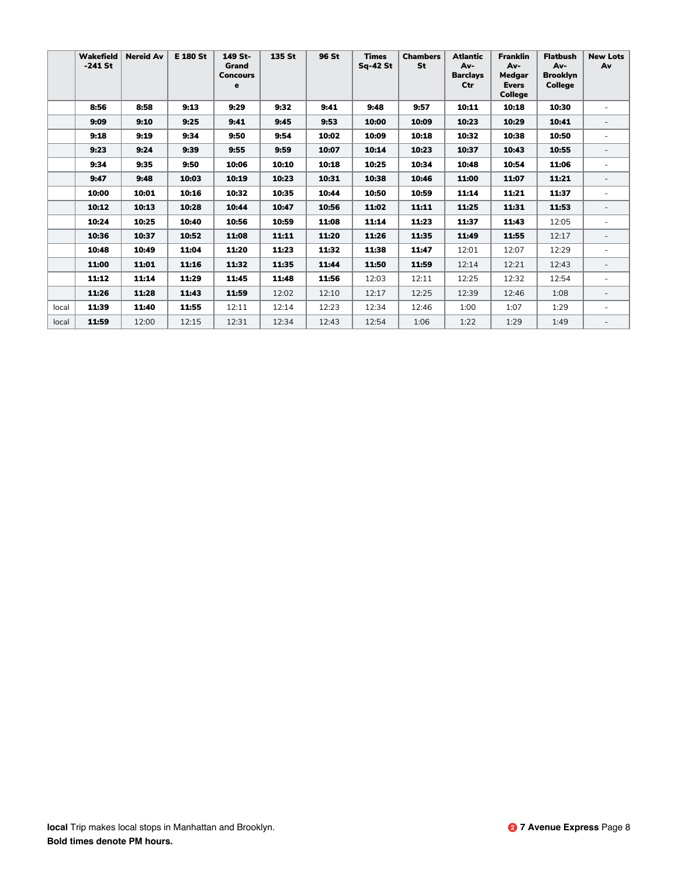| | Wakefield-241 St | Nereid Av | E 180 St | 149 St-Grand Concourse | 135 St | 96 St | Times Sq-42 St | Chambers St | Atlantic Av-Barclays Ctr | Franklin Av-Medgar Evers College | Flatbush Av-Brooklyn College | New Lots Av |
|---|---|---|---|---|---|---|---|---|---|---|---|---|
| | **8:56** | **8:58** | **9:13** | **9:29** | **9:32** | **9:41** | **9:48** | **9:57** | **10:11** | **10:18** | **10:30** | - |
| | **9:09** | **9:10** | **9:25** | **9:41** | **9:45** | **9:53** | **10:00** | **10:09** | **10:23** | **10:29** | **10:41** | - |
| | **9:18** | **9:19** | **9:34** | **9:50** | **9:54** | **10:02** | **10:09** | **10:18** | **10:32** | **10:38** | **10:50** | - |
| | **9:23** | **9:24** | **9:39** | **9:55** | **9:59** | **10:07** | **10:14** | **10:23** | **10:37** | **10:43** | **10:55** | - |
| | **9:34** | **9:35** | **9:50** | **10:06** | **10:10** | **10:18** | **10:25** | **10:34** | **10:48** | **10:54** | **11:06** | - |
| | **9:47** | **9:48** | **10:03** | **10:19** | **10:23** | **10:31** | **10:38** | **10:46** | **11:00** | **11:07** | **11:21** | - |
| | **10:00** | **10:01** | **10:16** | **10:32** | **10:35** | **10:44** | **10:50** | **10:59** | **11:14** | **11:21** | **11:37** | - |
| | **10:12** | **10:13** | **10:28** | **10:44** | **10:47** | **10:56** | **11:02** | **11:11** | **11:25** | **11:31** | **11:53** | - |
| | **10:24** | **10:25** | **10:40** | **10:56** | **10:59** | **11:08** | **11:14** | **11:23** | **11:37** | **11:43** | 12:05 | - |
| | **10:36** | **10:37** | **10:52** | **11:08** | **11:11** | **11:20** | **11:26** | **11:35** | **11:49** | **11:55** | 12:17 | - |
| | **10:48** | **10:49** | **11:04** | **11:20** | **11:23** | **11:32** | **11:38** | **11:47** | 12:01 | 12:07 | 12:29 | - |
| | **11:00** | **11:01** | **11:16** | **11:32** | **11:35** | **11:44** | **11:50** | **11:59** | 12:14 | 12:21 | 12:43 | - |
| | **11:12** | **11:14** | **11:29** | **11:45** | **11:48** | **11:56** | 12:03 | 12:11 | 12:25 | 12:32 | 12:54 | - |
| | **11:26** | **11:28** | **11:43** | **11:59** | 12:02 | 12:10 | 12:17 | 12:25 | 12:39 | 12:46 | 1:08 | - |
| local | **11:39** | **11:40** | **11:55** | 12:11 | 12:14 | 12:23 | 12:34 | 12:46 | 1:00 | 1:07 | 1:29 | - |
| local | **11:59** | 12:00 | 12:15 | 12:31 | 12:34 | 12:43 | 12:54 | 1:06 | 1:22 | 1:29 | 1:49 | - |

**local** Trip makes local stops in Manhattan and Brooklyn.
**Bold times denote PM hours.**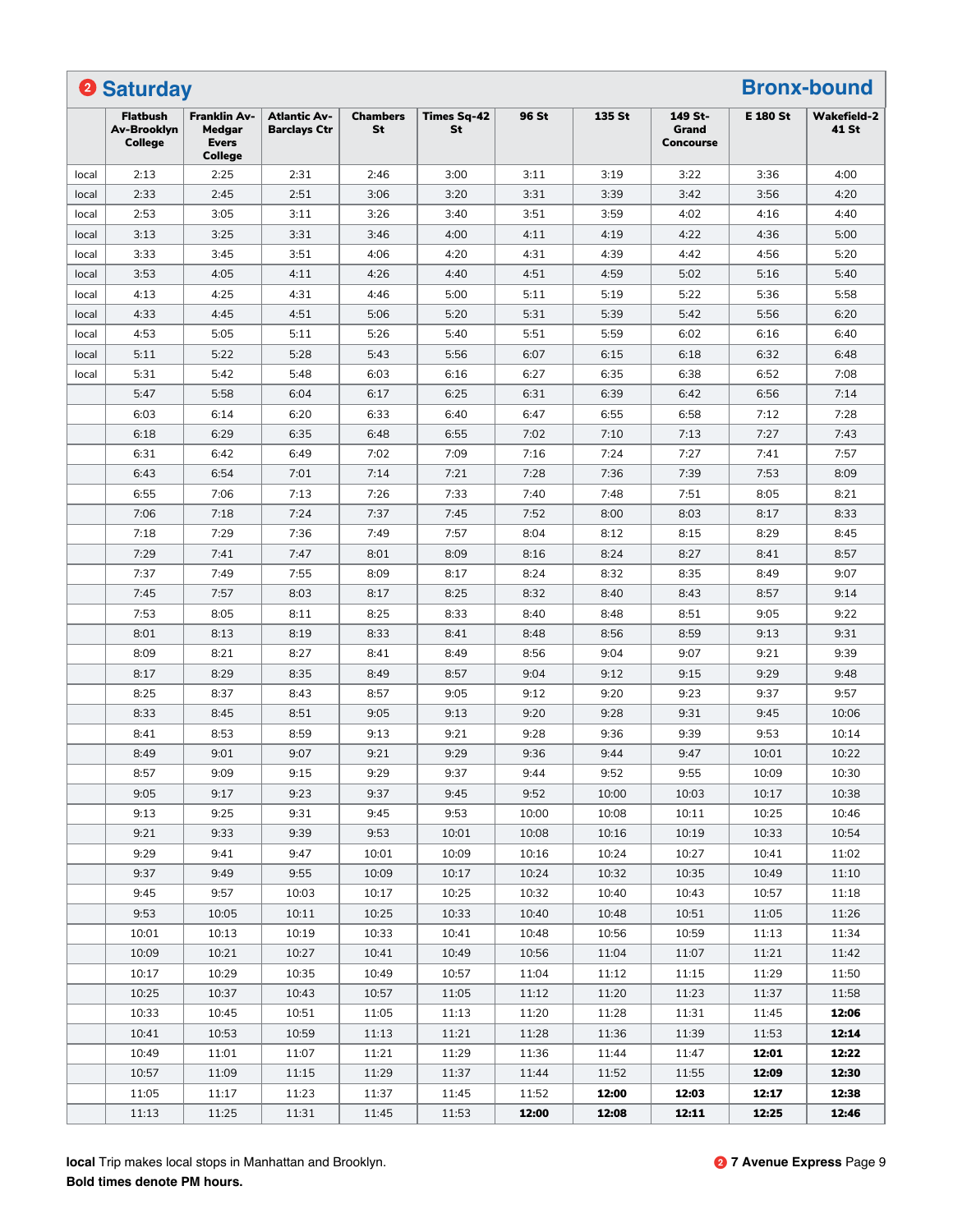## ❷ Saturday — Bronx-bound

| | Flatbush Av-Brooklyn College | Franklin Av-Medgar Evers College | Atlantic Av-Barclays Ctr | Chambers St | Times Sq-42 St | 96 St | 135 St | 149 St-Grand Concourse | E 180 St | Wakefield-241 St |
|---|---|---|---|---|---|---|---|---|---|---|
| local | 2:13 | 2:25 | 2:31 | 2:46 | 3:00 | 3:11 | 3:19 | 3:22 | 3:36 | 4:00 |
| local | 2:33 | 2:45 | 2:51 | 3:06 | 3:20 | 3:31 | 3:39 | 3:42 | 3:56 | 4:20 |
| local | 2:53 | 3:05 | 3:11 | 3:26 | 3:40 | 3:51 | 3:59 | 4:02 | 4:16 | 4:40 |
| local | 3:13 | 3:25 | 3:31 | 3:46 | 4:00 | 4:11 | 4:19 | 4:22 | 4:36 | 5:00 |
| local | 3:33 | 3:45 | 3:51 | 4:06 | 4:20 | 4:31 | 4:39 | 4:42 | 4:56 | 5:20 |
| local | 3:53 | 4:05 | 4:11 | 4:26 | 4:40 | 4:51 | 4:59 | 5:02 | 5:16 | 5:40 |
| local | 4:13 | 4:25 | 4:31 | 4:46 | 5:00 | 5:11 | 5:19 | 5:22 | 5:36 | 5:58 |
| local | 4:33 | 4:45 | 4:51 | 5:06 | 5:20 | 5:31 | 5:39 | 5:42 | 5:56 | 6:20 |
| local | 4:53 | 5:05 | 5:11 | 5:26 | 5:40 | 5:51 | 5:59 | 6:02 | 6:16 | 6:40 |
| local | 5:11 | 5:22 | 5:28 | 5:43 | 5:56 | 6:07 | 6:15 | 6:18 | 6:32 | 6:48 |
| local | 5:31 | 5:42 | 5:48 | 6:03 | 6:16 | 6:27 | 6:35 | 6:38 | 6:52 | 7:08 |
| | 5:47 | 5:58 | 6:04 | 6:17 | 6:25 | 6:31 | 6:39 | 6:42 | 6:56 | 7:14 |
| | 6:03 | 6:14 | 6:20 | 6:33 | 6:40 | 6:47 | 6:55 | 6:58 | 7:12 | 7:28 |
| | 6:18 | 6:29 | 6:35 | 6:48 | 6:55 | 7:02 | 7:10 | 7:13 | 7:27 | 7:43 |
| | 6:31 | 6:42 | 6:49 | 7:02 | 7:09 | 7:16 | 7:24 | 7:27 | 7:41 | 7:57 |
| | 6:43 | 6:54 | 7:01 | 7:14 | 7:21 | 7:28 | 7:36 | 7:39 | 7:53 | 8:09 |
| | 6:55 | 7:06 | 7:13 | 7:26 | 7:33 | 7:40 | 7:48 | 7:51 | 8:05 | 8:21 |
| | 7:06 | 7:18 | 7:24 | 7:37 | 7:45 | 7:52 | 8:00 | 8:03 | 8:17 | 8:33 |
| | 7:18 | 7:29 | 7:36 | 7:49 | 7:57 | 8:04 | 8:12 | 8:15 | 8:29 | 8:45 |
| | 7:29 | 7:41 | 7:47 | 8:01 | 8:09 | 8:16 | 8:24 | 8:27 | 8:41 | 8:57 |
| | 7:37 | 7:49 | 7:55 | 8:09 | 8:17 | 8:24 | 8:32 | 8:35 | 8:49 | 9:07 |
| | 7:45 | 7:57 | 8:03 | 8:17 | 8:25 | 8:32 | 8:40 | 8:43 | 8:57 | 9:14 |
| | 7:53 | 8:05 | 8:11 | 8:25 | 8:33 | 8:40 | 8:48 | 8:51 | 9:05 | 9:22 |
| | 8:01 | 8:13 | 8:19 | 8:33 | 8:41 | 8:48 | 8:56 | 8:59 | 9:13 | 9:31 |
| | 8:09 | 8:21 | 8:27 | 8:41 | 8:49 | 8:56 | 9:04 | 9:07 | 9:21 | 9:39 |
| | 8:17 | 8:29 | 8:35 | 8:49 | 8:57 | 9:04 | 9:12 | 9:15 | 9:29 | 9:48 |
| | 8:25 | 8:37 | 8:43 | 8:57 | 9:05 | 9:12 | 9:20 | 9:23 | 9:37 | 9:57 |
| | 8:33 | 8:45 | 8:51 | 9:05 | 9:13 | 9:20 | 9:28 | 9:31 | 9:45 | 10:06 |
| | 8:41 | 8:53 | 8:59 | 9:13 | 9:21 | 9:28 | 9:36 | 9:39 | 9:53 | 10:14 |
| | 8:49 | 9:01 | 9:07 | 9:21 | 9:29 | 9:36 | 9:44 | 9:47 | 10:01 | 10:22 |
| | 8:57 | 9:09 | 9:15 | 9:29 | 9:37 | 9:44 | 9:52 | 9:55 | 10:09 | 10:30 |
| | 9:05 | 9:17 | 9:23 | 9:37 | 9:45 | 9:52 | 10:00 | 10:03 | 10:17 | 10:38 |
| | 9:13 | 9:25 | 9:31 | 9:45 | 9:53 | 10:00 | 10:08 | 10:11 | 10:25 | 10:46 |
| | 9:21 | 9:33 | 9:39 | 9:53 | 10:01 | 10:08 | 10:16 | 10:19 | 10:33 | 10:54 |
| | 9:29 | 9:41 | 9:47 | 10:01 | 10:09 | 10:16 | 10:24 | 10:27 | 10:41 | 11:02 |
| | 9:37 | 9:49 | 9:55 | 10:09 | 10:17 | 10:24 | 10:32 | 10:35 | 10:49 | 11:10 |
| | 9:45 | 9:57 | 10:03 | 10:17 | 10:25 | 10:32 | 10:40 | 10:43 | 10:57 | 11:18 |
| | 9:53 | 10:05 | 10:11 | 10:25 | 10:33 | 10:40 | 10:48 | 10:51 | 11:05 | 11:26 |
| | 10:01 | 10:13 | 10:19 | 10:33 | 10:41 | 10:48 | 10:56 | 10:59 | 11:13 | 11:34 |
| | 10:09 | 10:21 | 10:27 | 10:41 | 10:49 | 10:56 | 11:04 | 11:07 | 11:21 | 11:42 |
| | 10:17 | 10:29 | 10:35 | 10:49 | 10:57 | 11:04 | 11:12 | 11:15 | 11:29 | 11:50 |
| | 10:25 | 10:37 | 10:43 | 10:57 | 11:05 | 11:12 | 11:20 | 11:23 | 11:37 | 11:58 |
| | 10:33 | 10:45 | 10:51 | 11:05 | 11:13 | 11:20 | 11:28 | 11:31 | 11:45 | **12:06** |
| | 10:41 | 10:53 | 10:59 | 11:13 | 11:21 | 11:28 | 11:36 | 11:39 | 11:53 | **12:14** |
| | 10:49 | 11:01 | 11:07 | 11:21 | 11:29 | 11:36 | 11:44 | 11:47 | **12:01** | **12:22** |
| | 10:57 | 11:09 | 11:15 | 11:29 | 11:37 | 11:44 | 11:52 | 11:55 | **12:09** | **12:30** |
| | 11:05 | 11:17 | 11:23 | 11:37 | 11:45 | 11:52 | **12:00** | **12:03** | **12:17** | **12:38** |
| | 11:13 | 11:25 | 11:31 | 11:45 | 11:53 | **12:00** | **12:08** | **12:11** | **12:25** | **12:46** |

**local** Trip makes local stops in Manhattan and Brooklyn.
**Bold times denote PM hours.**

❷ **7 Avenue Express**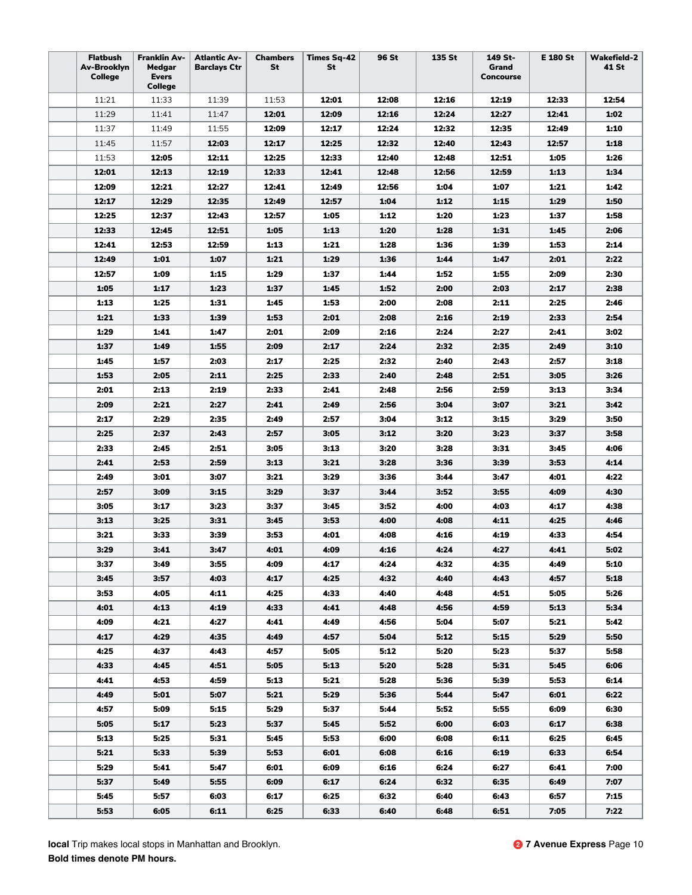| Flatbush Av-Brooklyn College | Franklin Av-Medgar Evers College | Atlantic Av-Barclays Ctr | Chambers St | Times Sq-42 St | 96 St | 135 St | 149 St-Grand Concourse | E 180 St | Wakefield-241 St |
|---|---|---|---|---|---|---|---|---|---|
| 11:21 | 11:33 | 11:39 | 11:53 | **12:01** | **12:08** | **12:16** | **12:19** | **12:33** | **12:54** |
| 11:29 | 11:41 | 11:47 | **12:01** | **12:09** | **12:16** | **12:24** | **12:27** | **12:41** | **1:02** |
| 11:37 | 11:49 | 11:55 | **12:09** | **12:17** | **12:24** | **12:32** | **12:35** | **12:49** | **1:10** |
| 11:45 | 11:57 | **12:03** | **12:17** | **12:25** | **12:32** | **12:40** | **12:43** | **12:57** | **1:18** |
| 11:53 | **12:05** | **12:11** | **12:25** | **12:33** | **12:40** | **12:48** | **12:51** | **1:05** | **1:26** |
| **12:01** | **12:13** | **12:19** | **12:33** | **12:41** | **12:48** | **12:56** | **12:59** | **1:13** | **1:34** |
| **12:09** | **12:21** | **12:27** | **12:41** | **12:49** | **12:56** | **1:04** | **1:07** | **1:21** | **1:42** |
| **12:17** | **12:29** | **12:35** | **12:49** | **12:57** | **1:04** | **1:12** | **1:15** | **1:29** | **1:50** |
| **12:25** | **12:37** | **12:43** | **12:57** | **1:05** | **1:12** | **1:20** | **1:23** | **1:37** | **1:58** |
| **12:33** | **12:45** | **12:51** | **1:05** | **1:13** | **1:20** | **1:28** | **1:31** | **1:45** | **2:06** |
| **12:41** | **12:53** | **12:59** | **1:13** | **1:21** | **1:28** | **1:36** | **1:39** | **1:53** | **2:14** |
| **12:49** | **1:01** | **1:07** | **1:21** | **1:29** | **1:36** | **1:44** | **1:47** | **2:01** | **2:22** |
| **12:57** | **1:09** | **1:15** | **1:29** | **1:37** | **1:44** | **1:52** | **1:55** | **2:09** | **2:30** |
| **1:05** | **1:17** | **1:23** | **1:37** | **1:45** | **1:52** | **2:00** | **2:03** | **2:17** | **2:38** |
| **1:13** | **1:25** | **1:31** | **1:45** | **1:53** | **2:00** | **2:08** | **2:11** | **2:25** | **2:46** |
| **1:21** | **1:33** | **1:39** | **1:53** | **2:01** | **2:08** | **2:16** | **2:19** | **2:33** | **2:54** |
| **1:29** | **1:41** | **1:47** | **2:01** | **2:09** | **2:16** | **2:24** | **2:27** | **2:41** | **3:02** |
| **1:37** | **1:49** | **1:55** | **2:09** | **2:17** | **2:24** | **2:32** | **2:35** | **2:49** | **3:10** |
| **1:45** | **1:57** | **2:03** | **2:17** | **2:25** | **2:32** | **2:40** | **2:43** | **2:57** | **3:18** |
| **1:53** | **2:05** | **2:11** | **2:25** | **2:33** | **2:40** | **2:48** | **2:51** | **3:05** | **3:26** |
| **2:01** | **2:13** | **2:19** | **2:33** | **2:41** | **2:48** | **2:56** | **2:59** | **3:13** | **3:34** |
| **2:09** | **2:21** | **2:27** | **2:41** | **2:49** | **2:56** | **3:04** | **3:07** | **3:21** | **3:42** |
| **2:17** | **2:29** | **2:35** | **2:49** | **2:57** | **3:04** | **3:12** | **3:15** | **3:29** | **3:50** |
| **2:25** | **2:37** | **2:43** | **2:57** | **3:05** | **3:12** | **3:20** | **3:23** | **3:37** | **3:58** |
| **2:33** | **2:45** | **2:51** | **3:05** | **3:13** | **3:20** | **3:28** | **3:31** | **3:45** | **4:06** |
| **2:41** | **2:53** | **2:59** | **3:13** | **3:21** | **3:28** | **3:36** | **3:39** | **3:53** | **4:14** |
| **2:49** | **3:01** | **3:07** | **3:21** | **3:29** | **3:36** | **3:44** | **3:47** | **4:01** | **4:22** |
| **2:57** | **3:09** | **3:15** | **3:29** | **3:37** | **3:44** | **3:52** | **3:55** | **4:09** | **4:30** |
| **3:05** | **3:17** | **3:23** | **3:37** | **3:45** | **3:52** | **4:00** | **4:03** | **4:17** | **4:38** |
| **3:13** | **3:25** | **3:31** | **3:45** | **3:53** | **4:00** | **4:08** | **4:11** | **4:25** | **4:46** |
| **3:21** | **3:33** | **3:39** | **3:53** | **4:01** | **4:08** | **4:16** | **4:19** | **4:33** | **4:54** |
| **3:29** | **3:41** | **3:47** | **4:01** | **4:09** | **4:16** | **4:24** | **4:27** | **4:41** | **5:02** |
| **3:37** | **3:49** | **3:55** | **4:09** | **4:17** | **4:24** | **4:32** | **4:35** | **4:49** | **5:10** |
| **3:45** | **3:57** | **4:03** | **4:17** | **4:25** | **4:32** | **4:40** | **4:43** | **4:57** | **5:18** |
| **3:53** | **4:05** | **4:11** | **4:25** | **4:33** | **4:40** | **4:48** | **4:51** | **5:05** | **5:26** |
| **4:01** | **4:13** | **4:19** | **4:33** | **4:41** | **4:48** | **4:56** | **4:59** | **5:13** | **5:34** |
| **4:09** | **4:21** | **4:27** | **4:41** | **4:49** | **4:56** | **5:04** | **5:07** | **5:21** | **5:42** |
| **4:17** | **4:29** | **4:35** | **4:49** | **4:57** | **5:04** | **5:12** | **5:15** | **5:29** | **5:50** |
| **4:25** | **4:37** | **4:43** | **4:57** | **5:05** | **5:12** | **5:20** | **5:23** | **5:37** | **5:58** |
| **4:33** | **4:45** | **4:51** | **5:05** | **5:13** | **5:20** | **5:28** | **5:31** | **5:45** | **6:06** |
| **4:41** | **4:53** | **4:59** | **5:13** | **5:21** | **5:28** | **5:36** | **5:39** | **5:53** | **6:14** |
| **4:49** | **5:01** | **5:07** | **5:21** | **5:29** | **5:36** | **5:44** | **5:47** | **6:01** | **6:22** |
| **4:57** | **5:09** | **5:15** | **5:29** | **5:37** | **5:44** | **5:52** | **5:55** | **6:09** | **6:30** |
| **5:05** | **5:17** | **5:23** | **5:37** | **5:45** | **5:52** | **6:00** | **6:03** | **6:17** | **6:38** |
| **5:13** | **5:25** | **5:31** | **5:45** | **5:53** | **6:00** | **6:08** | **6:11** | **6:25** | **6:45** |
| **5:21** | **5:33** | **5:39** | **5:53** | **6:01** | **6:08** | **6:16** | **6:19** | **6:33** | **6:54** |
| **5:29** | **5:41** | **5:47** | **6:01** | **6:09** | **6:16** | **6:24** | **6:27** | **6:41** | **7:00** |
| **5:37** | **5:49** | **5:55** | **6:09** | **6:17** | **6:24** | **6:32** | **6:35** | **6:49** | **7:07** |
| **5:45** | **5:57** | **6:03** | **6:17** | **6:25** | **6:32** | **6:40** | **6:43** | **6:57** | **7:15** |
| **5:53** | **6:05** | **6:11** | **6:25** | **6:33** | **6:40** | **6:48** | **6:51** | **7:05** | **7:22** |

**local** Trip makes local stops in Manhattan and Brooklyn.
**Bold times denote PM hours.**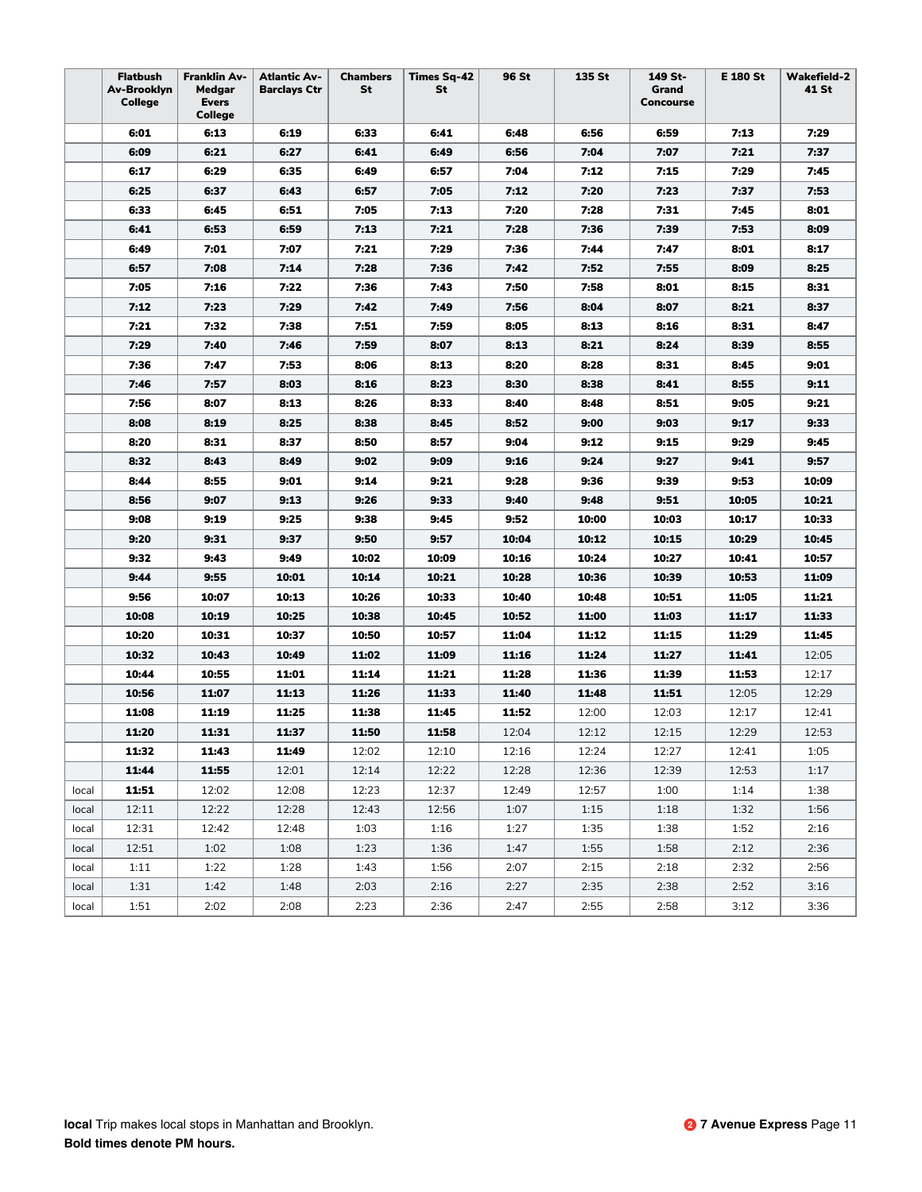| | Flatbush Av-Brooklyn College | Franklin Av-Medgar Evers College | Atlantic Av-Barclays Ctr | Chambers St | Times Sq-42 St | 96 St | 135 St | 149 St-Grand Concourse | E 180 St | Wakefield-241 St |
|---|---|---|---|---|---|---|---|---|---|---|
| | **6:01** | **6:13** | **6:19** | **6:33** | **6:41** | **6:48** | **6:56** | **6:59** | **7:13** | **7:29** |
| | **6:09** | **6:21** | **6:27** | **6:41** | **6:49** | **6:56** | **7:04** | **7:07** | **7:21** | **7:37** |
| | **6:17** | **6:29** | **6:35** | **6:49** | **6:57** | **7:04** | **7:12** | **7:15** | **7:29** | **7:45** |
| | **6:25** | **6:37** | **6:43** | **6:57** | **7:05** | **7:12** | **7:20** | **7:23** | **7:37** | **7:53** |
| | **6:33** | **6:45** | **6:51** | **7:05** | **7:13** | **7:20** | **7:28** | **7:31** | **7:45** | **8:01** |
| | **6:41** | **6:53** | **6:59** | **7:13** | **7:21** | **7:28** | **7:36** | **7:39** | **7:53** | **8:09** |
| | **6:49** | **7:01** | **7:07** | **7:21** | **7:29** | **7:36** | **7:44** | **7:47** | **8:01** | **8:17** |
| | **6:57** | **7:08** | **7:14** | **7:28** | **7:36** | **7:42** | **7:52** | **7:55** | **8:09** | **8:25** |
| | **7:05** | **7:16** | **7:22** | **7:36** | **7:43** | **7:50** | **7:58** | **8:01** | **8:15** | **8:31** |
| | **7:12** | **7:23** | **7:29** | **7:42** | **7:49** | **7:56** | **8:04** | **8:07** | **8:21** | **8:37** |
| | **7:21** | **7:32** | **7:38** | **7:51** | **7:59** | **8:05** | **8:13** | **8:16** | **8:31** | **8:47** |
| | **7:29** | **7:40** | **7:46** | **7:59** | **8:07** | **8:13** | **8:21** | **8:24** | **8:39** | **8:55** |
| | **7:36** | **7:47** | **7:53** | **8:06** | **8:13** | **8:20** | **8:28** | **8:31** | **8:45** | **9:01** |
| | **7:46** | **7:57** | **8:03** | **8:16** | **8:23** | **8:30** | **8:38** | **8:41** | **8:55** | **9:11** |
| | **7:56** | **8:07** | **8:13** | **8:26** | **8:33** | **8:40** | **8:48** | **8:51** | **9:05** | **9:21** |
| | **8:08** | **8:19** | **8:25** | **8:38** | **8:45** | **8:52** | **9:00** | **9:03** | **9:17** | **9:33** |
| | **8:20** | **8:31** | **8:37** | **8:50** | **8:57** | **9:04** | **9:12** | **9:15** | **9:29** | **9:45** |
| | **8:32** | **8:43** | **8:49** | **9:02** | **9:09** | **9:16** | **9:24** | **9:27** | **9:41** | **9:57** |
| | **8:44** | **8:55** | **9:01** | **9:14** | **9:21** | **9:28** | **9:36** | **9:39** | **9:53** | **10:09** |
| | **8:56** | **9:07** | **9:13** | **9:26** | **9:33** | **9:40** | **9:48** | **9:51** | **10:05** | **10:21** |
| | **9:08** | **9:19** | **9:25** | **9:38** | **9:45** | **9:52** | **10:00** | **10:03** | **10:17** | **10:33** |
| | **9:20** | **9:31** | **9:37** | **9:50** | **9:57** | **10:04** | **10:12** | **10:15** | **10:29** | **10:45** |
| | **9:32** | **9:43** | **9:49** | **10:02** | **10:09** | **10:16** | **10:24** | **10:27** | **10:41** | **10:57** |
| | **9:44** | **9:55** | **10:01** | **10:14** | **10:21** | **10:28** | **10:36** | **10:39** | **10:53** | **11:09** |
| | **9:56** | **10:07** | **10:13** | **10:26** | **10:33** | **10:40** | **10:48** | **10:51** | **11:05** | **11:21** |
| | **10:08** | **10:19** | **10:25** | **10:38** | **10:45** | **10:52** | **11:00** | **11:03** | **11:17** | **11:33** |
| | **10:20** | **10:31** | **10:37** | **10:50** | **10:57** | **11:04** | **11:12** | **11:15** | **11:29** | **11:45** |
| | **10:32** | **10:43** | **10:49** | **11:02** | **11:09** | **11:16** | **11:24** | **11:27** | **11:41** | 12:05 |
| | **10:44** | **10:55** | **11:01** | **11:14** | **11:21** | **11:28** | **11:36** | **11:39** | **11:53** | 12:17 |
| | **10:56** | **11:07** | **11:13** | **11:26** | **11:33** | **11:40** | **11:48** | **11:51** | 12:05 | 12:29 |
| | **11:08** | **11:19** | **11:25** | **11:38** | **11:45** | **11:52** | 12:00 | 12:03 | 12:17 | 12:41 |
| | **11:20** | **11:31** | **11:37** | **11:50** | **11:58** | 12:04 | 12:12 | 12:15 | 12:29 | 12:53 |
| | **11:32** | **11:43** | **11:49** | 12:02 | 12:10 | 12:16 | 12:24 | 12:27 | 12:41 | 1:05 |
| | **11:44** | **11:55** | 12:01 | 12:14 | 12:22 | 12:28 | 12:36 | 12:39 | 12:53 | 1:17 |
| local | **11:51** | 12:02 | 12:08 | 12:23 | 12:37 | 12:49 | 12:57 | 1:00 | 1:14 | 1:38 |
| local | 12:11 | 12:22 | 12:28 | 12:43 | 12:56 | 1:07 | 1:15 | 1:18 | 1:32 | 1:56 |
| local | 12:31 | 12:42 | 12:48 | 1:03 | 1:16 | 1:27 | 1:35 | 1:38 | 1:52 | 2:16 |
| local | 12:51 | 1:02 | 1:08 | 1:23 | 1:36 | 1:47 | 1:55 | 1:58 | 2:12 | 2:36 |
| local | 1:11 | 1:22 | 1:28 | 1:43 | 1:56 | 2:07 | 2:15 | 2:18 | 2:32 | 2:56 |
| local | 1:31 | 1:42 | 1:48 | 2:03 | 2:16 | 2:27 | 2:35 | 2:38 | 2:52 | 3:16 |
| local | 1:51 | 2:02 | 2:08 | 2:23 | 2:36 | 2:47 | 2:55 | 2:58 | 3:12 | 3:36 |

**local** Trip makes local stops in Manhattan and Brooklyn.
**Bold times denote PM hours.**

**2 7 Avenue Express**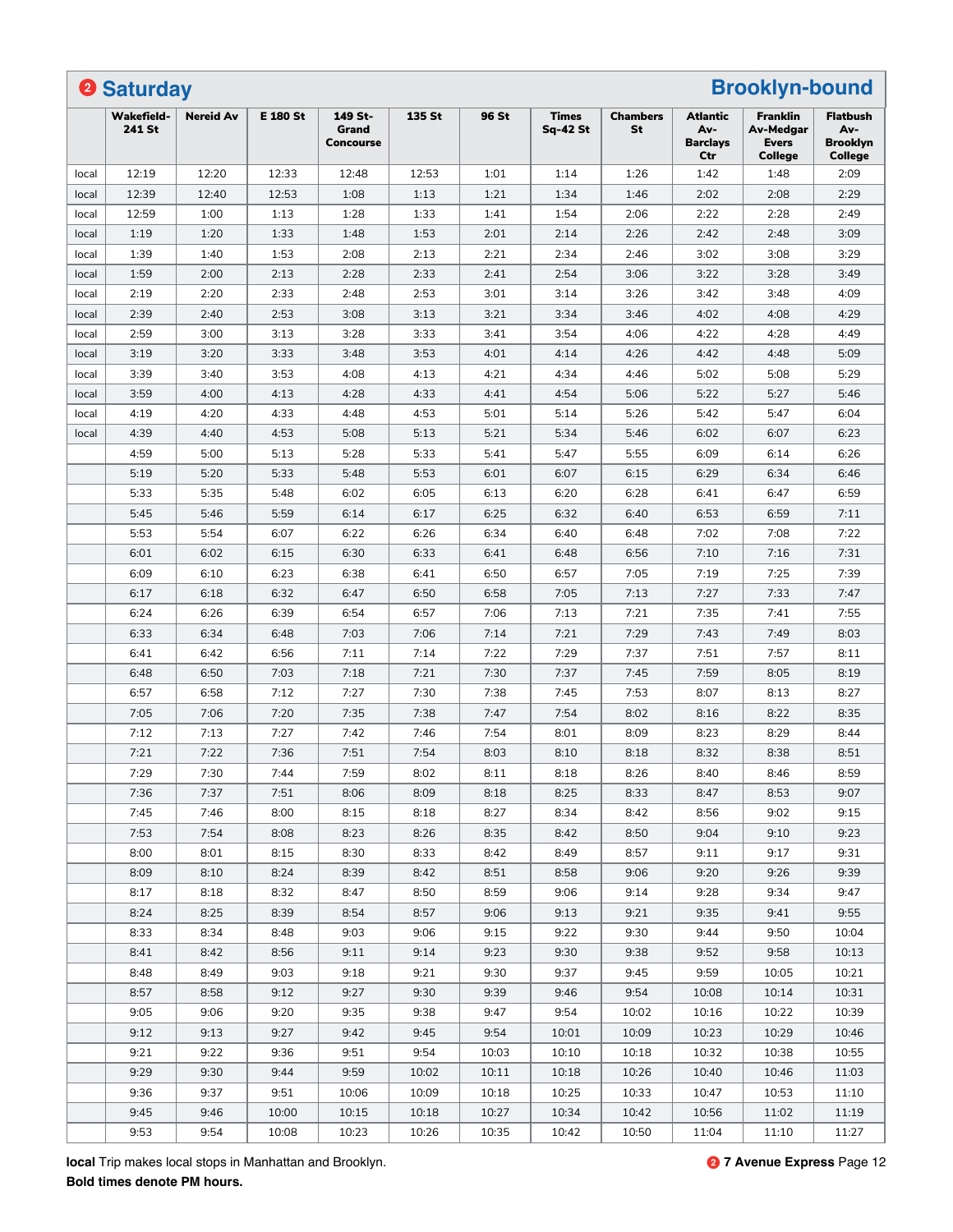## 2 Saturday — Brooklyn-bound

| | Wakefield-241 St | Nereid Av | E 180 St | 149 St-Grand Concourse | 135 St | 96 St | Times Sq-42 St | Chambers St | Atlantic Av-Barclays Ctr | Franklin Av-Medgar Evers College | Flatbush Av-Brooklyn College |
|---|---|---|---|---|---|---|---|---|---|---|---|
| local | 12:19 | 12:20 | 12:33 | 12:48 | 12:53 | 1:01 | 1:14 | 1:26 | 1:42 | 1:48 | 2:09 |
| local | 12:39 | 12:40 | 12:53 | 1:08 | 1:13 | 1:21 | 1:34 | 1:46 | 2:02 | 2:08 | 2:29 |
| local | 12:59 | 1:00 | 1:13 | 1:28 | 1:33 | 1:41 | 1:54 | 2:06 | 2:22 | 2:28 | 2:49 |
| local | 1:19 | 1:20 | 1:33 | 1:48 | 1:53 | 2:01 | 2:14 | 2:26 | 2:42 | 2:48 | 3:09 |
| local | 1:39 | 1:40 | 1:53 | 2:08 | 2:13 | 2:21 | 2:34 | 2:46 | 3:02 | 3:08 | 3:29 |
| local | 1:59 | 2:00 | 2:13 | 2:28 | 2:33 | 2:41 | 2:54 | 3:06 | 3:22 | 3:28 | 3:49 |
| local | 2:19 | 2:20 | 2:33 | 2:48 | 2:53 | 3:01 | 3:14 | 3:26 | 3:42 | 3:48 | 4:09 |
| local | 2:39 | 2:40 | 2:53 | 3:08 | 3:13 | 3:21 | 3:34 | 3:46 | 4:02 | 4:08 | 4:29 |
| local | 2:59 | 3:00 | 3:13 | 3:28 | 3:33 | 3:41 | 3:54 | 4:06 | 4:22 | 4:28 | 4:49 |
| local | 3:19 | 3:20 | 3:33 | 3:48 | 3:53 | 4:01 | 4:14 | 4:26 | 4:42 | 4:48 | 5:09 |
| local | 3:39 | 3:40 | 3:53 | 4:08 | 4:13 | 4:21 | 4:34 | 4:46 | 5:02 | 5:08 | 5:29 |
| local | 3:59 | 4:00 | 4:13 | 4:28 | 4:33 | 4:41 | 4:54 | 5:06 | 5:22 | 5:27 | 5:46 |
| local | 4:19 | 4:20 | 4:33 | 4:48 | 4:53 | 5:01 | 5:14 | 5:26 | 5:42 | 5:47 | 6:04 |
| local | 4:39 | 4:40 | 4:53 | 5:08 | 5:13 | 5:21 | 5:34 | 5:46 | 6:02 | 6:07 | 6:23 |
| | 4:59 | 5:00 | 5:13 | 5:28 | 5:33 | 5:41 | 5:47 | 5:55 | 6:09 | 6:14 | 6:26 |
| | 5:19 | 5:20 | 5:33 | 5:48 | 5:53 | 6:01 | 6:07 | 6:15 | 6:29 | 6:34 | 6:46 |
| | 5:33 | 5:35 | 5:48 | 6:02 | 6:05 | 6:13 | 6:20 | 6:28 | 6:41 | 6:47 | 6:59 |
| | 5:45 | 5:46 | 5:59 | 6:14 | 6:17 | 6:25 | 6:32 | 6:40 | 6:53 | 6:59 | 7:11 |
| | 5:53 | 5:54 | 6:07 | 6:22 | 6:26 | 6:34 | 6:40 | 6:48 | 7:02 | 7:08 | 7:22 |
| | 6:01 | 6:02 | 6:15 | 6:30 | 6:33 | 6:41 | 6:48 | 6:56 | 7:10 | 7:16 | 7:31 |
| | 6:09 | 6:10 | 6:23 | 6:38 | 6:41 | 6:50 | 6:57 | 7:05 | 7:19 | 7:25 | 7:39 |
| | 6:17 | 6:18 | 6:32 | 6:47 | 6:50 | 6:58 | 7:05 | 7:13 | 7:27 | 7:33 | 7:47 |
| | 6:24 | 6:26 | 6:39 | 6:54 | 6:57 | 7:06 | 7:13 | 7:21 | 7:35 | 7:41 | 7:55 |
| | 6:33 | 6:34 | 6:48 | 7:03 | 7:06 | 7:14 | 7:21 | 7:29 | 7:43 | 7:49 | 8:03 |
| | 6:41 | 6:42 | 6:56 | 7:11 | 7:14 | 7:22 | 7:29 | 7:37 | 7:51 | 7:57 | 8:11 |
| | 6:48 | 6:50 | 7:03 | 7:18 | 7:21 | 7:30 | 7:37 | 7:45 | 7:59 | 8:05 | 8:19 |
| | 6:57 | 6:58 | 7:12 | 7:27 | 7:30 | 7:38 | 7:45 | 7:53 | 8:07 | 8:13 | 8:27 |
| | 7:05 | 7:06 | 7:20 | 7:35 | 7:38 | 7:47 | 7:54 | 8:02 | 8:16 | 8:22 | 8:35 |
| | 7:12 | 7:13 | 7:27 | 7:42 | 7:46 | 7:54 | 8:01 | 8:09 | 8:23 | 8:29 | 8:44 |
| | 7:21 | 7:22 | 7:36 | 7:51 | 7:54 | 8:03 | 8:10 | 8:18 | 8:32 | 8:38 | 8:51 |
| | 7:29 | 7:30 | 7:44 | 7:59 | 8:02 | 8:11 | 8:18 | 8:26 | 8:40 | 8:46 | 8:59 |
| | 7:36 | 7:37 | 7:51 | 8:06 | 8:09 | 8:18 | 8:25 | 8:33 | 8:47 | 8:53 | 9:07 |
| | 7:45 | 7:46 | 8:00 | 8:15 | 8:18 | 8:27 | 8:34 | 8:42 | 8:56 | 9:02 | 9:15 |
| | 7:53 | 7:54 | 8:08 | 8:23 | 8:26 | 8:35 | 8:42 | 8:50 | 9:04 | 9:10 | 9:23 |
| | 8:00 | 8:01 | 8:15 | 8:30 | 8:33 | 8:42 | 8:49 | 8:57 | 9:11 | 9:17 | 9:31 |
| | 8:09 | 8:10 | 8:24 | 8:39 | 8:42 | 8:51 | 8:58 | 9:06 | 9:20 | 9:26 | 9:39 |
| | 8:17 | 8:18 | 8:32 | 8:47 | 8:50 | 8:59 | 9:06 | 9:14 | 9:28 | 9:34 | 9:47 |
| | 8:24 | 8:25 | 8:39 | 8:54 | 8:57 | 9:06 | 9:13 | 9:21 | 9:35 | 9:41 | 9:55 |
| | 8:33 | 8:34 | 8:48 | 9:03 | 9:06 | 9:15 | 9:22 | 9:30 | 9:44 | 9:50 | 10:04 |
| | 8:41 | 8:42 | 8:56 | 9:11 | 9:14 | 9:23 | 9:30 | 9:38 | 9:52 | 9:58 | 10:13 |
| | 8:48 | 8:49 | 9:03 | 9:18 | 9:21 | 9:30 | 9:37 | 9:45 | 9:59 | 10:05 | 10:21 |
| | 8:57 | 8:58 | 9:12 | 9:27 | 9:30 | 9:39 | 9:46 | 9:54 | 10:08 | 10:14 | 10:31 |
| | 9:05 | 9:06 | 9:20 | 9:35 | 9:38 | 9:47 | 9:54 | 10:02 | 10:16 | 10:22 | 10:39 |
| | 9:12 | 9:13 | 9:27 | 9:42 | 9:45 | 9:54 | 10:01 | 10:09 | 10:23 | 10:29 | 10:46 |
| | 9:21 | 9:22 | 9:36 | 9:51 | 9:54 | 10:03 | 10:10 | 10:18 | 10:32 | 10:38 | 10:55 |
| | 9:29 | 9:30 | 9:44 | 9:59 | 10:02 | 10:11 | 10:18 | 10:26 | 10:40 | 10:46 | 11:03 |
| | 9:36 | 9:37 | 9:51 | 10:06 | 10:09 | 10:18 | 10:25 | 10:33 | 10:47 | 10:53 | 11:10 |
| | 9:45 | 9:46 | 10:00 | 10:15 | 10:18 | 10:27 | 10:34 | 10:42 | 10:56 | 11:02 | 11:19 |
| | 9:53 | 9:54 | 10:08 | 10:23 | 10:26 | 10:35 | 10:42 | 10:50 | 11:04 | 11:10 | 11:27 |

**local** Trip makes local stops in Manhattan and Brooklyn.

**Bold times denote PM hours.**

2 **7 Avenue Express**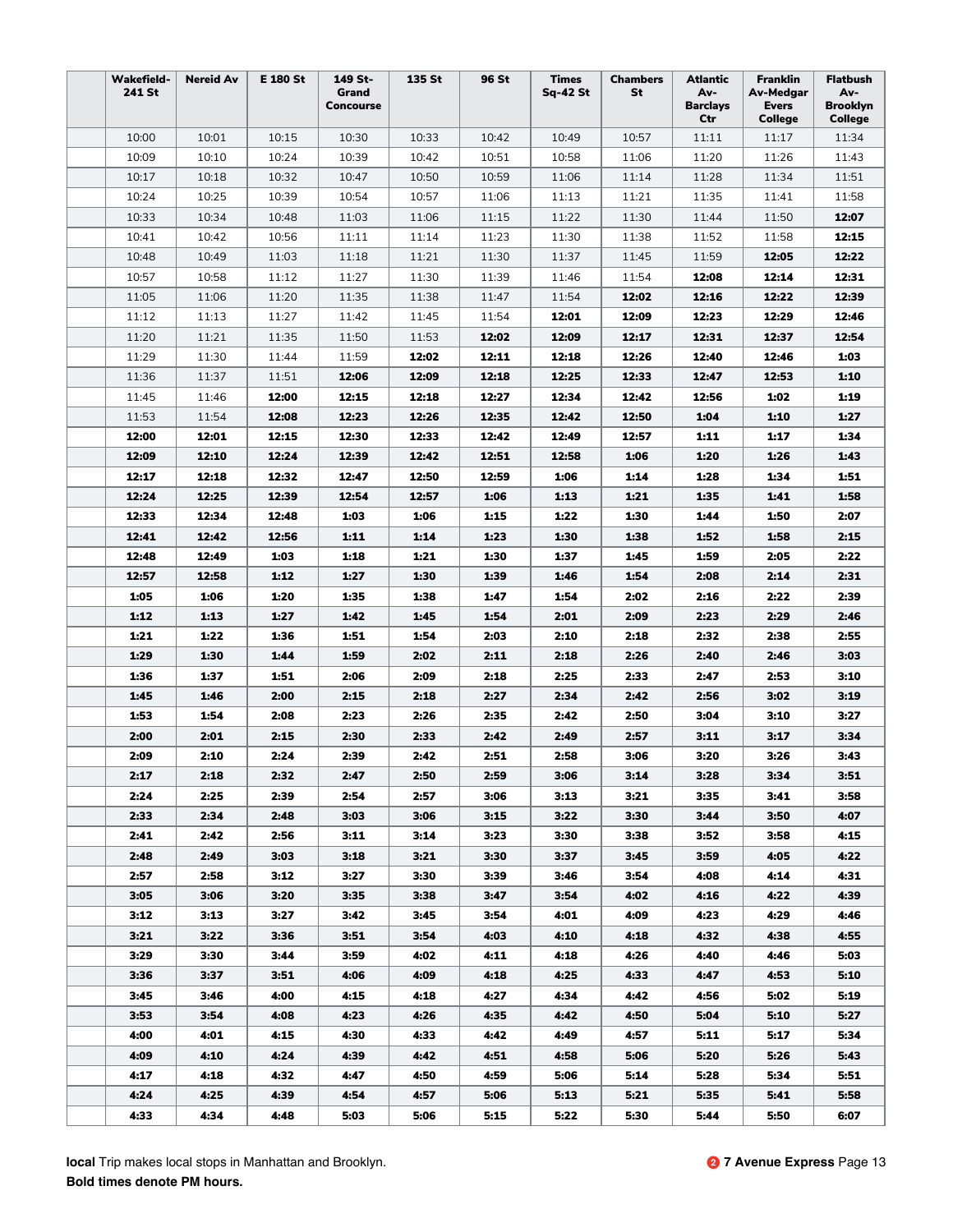| Wakefield-241 St | Nereid Av | E 180 St | 149 St-Grand Concourse | 135 St | 96 St | Times Sq-42 St | Chambers St | Atlantic Av-Barclays Ctr | Franklin Av-Medgar Evers College | Flatbush Av-Brooklyn College |
|---|---|---|---|---|---|---|---|---|---|---|
| 10:00 | 10:01 | 10:15 | 10:30 | 10:33 | 10:42 | 10:49 | 10:57 | 11:11 | 11:17 | 11:34 |
| 10:09 | 10:10 | 10:24 | 10:39 | 10:42 | 10:51 | 10:58 | 11:06 | 11:20 | 11:26 | 11:43 |
| 10:17 | 10:18 | 10:32 | 10:47 | 10:50 | 10:59 | 11:06 | 11:14 | 11:28 | 11:34 | 11:51 |
| 10:24 | 10:25 | 10:39 | 10:54 | 10:57 | 11:06 | 11:13 | 11:21 | 11:35 | 11:41 | 11:58 |
| 10:33 | 10:34 | 10:48 | 11:03 | 11:06 | 11:15 | 11:22 | 11:30 | 11:44 | 11:50 | **12:07** |
| 10:41 | 10:42 | 10:56 | 11:11 | 11:14 | 11:23 | 11:30 | 11:38 | 11:52 | 11:58 | **12:15** |
| 10:48 | 10:49 | 11:03 | 11:18 | 11:21 | 11:30 | 11:37 | 11:45 | 11:59 | **12:05** | **12:22** |
| 10:57 | 10:58 | 11:12 | 11:27 | 11:30 | 11:39 | 11:46 | 11:54 | **12:08** | **12:14** | **12:31** |
| 11:05 | 11:06 | 11:20 | 11:35 | 11:38 | 11:47 | 11:54 | **12:02** | **12:16** | **12:22** | **12:39** |
| 11:12 | 11:13 | 11:27 | 11:42 | 11:45 | 11:54 | **12:01** | **12:09** | **12:23** | **12:29** | **12:46** |
| 11:20 | 11:21 | 11:35 | 11:50 | 11:53 | **12:02** | **12:09** | **12:17** | **12:31** | **12:37** | **12:54** |
| 11:29 | 11:30 | 11:44 | 11:59 | **12:02** | **12:11** | **12:18** | **12:26** | **12:40** | **12:46** | **1:03** |
| 11:36 | 11:37 | 11:51 | **12:06** | **12:09** | **12:18** | **12:25** | **12:33** | **12:47** | **12:53** | **1:10** |
| 11:45 | 11:46 | **12:00** | **12:15** | **12:18** | **12:27** | **12:34** | **12:42** | **12:56** | **1:02** | **1:19** |
| 11:53 | 11:54 | **12:08** | **12:23** | **12:26** | **12:35** | **12:42** | **12:50** | **1:04** | **1:10** | **1:27** |
| **12:00** | **12:01** | **12:15** | **12:30** | **12:33** | **12:42** | **12:49** | **12:57** | **1:11** | **1:17** | **1:34** |
| **12:09** | **12:10** | **12:24** | **12:39** | **12:42** | **12:51** | **12:58** | **1:06** | **1:20** | **1:26** | **1:43** |
| **12:17** | **12:18** | **12:32** | **12:47** | **12:50** | **12:59** | **1:06** | **1:14** | **1:28** | **1:34** | **1:51** |
| **12:24** | **12:25** | **12:39** | **12:54** | **12:57** | **1:06** | **1:13** | **1:21** | **1:35** | **1:41** | **1:58** |
| **12:33** | **12:34** | **12:48** | **1:03** | **1:06** | **1:15** | **1:22** | **1:30** | **1:44** | **1:50** | **2:07** |
| **12:41** | **12:42** | **12:56** | **1:11** | **1:14** | **1:23** | **1:30** | **1:38** | **1:52** | **1:58** | **2:15** |
| **12:48** | **12:49** | **1:03** | **1:18** | **1:21** | **1:30** | **1:37** | **1:45** | **1:59** | **2:05** | **2:22** |
| **12:57** | **12:58** | **1:12** | **1:27** | **1:30** | **1:39** | **1:46** | **1:54** | **2:08** | **2:14** | **2:31** |
| **1:05** | **1:06** | **1:20** | **1:35** | **1:38** | **1:47** | **1:54** | **2:02** | **2:16** | **2:22** | **2:39** |
| **1:12** | **1:13** | **1:27** | **1:42** | **1:45** | **1:54** | **2:01** | **2:09** | **2:23** | **2:29** | **2:46** |
| **1:21** | **1:22** | **1:36** | **1:51** | **1:54** | **2:03** | **2:10** | **2:18** | **2:32** | **2:38** | **2:55** |
| **1:29** | **1:30** | **1:44** | **1:59** | **2:02** | **2:11** | **2:18** | **2:26** | **2:40** | **2:46** | **3:03** |
| **1:36** | **1:37** | **1:51** | **2:06** | **2:09** | **2:18** | **2:25** | **2:33** | **2:47** | **2:53** | **3:10** |
| **1:45** | **1:46** | **2:00** | **2:15** | **2:18** | **2:27** | **2:34** | **2:42** | **2:56** | **3:02** | **3:19** |
| **1:53** | **1:54** | **2:08** | **2:23** | **2:26** | **2:35** | **2:42** | **2:50** | **3:04** | **3:10** | **3:27** |
| **2:00** | **2:01** | **2:15** | **2:30** | **2:33** | **2:42** | **2:49** | **2:57** | **3:11** | **3:17** | **3:34** |
| **2:09** | **2:10** | **2:24** | **2:39** | **2:42** | **2:51** | **2:58** | **3:06** | **3:20** | **3:26** | **3:43** |
| **2:17** | **2:18** | **2:32** | **2:47** | **2:50** | **2:59** | **3:06** | **3:14** | **3:28** | **3:34** | **3:51** |
| **2:24** | **2:25** | **2:39** | **2:54** | **2:57** | **3:06** | **3:13** | **3:21** | **3:35** | **3:41** | **3:58** |
| **2:33** | **2:34** | **2:48** | **3:03** | **3:06** | **3:15** | **3:22** | **3:30** | **3:44** | **3:50** | **4:07** |
| **2:41** | **2:42** | **2:56** | **3:11** | **3:14** | **3:23** | **3:30** | **3:38** | **3:52** | **3:58** | **4:15** |
| **2:48** | **2:49** | **3:03** | **3:18** | **3:21** | **3:30** | **3:37** | **3:45** | **3:59** | **4:05** | **4:22** |
| **2:57** | **2:58** | **3:12** | **3:27** | **3:30** | **3:39** | **3:46** | **3:54** | **4:08** | **4:14** | **4:31** |
| **3:05** | **3:06** | **3:20** | **3:35** | **3:38** | **3:47** | **3:54** | **4:02** | **4:16** | **4:22** | **4:39** |
| **3:12** | **3:13** | **3:27** | **3:42** | **3:45** | **3:54** | **4:01** | **4:09** | **4:23** | **4:29** | **4:46** |
| **3:21** | **3:22** | **3:36** | **3:51** | **3:54** | **4:03** | **4:10** | **4:18** | **4:32** | **4:38** | **4:55** |
| **3:29** | **3:30** | **3:44** | **3:59** | **4:02** | **4:11** | **4:18** | **4:26** | **4:40** | **4:46** | **5:03** |
| **3:36** | **3:37** | **3:51** | **4:06** | **4:09** | **4:18** | **4:25** | **4:33** | **4:47** | **4:53** | **5:10** |
| **3:45** | **3:46** | **4:00** | **4:15** | **4:18** | **4:27** | **4:34** | **4:42** | **4:56** | **5:02** | **5:19** |
| **3:53** | **3:54** | **4:08** | **4:23** | **4:26** | **4:35** | **4:42** | **4:50** | **5:04** | **5:10** | **5:27** |
| **4:00** | **4:01** | **4:15** | **4:30** | **4:33** | **4:42** | **4:49** | **4:57** | **5:11** | **5:17** | **5:34** |
| **4:09** | **4:10** | **4:24** | **4:39** | **4:42** | **4:51** | **4:58** | **5:06** | **5:20** | **5:26** | **5:43** |
| **4:17** | **4:18** | **4:32** | **4:47** | **4:50** | **4:59** | **5:06** | **5:14** | **5:28** | **5:34** | **5:51** |
| **4:24** | **4:25** | **4:39** | **4:54** | **4:57** | **5:06** | **5:13** | **5:21** | **5:35** | **5:41** | **5:58** |
| **4:33** | **4:34** | **4:48** | **5:03** | **5:06** | **5:15** | **5:22** | **5:30** | **5:44** | **5:50** | **6:07** |

**local** Trip makes local stops in Manhattan and Brooklyn.
**Bold times denote PM hours.**

**2 7 Avenue Express**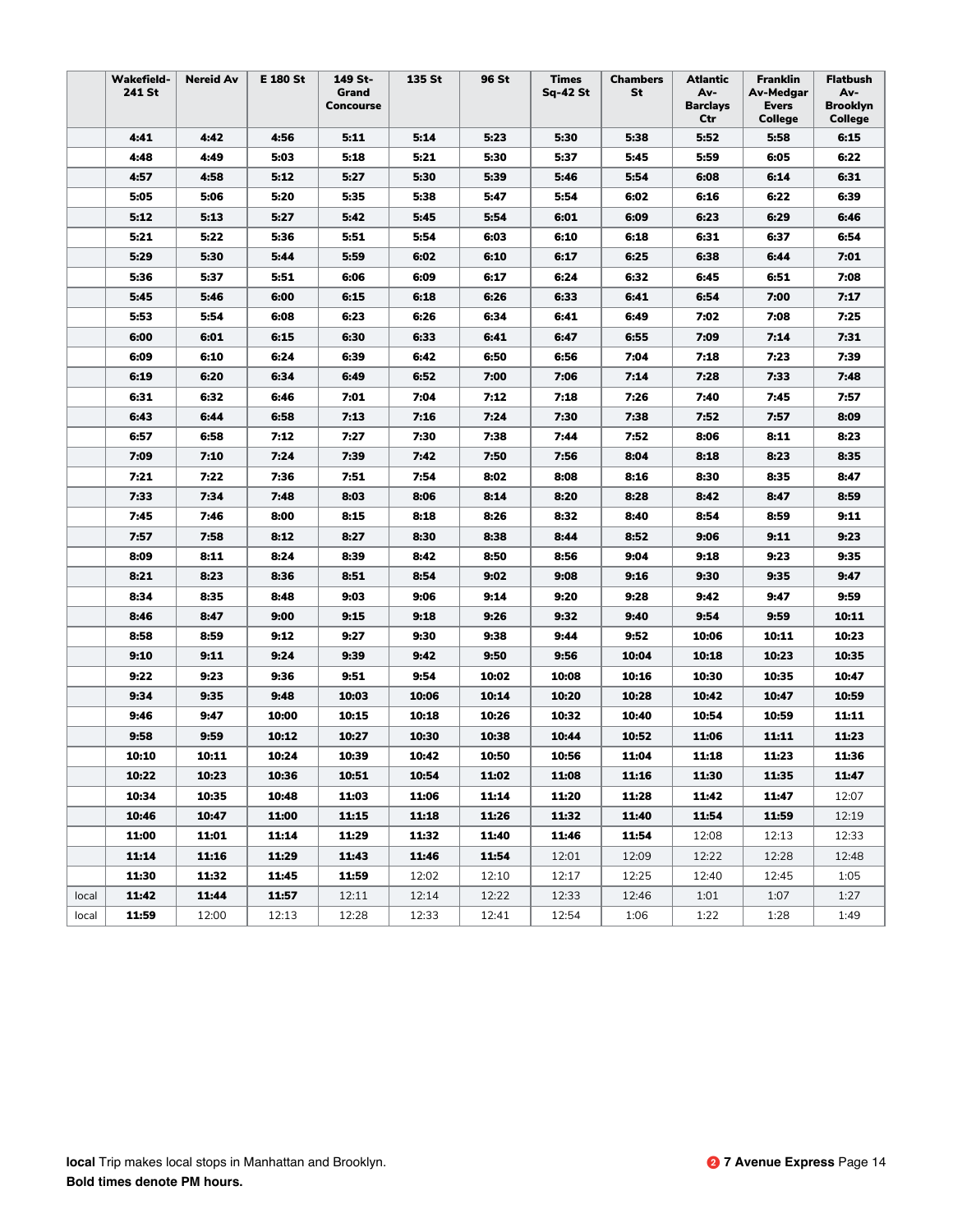| | Wakefield-241 St | Nereid Av | E 180 St | 149 St-Grand Concourse | 135 St | 96 St | Times Sq-42 St | Chambers St | Atlantic Av-Barclays Ctr | Franklin Av-Medgar Evers College | Flatbush Av-Brooklyn College |
|---|---|---|---|---|---|---|---|---|---|---|---|
| | **4:41** | **4:42** | **4:56** | **5:11** | **5:14** | **5:23** | **5:30** | **5:38** | **5:52** | **5:58** | **6:15** |
| | **4:48** | **4:49** | **5:03** | **5:18** | **5:21** | **5:30** | **5:37** | **5:45** | **5:59** | **6:05** | **6:22** |
| | **4:57** | **4:58** | **5:12** | **5:27** | **5:30** | **5:39** | **5:46** | **5:54** | **6:08** | **6:14** | **6:31** |
| | **5:05** | **5:06** | **5:20** | **5:35** | **5:38** | **5:47** | **5:54** | **6:02** | **6:16** | **6:22** | **6:39** |
| | **5:12** | **5:13** | **5:27** | **5:42** | **5:45** | **5:54** | **6:01** | **6:09** | **6:23** | **6:29** | **6:46** |
| | **5:21** | **5:22** | **5:36** | **5:51** | **5:54** | **6:03** | **6:10** | **6:18** | **6:31** | **6:37** | **6:54** |
| | **5:29** | **5:30** | **5:44** | **5:59** | **6:02** | **6:10** | **6:17** | **6:25** | **6:38** | **6:44** | **7:01** |
| | **5:36** | **5:37** | **5:51** | **6:06** | **6:09** | **6:17** | **6:24** | **6:32** | **6:45** | **6:51** | **7:08** |
| | **5:45** | **5:46** | **6:00** | **6:15** | **6:18** | **6:26** | **6:33** | **6:41** | **6:54** | **7:00** | **7:17** |
| | **5:53** | **5:54** | **6:08** | **6:23** | **6:26** | **6:34** | **6:41** | **6:49** | **7:02** | **7:08** | **7:25** |
| | **6:00** | **6:01** | **6:15** | **6:30** | **6:33** | **6:41** | **6:47** | **6:55** | **7:09** | **7:14** | **7:31** |
| | **6:09** | **6:10** | **6:24** | **6:39** | **6:42** | **6:50** | **6:56** | **7:04** | **7:18** | **7:23** | **7:39** |
| | **6:19** | **6:20** | **6:34** | **6:49** | **6:52** | **7:00** | **7:06** | **7:14** | **7:28** | **7:33** | **7:48** |
| | **6:31** | **6:32** | **6:46** | **7:01** | **7:04** | **7:12** | **7:18** | **7:26** | **7:40** | **7:45** | **7:57** |
| | **6:43** | **6:44** | **6:58** | **7:13** | **7:16** | **7:24** | **7:30** | **7:38** | **7:52** | **7:57** | **8:09** |
| | **6:57** | **6:58** | **7:12** | **7:27** | **7:30** | **7:38** | **7:44** | **7:52** | **8:06** | **8:11** | **8:23** |
| | **7:09** | **7:10** | **7:24** | **7:39** | **7:42** | **7:50** | **7:56** | **8:04** | **8:18** | **8:23** | **8:35** |
| | **7:21** | **7:22** | **7:36** | **7:51** | **7:54** | **8:02** | **8:08** | **8:16** | **8:30** | **8:35** | **8:47** |
| | **7:33** | **7:34** | **7:48** | **8:03** | **8:06** | **8:14** | **8:20** | **8:28** | **8:42** | **8:47** | **8:59** |
| | **7:45** | **7:46** | **8:00** | **8:15** | **8:18** | **8:26** | **8:32** | **8:40** | **8:54** | **8:59** | **9:11** |
| | **7:57** | **7:58** | **8:12** | **8:27** | **8:30** | **8:38** | **8:44** | **8:52** | **9:06** | **9:11** | **9:23** |
| | **8:09** | **8:11** | **8:24** | **8:39** | **8:42** | **8:50** | **8:56** | **9:04** | **9:18** | **9:23** | **9:35** |
| | **8:21** | **8:23** | **8:36** | **8:51** | **8:54** | **9:02** | **9:08** | **9:16** | **9:30** | **9:35** | **9:47** |
| | **8:34** | **8:35** | **8:48** | **9:03** | **9:06** | **9:14** | **9:20** | **9:28** | **9:42** | **9:47** | **9:59** |
| | **8:46** | **8:47** | **9:00** | **9:15** | **9:18** | **9:26** | **9:32** | **9:40** | **9:54** | **9:59** | **10:11** |
| | **8:58** | **8:59** | **9:12** | **9:27** | **9:30** | **9:38** | **9:44** | **9:52** | **10:06** | **10:11** | **10:23** |
| | **9:10** | **9:11** | **9:24** | **9:39** | **9:42** | **9:50** | **9:56** | **10:04** | **10:18** | **10:23** | **10:35** |
| | **9:22** | **9:23** | **9:36** | **9:51** | **9:54** | **10:02** | **10:08** | **10:16** | **10:30** | **10:35** | **10:47** |
| | **9:34** | **9:35** | **9:48** | **10:03** | **10:06** | **10:14** | **10:20** | **10:28** | **10:42** | **10:47** | **10:59** |
| | **9:46** | **9:47** | **10:00** | **10:15** | **10:18** | **10:26** | **10:32** | **10:40** | **10:54** | **10:59** | **11:11** |
| | **9:58** | **9:59** | **10:12** | **10:27** | **10:30** | **10:38** | **10:44** | **10:52** | **11:06** | **11:11** | **11:23** |
| | **10:10** | **10:11** | **10:24** | **10:39** | **10:42** | **10:50** | **10:56** | **11:04** | **11:18** | **11:23** | **11:36** |
| | **10:22** | **10:23** | **10:36** | **10:51** | **10:54** | **11:02** | **11:08** | **11:16** | **11:30** | **11:35** | **11:47** |
| | **10:34** | **10:35** | **10:48** | **11:03** | **11:06** | **11:14** | **11:20** | **11:28** | **11:42** | **11:47** | 12:07 |
| | **10:46** | **10:47** | **11:00** | **11:15** | **11:18** | **11:26** | **11:32** | **11:40** | **11:54** | **11:59** | 12:19 |
| | **11:00** | **11:01** | **11:14** | **11:29** | **11:32** | **11:40** | **11:46** | **11:54** | 12:08 | 12:13 | 12:33 |
| | **11:14** | **11:16** | **11:29** | **11:43** | **11:46** | **11:54** | 12:01 | 12:09 | 12:22 | 12:28 | 12:48 |
| | **11:30** | **11:32** | **11:45** | **11:59** | 12:02 | 12:10 | 12:17 | 12:25 | 12:40 | 12:45 | 1:05 |
| local | **11:42** | **11:44** | **11:57** | 12:11 | 12:14 | 12:22 | 12:33 | 12:46 | 1:01 | 1:07 | 1:27 |
| local | **11:59** | 12:00 | 12:13 | 12:28 | 12:33 | 12:41 | 12:54 | 1:06 | 1:22 | 1:28 | 1:49 |

**local** Trip makes local stops in Manhattan and Brooklyn.

**Bold times denote PM hours.**

**2 7 Avenue Express** Page 14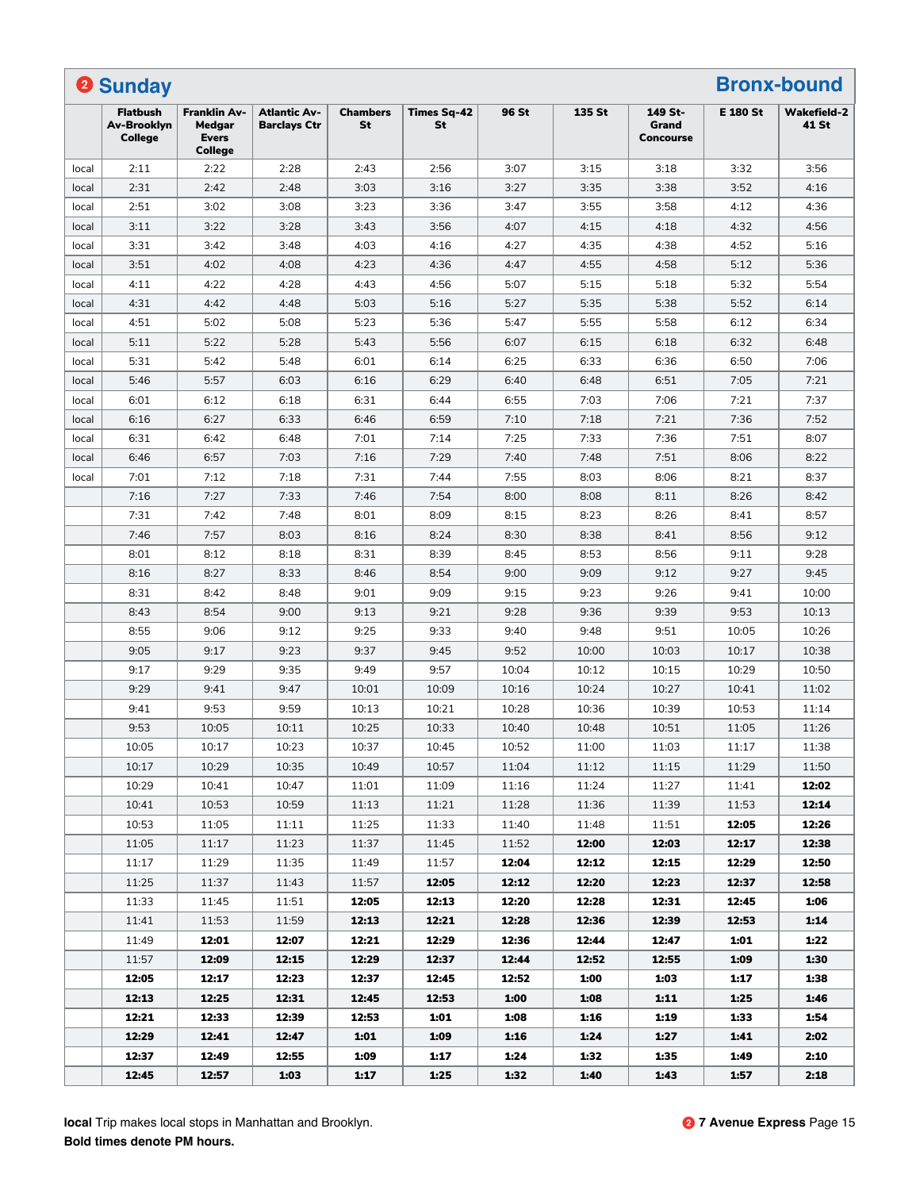## 2 Sunday — Bronx-bound

| | Flatbush Av-Brooklyn College | Franklin Av-Medgar Evers College | Atlantic Av-Barclays Ctr | Chambers St | Times Sq-42 St | 96 St | 135 St | 149 St-Grand Concourse | E 180 St | Wakefield-241 St |
|---|---|---|---|---|---|---|---|---|---|---|
| local | 2:11 | 2:22 | 2:28 | 2:43 | 2:56 | 3:07 | 3:15 | 3:18 | 3:32 | 3:56 |
| local | 2:31 | 2:42 | 2:48 | 3:03 | 3:16 | 3:27 | 3:35 | 3:38 | 3:52 | 4:16 |
| local | 2:51 | 3:02 | 3:08 | 3:23 | 3:36 | 3:47 | 3:55 | 3:58 | 4:12 | 4:36 |
| local | 3:11 | 3:22 | 3:28 | 3:43 | 3:56 | 4:07 | 4:15 | 4:18 | 4:32 | 4:56 |
| local | 3:31 | 3:42 | 3:48 | 4:03 | 4:16 | 4:27 | 4:35 | 4:38 | 4:52 | 5:16 |
| local | 3:51 | 4:02 | 4:08 | 4:23 | 4:36 | 4:47 | 4:55 | 4:58 | 5:12 | 5:36 |
| local | 4:11 | 4:22 | 4:28 | 4:43 | 4:56 | 5:07 | 5:15 | 5:18 | 5:32 | 5:54 |
| local | 4:31 | 4:42 | 4:48 | 5:03 | 5:16 | 5:27 | 5:35 | 5:38 | 5:52 | 6:14 |
| local | 4:51 | 5:02 | 5:08 | 5:23 | 5:36 | 5:47 | 5:55 | 5:58 | 6:12 | 6:34 |
| local | 5:11 | 5:22 | 5:28 | 5:43 | 5:56 | 6:07 | 6:15 | 6:18 | 6:32 | 6:48 |
| local | 5:31 | 5:42 | 5:48 | 6:01 | 6:14 | 6:25 | 6:33 | 6:36 | 6:50 | 7:06 |
| local | 5:46 | 5:57 | 6:03 | 6:16 | 6:29 | 6:40 | 6:48 | 6:51 | 7:05 | 7:21 |
| local | 6:01 | 6:12 | 6:18 | 6:31 | 6:44 | 6:55 | 7:03 | 7:06 | 7:21 | 7:37 |
| local | 6:16 | 6:27 | 6:33 | 6:46 | 6:59 | 7:10 | 7:18 | 7:21 | 7:36 | 7:52 |
| local | 6:31 | 6:42 | 6:48 | 7:01 | 7:14 | 7:25 | 7:33 | 7:36 | 7:51 | 8:07 |
| local | 6:46 | 6:57 | 7:03 | 7:16 | 7:29 | 7:40 | 7:48 | 7:51 | 8:06 | 8:22 |
| local | 7:01 | 7:12 | 7:18 | 7:31 | 7:44 | 7:55 | 8:03 | 8:06 | 8:21 | 8:37 |
| | 7:16 | 7:27 | 7:33 | 7:46 | 7:54 | 8:00 | 8:08 | 8:11 | 8:26 | 8:42 |
| | 7:31 | 7:42 | 7:48 | 8:01 | 8:09 | 8:15 | 8:23 | 8:26 | 8:41 | 8:57 |
| | 7:46 | 7:57 | 8:03 | 8:16 | 8:24 | 8:30 | 8:38 | 8:41 | 8:56 | 9:12 |
| | 8:01 | 8:12 | 8:18 | 8:31 | 8:39 | 8:45 | 8:53 | 8:56 | 9:11 | 9:28 |
| | 8:16 | 8:27 | 8:33 | 8:46 | 8:54 | 9:00 | 9:09 | 9:12 | 9:27 | 9:45 |
| | 8:31 | 8:42 | 8:48 | 9:01 | 9:09 | 9:15 | 9:23 | 9:26 | 9:41 | 10:00 |
| | 8:43 | 8:54 | 9:00 | 9:13 | 9:21 | 9:28 | 9:36 | 9:39 | 9:53 | 10:13 |
| | 8:55 | 9:06 | 9:12 | 9:25 | 9:33 | 9:40 | 9:48 | 9:51 | 10:05 | 10:26 |
| | 9:05 | 9:17 | 9:23 | 9:37 | 9:45 | 9:52 | 10:00 | 10:03 | 10:17 | 10:38 |
| | 9:17 | 9:29 | 9:35 | 9:49 | 9:57 | 10:04 | 10:12 | 10:15 | 10:29 | 10:50 |
| | 9:29 | 9:41 | 9:47 | 10:01 | 10:09 | 10:16 | 10:24 | 10:27 | 10:41 | 11:02 |
| | 9:41 | 9:53 | 9:59 | 10:13 | 10:21 | 10:28 | 10:36 | 10:39 | 10:53 | 11:14 |
| | 9:53 | 10:05 | 10:11 | 10:25 | 10:33 | 10:40 | 10:48 | 10:51 | 11:05 | 11:26 |
| | 10:05 | 10:17 | 10:23 | 10:37 | 10:45 | 10:52 | 11:00 | 11:03 | 11:17 | 11:38 |
| | 10:17 | 10:29 | 10:35 | 10:49 | 10:57 | 11:04 | 11:12 | 11:15 | 11:29 | 11:50 |
| | 10:29 | 10:41 | 10:47 | 11:01 | 11:09 | 11:16 | 11:24 | 11:27 | 11:41 | **12:02** |
| | 10:41 | 10:53 | 10:59 | 11:13 | 11:21 | 11:28 | 11:36 | 11:39 | 11:53 | **12:14** |
| | 10:53 | 11:05 | 11:11 | 11:25 | 11:33 | 11:40 | 11:48 | 11:51 | **12:05** | **12:26** |
| | 11:05 | 11:17 | 11:23 | 11:37 | 11:45 | 11:52 | **12:00** | **12:03** | **12:17** | **12:38** |
| | 11:17 | 11:29 | 11:35 | 11:49 | 11:57 | **12:04** | **12:12** | **12:15** | **12:29** | **12:50** |
| | 11:25 | 11:37 | 11:43 | 11:57 | **12:05** | **12:12** | **12:20** | **12:23** | **12:37** | **12:58** |
| | 11:33 | 11:45 | 11:51 | **12:05** | **12:13** | **12:20** | **12:28** | **12:31** | **12:45** | **1:06** |
| | 11:41 | 11:53 | 11:59 | **12:13** | **12:21** | **12:28** | **12:36** | **12:39** | **12:53** | **1:14** |
| | 11:49 | **12:01** | **12:07** | **12:21** | **12:29** | **12:36** | **12:44** | **12:47** | **1:01** | **1:22** |
| | 11:57 | **12:09** | **12:15** | **12:29** | **12:37** | **12:44** | **12:52** | **12:55** | **1:09** | **1:30** |
| | **12:05** | **12:17** | **12:23** | **12:37** | **12:45** | **12:52** | **1:00** | **1:03** | **1:17** | **1:38** |
| | **12:13** | **12:25** | **12:31** | **12:45** | **12:53** | **1:00** | **1:08** | **1:11** | **1:25** | **1:46** |
| | **12:21** | **12:33** | **12:39** | **12:53** | **1:01** | **1:08** | **1:16** | **1:19** | **1:33** | **1:54** |
| | **12:29** | **12:41** | **12:47** | **1:01** | **1:09** | **1:16** | **1:24** | **1:27** | **1:41** | **2:02** |
| | **12:37** | **12:49** | **12:55** | **1:09** | **1:17** | **1:24** | **1:32** | **1:35** | **1:49** | **2:10** |
| | **12:45** | **12:57** | **1:03** | **1:17** | **1:25** | **1:32** | **1:40** | **1:43** | **1:57** | **2:18** |

**local** Trip makes local stops in Manhattan and Brooklyn.

**Bold times denote PM hours.**

2 **7 Avenue Express**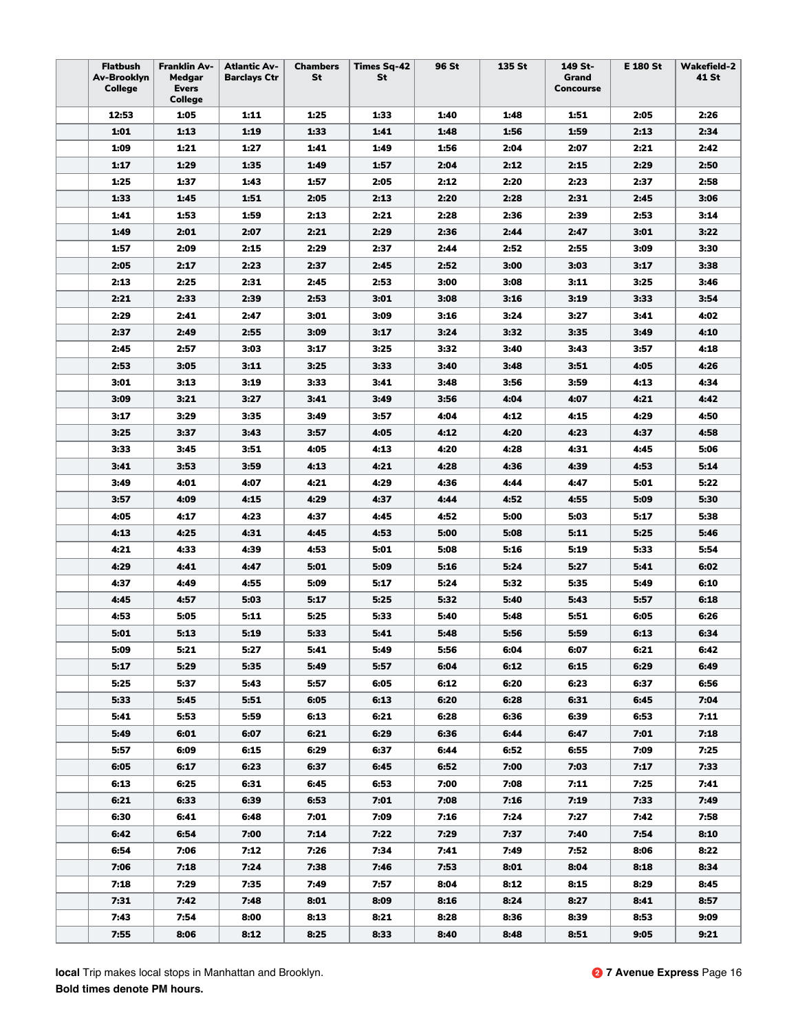| | Flatbush Av-Brooklyn College | Franklin Av-Medgar Evers College | Atlantic Av-Barclays Ctr | Chambers St | Times Sq-42 St | 96 St | 135 St | 149 St-Grand Concourse | E 180 St | Wakefield-241 St |
|---|---|---|---|---|---|---|---|---|---|---|
| | **12:53** | **1:05** | **1:11** | **1:25** | **1:33** | **1:40** | **1:48** | **1:51** | **2:05** | **2:26** |
| | **1:01** | **1:13** | **1:19** | **1:33** | **1:41** | **1:48** | **1:56** | **1:59** | **2:13** | **2:34** |
| | **1:09** | **1:21** | **1:27** | **1:41** | **1:49** | **1:56** | **2:04** | **2:07** | **2:21** | **2:42** |
| | **1:17** | **1:29** | **1:35** | **1:49** | **1:57** | **2:04** | **2:12** | **2:15** | **2:29** | **2:50** |
| | **1:25** | **1:37** | **1:43** | **1:57** | **2:05** | **2:12** | **2:20** | **2:23** | **2:37** | **2:58** |
| | **1:33** | **1:45** | **1:51** | **2:05** | **2:13** | **2:20** | **2:28** | **2:31** | **2:45** | **3:06** |
| | **1:41** | **1:53** | **1:59** | **2:13** | **2:21** | **2:28** | **2:36** | **2:39** | **2:53** | **3:14** |
| | **1:49** | **2:01** | **2:07** | **2:21** | **2:29** | **2:36** | **2:44** | **2:47** | **3:01** | **3:22** |
| | **1:57** | **2:09** | **2:15** | **2:29** | **2:37** | **2:44** | **2:52** | **2:55** | **3:09** | **3:30** |
| | **2:05** | **2:17** | **2:23** | **2:37** | **2:45** | **2:52** | **3:00** | **3:03** | **3:17** | **3:38** |
| | **2:13** | **2:25** | **2:31** | **2:45** | **2:53** | **3:00** | **3:08** | **3:11** | **3:25** | **3:46** |
| | **2:21** | **2:33** | **2:39** | **2:53** | **3:01** | **3:08** | **3:16** | **3:19** | **3:33** | **3:54** |
| | **2:29** | **2:41** | **2:47** | **3:01** | **3:09** | **3:16** | **3:24** | **3:27** | **3:41** | **4:02** |
| | **2:37** | **2:49** | **2:55** | **3:09** | **3:17** | **3:24** | **3:32** | **3:35** | **3:49** | **4:10** |
| | **2:45** | **2:57** | **3:03** | **3:17** | **3:25** | **3:32** | **3:40** | **3:43** | **3:57** | **4:18** |
| | **2:53** | **3:05** | **3:11** | **3:25** | **3:33** | **3:40** | **3:48** | **3:51** | **4:05** | **4:26** |
| | **3:01** | **3:13** | **3:19** | **3:33** | **3:41** | **3:48** | **3:56** | **3:59** | **4:13** | **4:34** |
| | **3:09** | **3:21** | **3:27** | **3:41** | **3:49** | **3:56** | **4:04** | **4:07** | **4:21** | **4:42** |
| | **3:17** | **3:29** | **3:35** | **3:49** | **3:57** | **4:04** | **4:12** | **4:15** | **4:29** | **4:50** |
| | **3:25** | **3:37** | **3:43** | **3:57** | **4:05** | **4:12** | **4:20** | **4:23** | **4:37** | **4:58** |
| | **3:33** | **3:45** | **3:51** | **4:05** | **4:13** | **4:20** | **4:28** | **4:31** | **4:45** | **5:06** |
| | **3:41** | **3:53** | **3:59** | **4:13** | **4:21** | **4:28** | **4:36** | **4:39** | **4:53** | **5:14** |
| | **3:49** | **4:01** | **4:07** | **4:21** | **4:29** | **4:36** | **4:44** | **4:47** | **5:01** | **5:22** |
| | **3:57** | **4:09** | **4:15** | **4:29** | **4:37** | **4:44** | **4:52** | **4:55** | **5:09** | **5:30** |
| | **4:05** | **4:17** | **4:23** | **4:37** | **4:45** | **4:52** | **5:00** | **5:03** | **5:17** | **5:38** |
| | **4:13** | **4:25** | **4:31** | **4:45** | **4:53** | **5:00** | **5:08** | **5:11** | **5:25** | **5:46** |
| | **4:21** | **4:33** | **4:39** | **4:53** | **5:01** | **5:08** | **5:16** | **5:19** | **5:33** | **5:54** |
| | **4:29** | **4:41** | **4:47** | **5:01** | **5:09** | **5:16** | **5:24** | **5:27** | **5:41** | **6:02** |
| | **4:37** | **4:49** | **4:55** | **5:09** | **5:17** | **5:24** | **5:32** | **5:35** | **5:49** | **6:10** |
| | **4:45** | **4:57** | **5:03** | **5:17** | **5:25** | **5:32** | **5:40** | **5:43** | **5:57** | **6:18** |
| | **4:53** | **5:05** | **5:11** | **5:25** | **5:33** | **5:40** | **5:48** | **5:51** | **6:05** | **6:26** |
| | **5:01** | **5:13** | **5:19** | **5:33** | **5:41** | **5:48** | **5:56** | **5:59** | **6:13** | **6:34** |
| | **5:09** | **5:21** | **5:27** | **5:41** | **5:49** | **5:56** | **6:04** | **6:07** | **6:21** | **6:42** |
| | **5:17** | **5:29** | **5:35** | **5:49** | **5:57** | **6:04** | **6:12** | **6:15** | **6:29** | **6:49** |
| | **5:25** | **5:37** | **5:43** | **5:57** | **6:05** | **6:12** | **6:20** | **6:23** | **6:37** | **6:56** |
| | **5:33** | **5:45** | **5:51** | **6:05** | **6:13** | **6:20** | **6:28** | **6:31** | **6:45** | **7:04** |
| | **5:41** | **5:53** | **5:59** | **6:13** | **6:21** | **6:28** | **6:36** | **6:39** | **6:53** | **7:11** |
| | **5:49** | **6:01** | **6:07** | **6:21** | **6:29** | **6:36** | **6:44** | **6:47** | **7:01** | **7:18** |
| | **5:57** | **6:09** | **6:15** | **6:29** | **6:37** | **6:44** | **6:52** | **6:55** | **7:09** | **7:25** |
| | **6:05** | **6:17** | **6:23** | **6:37** | **6:45** | **6:52** | **7:00** | **7:03** | **7:17** | **7:33** |
| | **6:13** | **6:25** | **6:31** | **6:45** | **6:53** | **7:00** | **7:08** | **7:11** | **7:25** | **7:41** |
| | **6:21** | **6:33** | **6:39** | **6:53** | **7:01** | **7:08** | **7:16** | **7:19** | **7:33** | **7:49** |
| | **6:30** | **6:41** | **6:48** | **7:01** | **7:09** | **7:16** | **7:24** | **7:27** | **7:42** | **7:58** |
| | **6:42** | **6:54** | **7:00** | **7:14** | **7:22** | **7:29** | **7:37** | **7:40** | **7:54** | **8:10** |
| | **6:54** | **7:06** | **7:12** | **7:26** | **7:34** | **7:41** | **7:49** | **7:52** | **8:06** | **8:22** |
| | **7:06** | **7:18** | **7:24** | **7:38** | **7:46** | **7:53** | **8:01** | **8:04** | **8:18** | **8:34** |
| | **7:18** | **7:29** | **7:35** | **7:49** | **7:57** | **8:04** | **8:12** | **8:15** | **8:29** | **8:45** |
| | **7:31** | **7:42** | **7:48** | **8:01** | **8:09** | **8:16** | **8:24** | **8:27** | **8:41** | **8:57** |
| | **7:43** | **7:54** | **8:00** | **8:13** | **8:21** | **8:28** | **8:36** | **8:39** | **8:53** | **9:09** |
| | **7:55** | **8:06** | **8:12** | **8:25** | **8:33** | **8:40** | **8:48** | **8:51** | **9:05** | **9:21** |

**local** Trip makes local stops in Manhattan and Brooklyn.

**Bold times denote PM hours.**

**2 7 Avenue Express**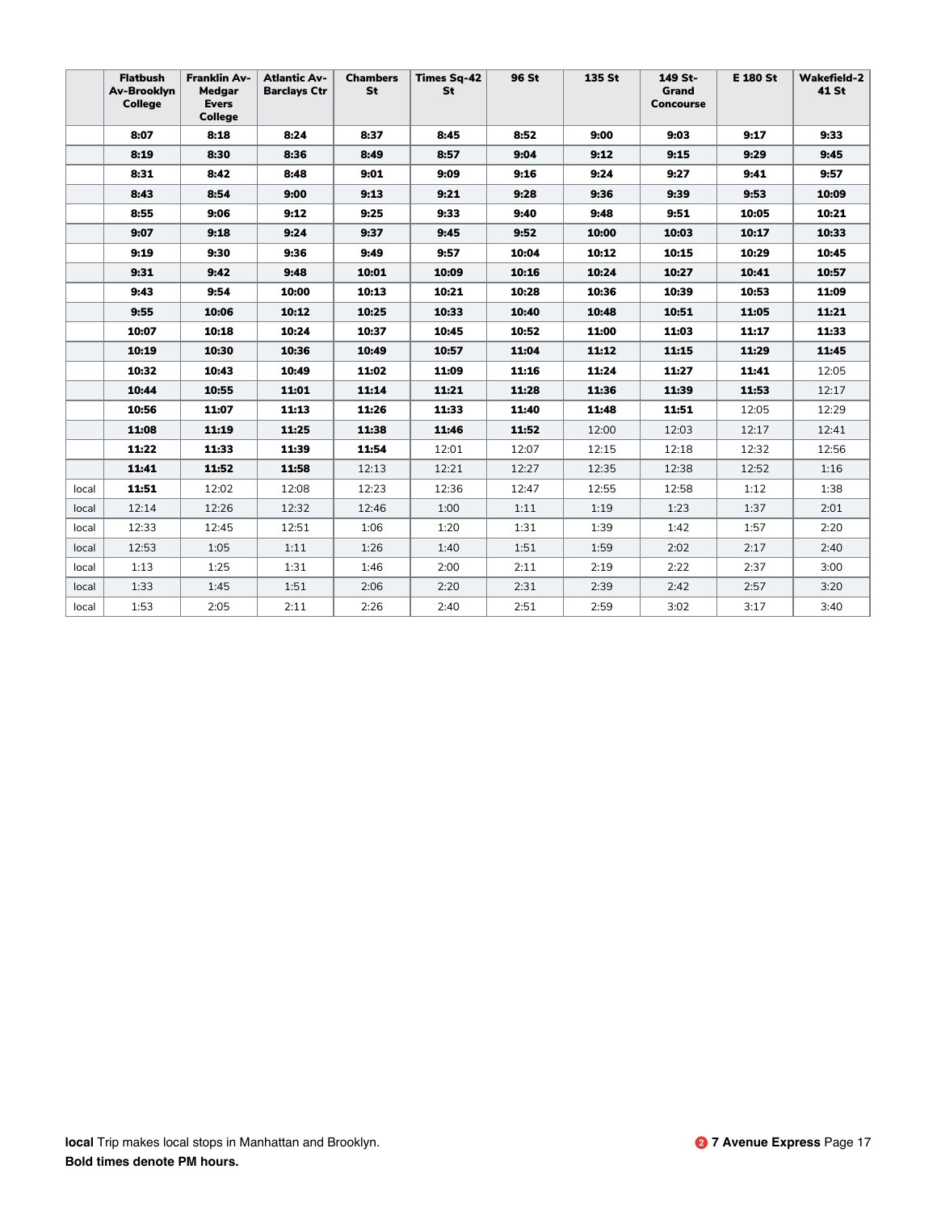| | Flatbush Av-Brooklyn College | Franklin Av-Medgar Evers College | Atlantic Av-Barclays Ctr | Chambers St | Times Sq-42 St | 96 St | 135 St | 149 St-Grand Concourse | E 180 St | Wakefield-241 St |
|---|---|---|---|---|---|---|---|---|---|---|
| | **8:07** | **8:18** | **8:24** | **8:37** | **8:45** | **8:52** | **9:00** | **9:03** | **9:17** | **9:33** |
| | **8:19** | **8:30** | **8:36** | **8:49** | **8:57** | **9:04** | **9:12** | **9:15** | **9:29** | **9:45** |
| | **8:31** | **8:42** | **8:48** | **9:01** | **9:09** | **9:16** | **9:24** | **9:27** | **9:41** | **9:57** |
| | **8:43** | **8:54** | **9:00** | **9:13** | **9:21** | **9:28** | **9:36** | **9:39** | **9:53** | **10:09** |
| | **8:55** | **9:06** | **9:12** | **9:25** | **9:33** | **9:40** | **9:48** | **9:51** | **10:05** | **10:21** |
| | **9:07** | **9:18** | **9:24** | **9:37** | **9:45** | **9:52** | **10:00** | **10:03** | **10:17** | **10:33** |
| | **9:19** | **9:30** | **9:36** | **9:49** | **9:57** | **10:04** | **10:12** | **10:15** | **10:29** | **10:45** |
| | **9:31** | **9:42** | **9:48** | **10:01** | **10:09** | **10:16** | **10:24** | **10:27** | **10:41** | **10:57** |
| | **9:43** | **9:54** | **10:00** | **10:13** | **10:21** | **10:28** | **10:36** | **10:39** | **10:53** | **11:09** |
| | **9:55** | **10:06** | **10:12** | **10:25** | **10:33** | **10:40** | **10:48** | **10:51** | **11:05** | **11:21** |
| | **10:07** | **10:18** | **10:24** | **10:37** | **10:45** | **10:52** | **11:00** | **11:03** | **11:17** | **11:33** |
| | **10:19** | **10:30** | **10:36** | **10:49** | **10:57** | **11:04** | **11:12** | **11:15** | **11:29** | **11:45** |
| | **10:32** | **10:43** | **10:49** | **11:02** | **11:09** | **11:16** | **11:24** | **11:27** | **11:41** | 12:05 |
| | **10:44** | **10:55** | **11:01** | **11:14** | **11:21** | **11:28** | **11:36** | **11:39** | **11:53** | 12:17 |
| | **10:56** | **11:07** | **11:13** | **11:26** | **11:33** | **11:40** | **11:48** | **11:51** | 12:05 | 12:29 |
| | **11:08** | **11:19** | **11:25** | **11:38** | **11:46** | **11:52** | 12:00 | 12:03 | 12:17 | 12:41 |
| | **11:22** | **11:33** | **11:39** | **11:54** | 12:01 | 12:07 | 12:15 | 12:18 | 12:32 | 12:56 |
| | **11:41** | **11:52** | **11:58** | 12:13 | 12:21 | 12:27 | 12:35 | 12:38 | 12:52 | 1:16 |
| local | **11:51** | 12:02 | 12:08 | 12:23 | 12:36 | 12:47 | 12:55 | 12:58 | 1:12 | 1:38 |
| local | 12:14 | 12:26 | 12:32 | 12:46 | 1:00 | 1:11 | 1:19 | 1:23 | 1:37 | 2:01 |
| local | 12:33 | 12:45 | 12:51 | 1:06 | 1:20 | 1:31 | 1:39 | 1:42 | 1:57 | 2:20 |
| local | 12:53 | 1:05 | 1:11 | 1:26 | 1:40 | 1:51 | 1:59 | 2:02 | 2:17 | 2:40 |
| local | 1:13 | 1:25 | 1:31 | 1:46 | 2:00 | 2:11 | 2:19 | 2:22 | 2:37 | 3:00 |
| local | 1:33 | 1:45 | 1:51 | 2:06 | 2:20 | 2:31 | 2:39 | 2:42 | 2:57 | 3:20 |
| local | 1:53 | 2:05 | 2:11 | 2:26 | 2:40 | 2:51 | 2:59 | 3:02 | 3:17 | 3:40 |

**local** Trip makes local stops in Manhattan and Brooklyn.
**Bold times denote PM hours.**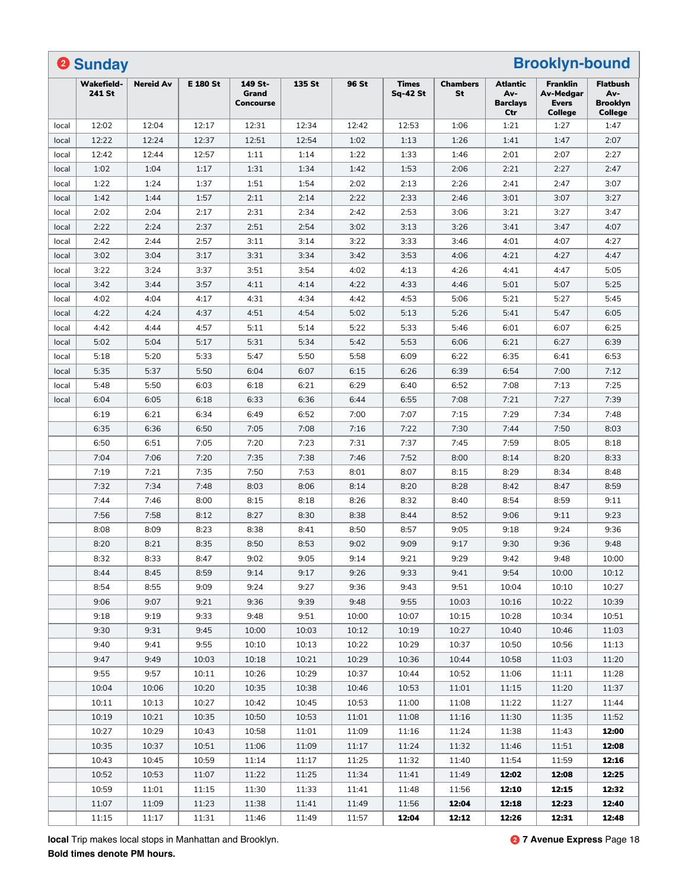# 2 Sunday — Brooklyn-bound

| | Wakefield-241 St | Nereid Av | E 180 St | 149 St-Grand Concourse | 135 St | 96 St | Times Sq-42 St | Chambers St | Atlantic Av-Barclays Ctr | Franklin Av-Medgar Evers College | Flatbush Av-Brooklyn College |
|---|---|---|---|---|---|---|---|---|---|---|---|
| local | 12:02 | 12:04 | 12:17 | 12:31 | 12:34 | 12:42 | 12:53 | 1:06 | 1:21 | 1:27 | 1:47 |
| local | 12:22 | 12:24 | 12:37 | 12:51 | 12:54 | 1:02 | 1:13 | 1:26 | 1:41 | 1:47 | 2:07 |
| local | 12:42 | 12:44 | 12:57 | 1:11 | 1:14 | 1:22 | 1:33 | 1:46 | 2:01 | 2:07 | 2:27 |
| local | 1:02 | 1:04 | 1:17 | 1:31 | 1:34 | 1:42 | 1:53 | 2:06 | 2:21 | 2:27 | 2:47 |
| local | 1:22 | 1:24 | 1:37 | 1:51 | 1:54 | 2:02 | 2:13 | 2:26 | 2:41 | 2:47 | 3:07 |
| local | 1:42 | 1:44 | 1:57 | 2:11 | 2:14 | 2:22 | 2:33 | 2:46 | 3:01 | 3:07 | 3:27 |
| local | 2:02 | 2:04 | 2:17 | 2:31 | 2:34 | 2:42 | 2:53 | 3:06 | 3:21 | 3:27 | 3:47 |
| local | 2:22 | 2:24 | 2:37 | 2:51 | 2:54 | 3:02 | 3:13 | 3:26 | 3:41 | 3:47 | 4:07 |
| local | 2:42 | 2:44 | 2:57 | 3:11 | 3:14 | 3:22 | 3:33 | 3:46 | 4:01 | 4:07 | 4:27 |
| local | 3:02 | 3:04 | 3:17 | 3:31 | 3:34 | 3:42 | 3:53 | 4:06 | 4:21 | 4:27 | 4:47 |
| local | 3:22 | 3:24 | 3:37 | 3:51 | 3:54 | 4:02 | 4:13 | 4:26 | 4:41 | 4:47 | 5:05 |
| local | 3:42 | 3:44 | 3:57 | 4:11 | 4:14 | 4:22 | 4:33 | 4:46 | 5:01 | 5:07 | 5:25 |
| local | 4:02 | 4:04 | 4:17 | 4:31 | 4:34 | 4:42 | 4:53 | 5:06 | 5:21 | 5:27 | 5:45 |
| local | 4:22 | 4:24 | 4:37 | 4:51 | 4:54 | 5:02 | 5:13 | 5:26 | 5:41 | 5:47 | 6:05 |
| local | 4:42 | 4:44 | 4:57 | 5:11 | 5:14 | 5:22 | 5:33 | 5:46 | 6:01 | 6:07 | 6:25 |
| local | 5:02 | 5:04 | 5:17 | 5:31 | 5:34 | 5:42 | 5:53 | 6:06 | 6:21 | 6:27 | 6:39 |
| local | 5:18 | 5:20 | 5:33 | 5:47 | 5:50 | 5:58 | 6:09 | 6:22 | 6:35 | 6:41 | 6:53 |
| local | 5:35 | 5:37 | 5:50 | 6:04 | 6:07 | 6:15 | 6:26 | 6:39 | 6:54 | 7:00 | 7:12 |
| local | 5:48 | 5:50 | 6:03 | 6:18 | 6:21 | 6:29 | 6:40 | 6:52 | 7:08 | 7:13 | 7:25 |
| local | 6:04 | 6:05 | 6:18 | 6:33 | 6:36 | 6:44 | 6:55 | 7:08 | 7:21 | 7:27 | 7:39 |
| | 6:19 | 6:21 | 6:34 | 6:49 | 6:52 | 7:00 | 7:07 | 7:15 | 7:29 | 7:34 | 7:48 |
| | 6:35 | 6:36 | 6:50 | 7:05 | 7:08 | 7:16 | 7:22 | 7:30 | 7:44 | 7:50 | 8:03 |
| | 6:50 | 6:51 | 7:05 | 7:20 | 7:23 | 7:31 | 7:37 | 7:45 | 7:59 | 8:05 | 8:18 |
| | 7:04 | 7:06 | 7:20 | 7:35 | 7:38 | 7:46 | 7:52 | 8:00 | 8:14 | 8:20 | 8:33 |
| | 7:19 | 7:21 | 7:35 | 7:50 | 7:53 | 8:01 | 8:07 | 8:15 | 8:29 | 8:34 | 8:48 |
| | 7:32 | 7:34 | 7:48 | 8:03 | 8:06 | 8:14 | 8:20 | 8:28 | 8:42 | 8:47 | 8:59 |
| | 7:44 | 7:46 | 8:00 | 8:15 | 8:18 | 8:26 | 8:32 | 8:40 | 8:54 | 8:59 | 9:11 |
| | 7:56 | 7:58 | 8:12 | 8:27 | 8:30 | 8:38 | 8:44 | 8:52 | 9:06 | 9:11 | 9:23 |
| | 8:08 | 8:09 | 8:23 | 8:38 | 8:41 | 8:50 | 8:57 | 9:05 | 9:18 | 9:24 | 9:36 |
| | 8:20 | 8:21 | 8:35 | 8:50 | 8:53 | 9:02 | 9:09 | 9:17 | 9:30 | 9:36 | 9:48 |
| | 8:32 | 8:33 | 8:47 | 9:02 | 9:05 | 9:14 | 9:21 | 9:29 | 9:42 | 9:48 | 10:00 |
| | 8:44 | 8:45 | 8:59 | 9:14 | 9:17 | 9:26 | 9:33 | 9:41 | 9:54 | 10:00 | 10:12 |
| | 8:54 | 8:55 | 9:09 | 9:24 | 9:27 | 9:36 | 9:43 | 9:51 | 10:04 | 10:10 | 10:27 |
| | 9:06 | 9:07 | 9:21 | 9:36 | 9:39 | 9:48 | 9:55 | 10:03 | 10:16 | 10:22 | 10:39 |
| | 9:18 | 9:19 | 9:33 | 9:48 | 9:51 | 10:00 | 10:07 | 10:15 | 10:28 | 10:34 | 10:51 |
| | 9:30 | 9:31 | 9:45 | 10:00 | 10:03 | 10:12 | 10:19 | 10:27 | 10:40 | 10:46 | 11:03 |
| | 9:40 | 9:41 | 9:55 | 10:10 | 10:13 | 10:22 | 10:29 | 10:37 | 10:50 | 10:56 | 11:13 |
| | 9:47 | 9:49 | 10:03 | 10:18 | 10:21 | 10:29 | 10:36 | 10:44 | 10:58 | 11:03 | 11:20 |
| | 9:55 | 9:57 | 10:11 | 10:26 | 10:29 | 10:37 | 10:44 | 10:52 | 11:06 | 11:11 | 11:28 |
| | 10:04 | 10:06 | 10:20 | 10:35 | 10:38 | 10:46 | 10:53 | 11:01 | 11:15 | 11:20 | 11:37 |
| | 10:11 | 10:13 | 10:27 | 10:42 | 10:45 | 10:53 | 11:00 | 11:08 | 11:22 | 11:27 | 11:44 |
| | 10:19 | 10:21 | 10:35 | 10:50 | 10:53 | 11:01 | 11:08 | 11:16 | 11:30 | 11:35 | 11:52 |
| | 10:27 | 10:29 | 10:43 | 10:58 | 11:01 | 11:09 | 11:16 | 11:24 | 11:38 | 11:43 | **12:00** |
| | 10:35 | 10:37 | 10:51 | 11:06 | 11:09 | 11:17 | 11:24 | 11:32 | 11:46 | 11:51 | **12:08** |
| | 10:43 | 10:45 | 10:59 | 11:14 | 11:17 | 11:25 | 11:32 | 11:40 | 11:54 | 11:59 | **12:16** |
| | 10:52 | 10:53 | 11:07 | 11:22 | 11:25 | 11:34 | 11:41 | 11:49 | **12:02** | **12:08** | **12:25** |
| | 10:59 | 11:01 | 11:15 | 11:30 | 11:33 | 11:41 | 11:48 | 11:56 | **12:10** | **12:15** | **12:32** |
| | 11:07 | 11:09 | 11:23 | 11:38 | 11:41 | 11:49 | 11:56 | **12:04** | **12:18** | **12:23** | **12:40** |
| | 11:15 | 11:17 | 11:31 | 11:46 | 11:49 | 11:57 | **12:04** | **12:12** | **12:26** | **12:31** | **12:48** |

**local** Trip makes local stops in Manhattan and Brooklyn.
**Bold times denote PM hours.**

**2 7 Avenue Express**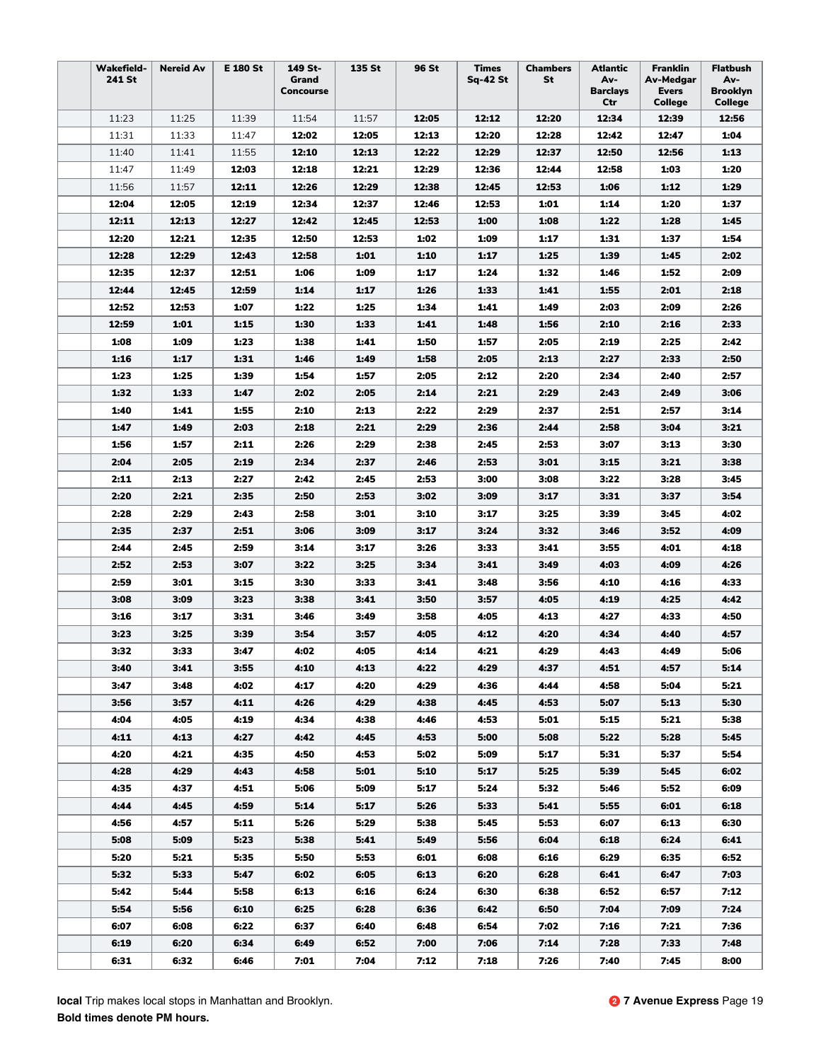| Wakefield-241 St | Nereid Av | E 180 St | 149 St-Grand Concourse | 135 St | 96 St | Times Sq-42 St | Chambers St | Atlantic Av-Barclays Ctr | Franklin Av-Medgar Evers College | Flatbush Av-Brooklyn College |
|---|---|---|---|---|---|---|---|---|---|---|
| 11:23 | 11:25 | 11:39 | 11:54 | 11:57 | **12:05** | **12:12** | **12:20** | **12:34** | **12:39** | **12:56** |
| 11:31 | 11:33 | 11:47 | **12:02** | **12:05** | **12:13** | **12:20** | **12:28** | **12:42** | **12:47** | **1:04** |
| 11:40 | 11:41 | 11:55 | **12:10** | **12:13** | **12:22** | **12:29** | **12:37** | **12:50** | **12:56** | **1:13** |
| 11:47 | 11:49 | **12:03** | **12:18** | **12:21** | **12:29** | **12:36** | **12:44** | **12:58** | **1:03** | **1:20** |
| 11:56 | 11:57 | **12:11** | **12:26** | **12:29** | **12:38** | **12:45** | **12:53** | **1:06** | **1:12** | **1:29** |
| **12:04** | **12:05** | **12:19** | **12:34** | **12:37** | **12:46** | **12:53** | **1:01** | **1:14** | **1:20** | **1:37** |
| **12:11** | **12:13** | **12:27** | **12:42** | **12:45** | **12:53** | **1:00** | **1:08** | **1:22** | **1:28** | **1:45** |
| **12:20** | **12:21** | **12:35** | **12:50** | **12:53** | **1:02** | **1:09** | **1:17** | **1:31** | **1:37** | **1:54** |
| **12:28** | **12:29** | **12:43** | **12:58** | **1:01** | **1:10** | **1:17** | **1:25** | **1:39** | **1:45** | **2:02** |
| **12:35** | **12:37** | **12:51** | **1:06** | **1:09** | **1:17** | **1:24** | **1:32** | **1:46** | **1:52** | **2:09** |
| **12:44** | **12:45** | **12:59** | **1:14** | **1:17** | **1:26** | **1:33** | **1:41** | **1:55** | **2:01** | **2:18** |
| **12:52** | **12:53** | **1:07** | **1:22** | **1:25** | **1:34** | **1:41** | **1:49** | **2:03** | **2:09** | **2:26** |
| **12:59** | **1:01** | **1:15** | **1:30** | **1:33** | **1:41** | **1:48** | **1:56** | **2:10** | **2:16** | **2:33** |
| **1:08** | **1:09** | **1:23** | **1:38** | **1:41** | **1:50** | **1:57** | **2:05** | **2:19** | **2:25** | **2:42** |
| **1:16** | **1:17** | **1:31** | **1:46** | **1:49** | **1:58** | **2:05** | **2:13** | **2:27** | **2:33** | **2:50** |
| **1:23** | **1:25** | **1:39** | **1:54** | **1:57** | **2:05** | **2:12** | **2:20** | **2:34** | **2:40** | **2:57** |
| **1:32** | **1:33** | **1:47** | **2:02** | **2:05** | **2:14** | **2:21** | **2:29** | **2:43** | **2:49** | **3:06** |
| **1:40** | **1:41** | **1:55** | **2:10** | **2:13** | **2:22** | **2:29** | **2:37** | **2:51** | **2:57** | **3:14** |
| **1:47** | **1:49** | **2:03** | **2:18** | **2:21** | **2:29** | **2:36** | **2:44** | **2:58** | **3:04** | **3:21** |
| **1:56** | **1:57** | **2:11** | **2:26** | **2:29** | **2:38** | **2:45** | **2:53** | **3:07** | **3:13** | **3:30** |
| **2:04** | **2:05** | **2:19** | **2:34** | **2:37** | **2:46** | **2:53** | **3:01** | **3:15** | **3:21** | **3:38** |
| **2:11** | **2:13** | **2:27** | **2:42** | **2:45** | **2:53** | **3:00** | **3:08** | **3:22** | **3:28** | **3:45** |
| **2:20** | **2:21** | **2:35** | **2:50** | **2:53** | **3:02** | **3:09** | **3:17** | **3:31** | **3:37** | **3:54** |
| **2:28** | **2:29** | **2:43** | **2:58** | **3:01** | **3:10** | **3:17** | **3:25** | **3:39** | **3:45** | **4:02** |
| **2:35** | **2:37** | **2:51** | **3:06** | **3:09** | **3:17** | **3:24** | **3:32** | **3:46** | **3:52** | **4:09** |
| **2:44** | **2:45** | **2:59** | **3:14** | **3:17** | **3:26** | **3:33** | **3:41** | **3:55** | **4:01** | **4:18** |
| **2:52** | **2:53** | **3:07** | **3:22** | **3:25** | **3:34** | **3:41** | **3:49** | **4:03** | **4:09** | **4:26** |
| **2:59** | **3:01** | **3:15** | **3:30** | **3:33** | **3:41** | **3:48** | **3:56** | **4:10** | **4:16** | **4:33** |
| **3:08** | **3:09** | **3:23** | **3:38** | **3:41** | **3:50** | **3:57** | **4:05** | **4:19** | **4:25** | **4:42** |
| **3:16** | **3:17** | **3:31** | **3:46** | **3:49** | **3:58** | **4:05** | **4:13** | **4:27** | **4:33** | **4:50** |
| **3:23** | **3:25** | **3:39** | **3:54** | **3:57** | **4:05** | **4:12** | **4:20** | **4:34** | **4:40** | **4:57** |
| **3:32** | **3:33** | **3:47** | **4:02** | **4:05** | **4:14** | **4:21** | **4:29** | **4:43** | **4:49** | **5:06** |
| **3:40** | **3:41** | **3:55** | **4:10** | **4:13** | **4:22** | **4:29** | **4:37** | **4:51** | **4:57** | **5:14** |
| **3:47** | **3:48** | **4:02** | **4:17** | **4:20** | **4:29** | **4:36** | **4:44** | **4:58** | **5:04** | **5:21** |
| **3:56** | **3:57** | **4:11** | **4:26** | **4:29** | **4:38** | **4:45** | **4:53** | **5:07** | **5:13** | **5:30** |
| **4:04** | **4:05** | **4:19** | **4:34** | **4:38** | **4:46** | **4:53** | **5:01** | **5:15** | **5:21** | **5:38** |
| **4:11** | **4:13** | **4:27** | **4:42** | **4:45** | **4:53** | **5:00** | **5:08** | **5:22** | **5:28** | **5:45** |
| **4:20** | **4:21** | **4:35** | **4:50** | **4:53** | **5:02** | **5:09** | **5:17** | **5:31** | **5:37** | **5:54** |
| **4:28** | **4:29** | **4:43** | **4:58** | **5:01** | **5:10** | **5:17** | **5:25** | **5:39** | **5:45** | **6:02** |
| **4:35** | **4:37** | **4:51** | **5:06** | **5:09** | **5:17** | **5:24** | **5:32** | **5:46** | **5:52** | **6:09** |
| **4:44** | **4:45** | **4:59** | **5:14** | **5:17** | **5:26** | **5:33** | **5:41** | **5:55** | **6:01** | **6:18** |
| **4:56** | **4:57** | **5:11** | **5:26** | **5:29** | **5:38** | **5:45** | **5:53** | **6:07** | **6:13** | **6:30** |
| **5:08** | **5:09** | **5:23** | **5:38** | **5:41** | **5:49** | **5:56** | **6:04** | **6:18** | **6:24** | **6:41** |
| **5:20** | **5:21** | **5:35** | **5:50** | **5:53** | **6:01** | **6:08** | **6:16** | **6:29** | **6:35** | **6:52** |
| **5:32** | **5:33** | **5:47** | **6:02** | **6:05** | **6:13** | **6:20** | **6:28** | **6:41** | **6:47** | **7:03** |
| **5:42** | **5:44** | **5:58** | **6:13** | **6:16** | **6:24** | **6:30** | **6:38** | **6:52** | **6:57** | **7:12** |
| **5:54** | **5:56** | **6:10** | **6:25** | **6:28** | **6:36** | **6:42** | **6:50** | **7:04** | **7:09** | **7:24** |
| **6:07** | **6:08** | **6:22** | **6:37** | **6:40** | **6:48** | **6:54** | **7:02** | **7:16** | **7:21** | **7:36** |
| **6:19** | **6:20** | **6:34** | **6:49** | **6:52** | **7:00** | **7:06** | **7:14** | **7:28** | **7:33** | **7:48** |
| **6:31** | **6:32** | **6:46** | **7:01** | **7:04** | **7:12** | **7:18** | **7:26** | **7:40** | **7:45** | **8:00** |

**local** Trip makes local stops in Manhattan and Brooklyn.
**Bold times denote PM hours.**

**2 7 Avenue Express**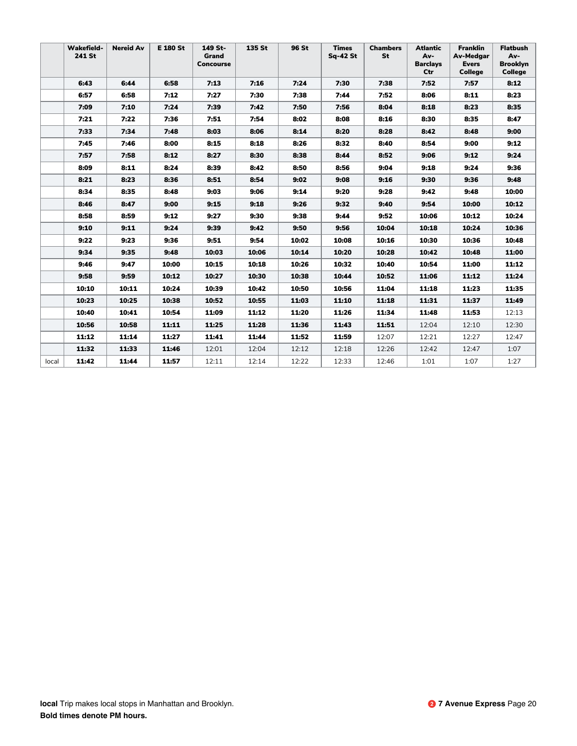| | Wakefield-241 St | Nereid Av | E 180 St | 149 St-Grand Concourse | 135 St | 96 St | Times Sq-42 St | Chambers St | Atlantic Av-Barclays Ctr | Franklin Av-Medgar Evers College | Flatbush Av-Brooklyn College |
|---|---|---|---|---|---|---|---|---|---|---|---|
| | **6:43** | **6:44** | **6:58** | **7:13** | **7:16** | **7:24** | **7:30** | **7:38** | **7:52** | **7:57** | **8:12** |
| | **6:57** | **6:58** | **7:12** | **7:27** | **7:30** | **7:38** | **7:44** | **7:52** | **8:06** | **8:11** | **8:23** |
| | **7:09** | **7:10** | **7:24** | **7:39** | **7:42** | **7:50** | **7:56** | **8:04** | **8:18** | **8:23** | **8:35** |
| | **7:21** | **7:22** | **7:36** | **7:51** | **7:54** | **8:02** | **8:08** | **8:16** | **8:30** | **8:35** | **8:47** |
| | **7:33** | **7:34** | **7:48** | **8:03** | **8:06** | **8:14** | **8:20** | **8:28** | **8:42** | **8:48** | **9:00** |
| | **7:45** | **7:46** | **8:00** | **8:15** | **8:18** | **8:26** | **8:32** | **8:40** | **8:54** | **9:00** | **9:12** |
| | **7:57** | **7:58** | **8:12** | **8:27** | **8:30** | **8:38** | **8:44** | **8:52** | **9:06** | **9:12** | **9:24** |
| | **8:09** | **8:11** | **8:24** | **8:39** | **8:42** | **8:50** | **8:56** | **9:04** | **9:18** | **9:24** | **9:36** |
| | **8:21** | **8:23** | **8:36** | **8:51** | **8:54** | **9:02** | **9:08** | **9:16** | **9:30** | **9:36** | **9:48** |
| | **8:34** | **8:35** | **8:48** | **9:03** | **9:06** | **9:14** | **9:20** | **9:28** | **9:42** | **9:48** | **10:00** |
| | **8:46** | **8:47** | **9:00** | **9:15** | **9:18** | **9:26** | **9:32** | **9:40** | **9:54** | **10:00** | **10:12** |
| | **8:58** | **8:59** | **9:12** | **9:27** | **9:30** | **9:38** | **9:44** | **9:52** | **10:06** | **10:12** | **10:24** |
| | **9:10** | **9:11** | **9:24** | **9:39** | **9:42** | **9:50** | **9:56** | **10:04** | **10:18** | **10:24** | **10:36** |
| | **9:22** | **9:23** | **9:36** | **9:51** | **9:54** | **10:02** | **10:08** | **10:16** | **10:30** | **10:36** | **10:48** |
| | **9:34** | **9:35** | **9:48** | **10:03** | **10:06** | **10:14** | **10:20** | **10:28** | **10:42** | **10:48** | **11:00** |
| | **9:46** | **9:47** | **10:00** | **10:15** | **10:18** | **10:26** | **10:32** | **10:40** | **10:54** | **11:00** | **11:12** |
| | **9:58** | **9:59** | **10:12** | **10:27** | **10:30** | **10:38** | **10:44** | **10:52** | **11:06** | **11:12** | **11:24** |
| | **10:10** | **10:11** | **10:24** | **10:39** | **10:42** | **10:50** | **10:56** | **11:04** | **11:18** | **11:23** | **11:35** |
| | **10:23** | **10:25** | **10:38** | **10:52** | **10:55** | **11:03** | **11:10** | **11:18** | **11:31** | **11:37** | **11:49** |
| | **10:40** | **10:41** | **10:54** | **11:09** | **11:12** | **11:20** | **11:26** | **11:34** | **11:48** | **11:53** | 12:13 |
| | **10:56** | **10:58** | **11:11** | **11:25** | **11:28** | **11:36** | **11:43** | **11:51** | 12:04 | 12:10 | 12:30 |
| | **11:12** | **11:14** | **11:27** | **11:41** | **11:44** | **11:52** | **11:59** | 12:07 | 12:21 | 12:27 | 12:47 |
| | **11:32** | **11:33** | **11:46** | 12:01 | 12:04 | 12:12 | 12:18 | 12:26 | 12:42 | 12:47 | 1:07 |
| local | **11:42** | **11:44** | **11:57** | 12:11 | 12:14 | 12:22 | 12:33 | 12:46 | 1:01 | 1:07 | 1:27 |

**local** Trip makes local stops in Manhattan and Brooklyn.
**Bold times denote PM hours.**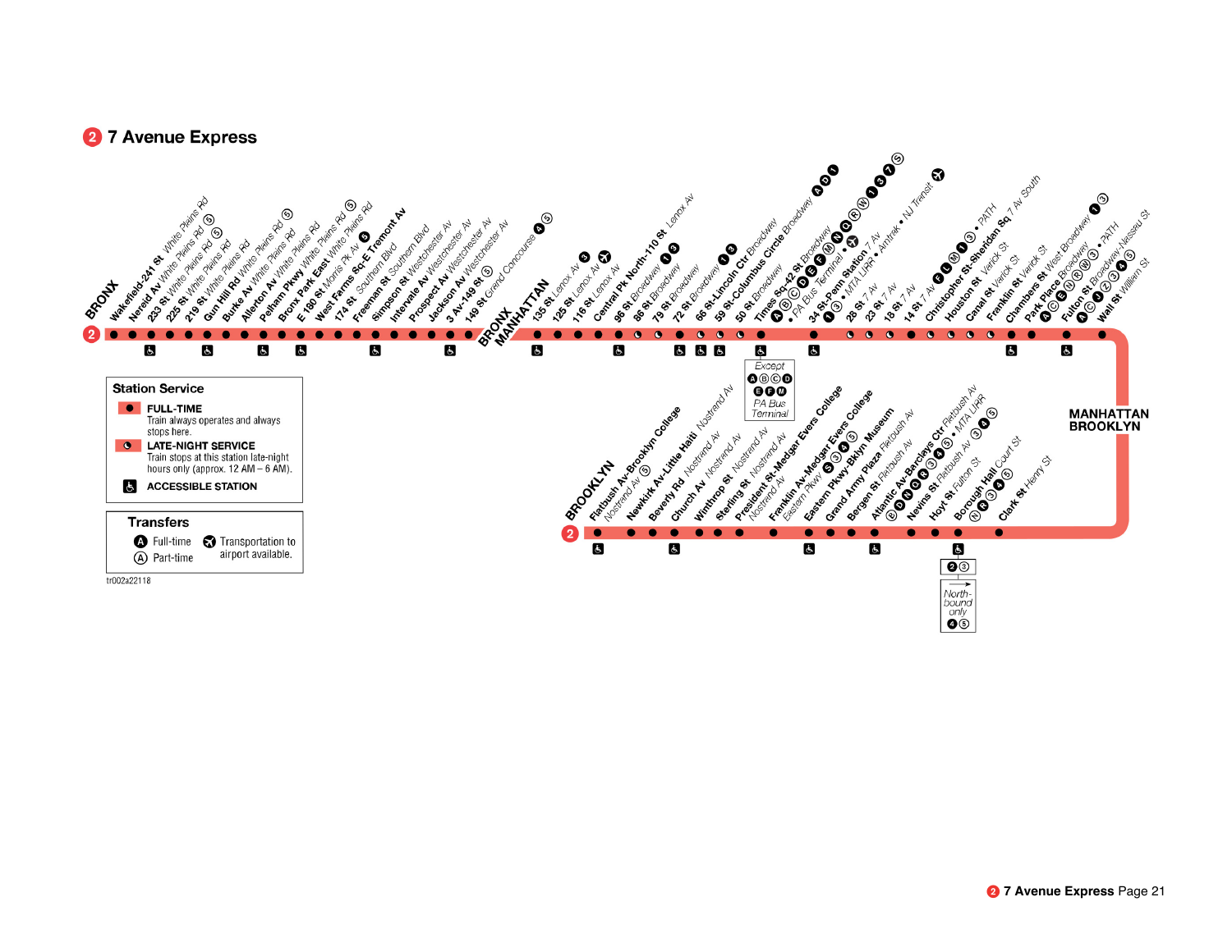# 2 7 Avenue Express

## BRONX

- Wakefield-241 St *White Plains Rd*
- Nereid Av *White Plains Rd* 5
- 233 St *White Plains Rd* 5
- 225 St *White Plains Rd*
- 219 St *White Plains Rd*
- Gun Hill Rd *White Plains Rd* 5
- Burke Av *White Plains Rd*
- Allerton Av *White Plains Rd*
- Pelham Pkwy *White Plains Rd* 5
- Bronx Park East *White Plains Rd*
- E 180 St *Morris Pk Av* 5
- West Farms Sq-E Tremont Av
- 174 St *Southern Blvd*
- Freeman St *Southern Blvd*
- Simpson St *Westchester Av*
- Intervale Av *Westchester Av*
- Prospect Av *Westchester Av*
- Jackson Av *Westchester Av*
- 3 Av-149 St 5
- 149 St *Grand Concourse* 4 5

## MANHATTAN

- 135 St *Lenox Av* 3
- 125 St *Lenox Av* 3 ✈
- 116 St *Lenox Av*
- Central Pk North-110 St *Lenox Av*
- 96 St *Broadway* 1 3
- 86 St *Broadway*
- 79 St *Broadway*
- 72 St *Broadway* 1 3
- 66 St-Lincoln Ctr *Broadway*
- 59 St-Columbus Circle *Broadway* A D 1
- 50 St *Broadway*
- Times Sq-42 St *Broadway* N Q R W 1 3 7 S • A B C D E F M • PA Bus Terminal
- 34 St-Penn Station *7 Av* 1 3 • MTA LIRR • Amtrak • NJ Transit ✈
- 28 St *7 Av*
- 23 St *7 Av*
- 18 St *7 Av*
- 14 St *7 Av* F L M 1 3 • PATH
- Christopher St-Sheridan Sq *7 Av South*
- Houston St *Varick St*
- Canal St *Varick St*
- Franklin St *Varick St*
- Chambers St *West Broadway* 1 3
- Park Place *Broadway* A C E N R W 3 • PATH
- Fulton St *Broadway-Nassau St* A C J Z 3 4 5
- Wall St *William St*

Times Sq-42 St transfer note: Except A B C D E F M PA Bus Terminal

## BROOKLYN

- Flatbush Av-Brooklyn College *Nostrand Av* 5
- Newkirk Av-Little Haiti *Nostrand Av*
- Beverly Rd *Nostrand Av*
- Church Av *Nostrand Av*
- Winthrop St *Nostrand Av*
- Sterling St *Nostrand Av*
- President St-Medgar Evers College *Nostrand Av*
- Franklin Av-Medgar Evers College *Eastern Pkwy* S 3 4 5
- Eastern Pkwy-Bklyn Museum
- Grand Army Plaza *Flatbush Av*
- Bergen St *Flatbush Av*
- Atlantic Av-Barclays Ctr *Flatbush Av* B D N Q R 3 4 5 • MTA LIRR
- Nevins St *Flatbush Av* 3 4 5
- Hoyt St *Fulton St*
- Borough Hall *Court St* N R 3 4 5
- Clark St *Henry St*

Borough Hall accessibility note: 2 3; Northbound only 4 5

### Station Service

- **FULL-TIME** — Train always operates and always stops here.
- **LATE-NIGHT SERVICE** — Train stops at this station late-night hours only (approx. 12 AM – 6 AM).
- **ACCESSIBLE STATION**

### Transfers

- Full-time
- Part-time
- ✈ Transportation to airport available.

tr002a22118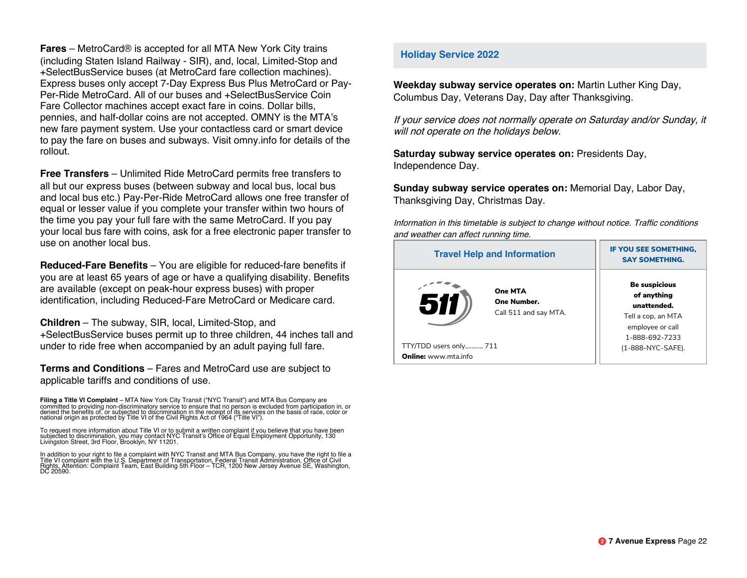**Fares** – MetroCard® is accepted for all MTA New York City trains (including Staten Island Railway - SIR), and, local, Limited-Stop and +SelectBusService buses (at MetroCard fare collection machines). Express buses only accept 7-Day Express Bus Plus MetroCard or Pay-Per-Ride MetroCard. All of our buses and +SelectBusService Coin Fare Collector machines accept exact fare in coins. Dollar bills, pennies, and half-dollar coins are not accepted. OMNY is the MTA's new fare payment system. Use your contactless card or smart device to pay the fare on buses and subways. Visit omny.info for details of the rollout.

**Free Transfers** – Unlimited Ride MetroCard permits free transfers to all but our express buses (between subway and local bus, local bus and local bus etc.) Pay-Per-Ride MetroCard allows one free transfer of equal or lesser value if you complete your transfer within two hours of the time you pay your full fare with the same MetroCard. If you pay your local bus fare with coins, ask for a free electronic paper transfer to use on another local bus.

**Reduced-Fare Benefits** – You are eligible for reduced-fare benefits if you are at least 65 years of age or have a qualifying disability. Benefits are available (except on peak-hour express buses) with proper identification, including Reduced-Fare MetroCard or Medicare card.

**Children** – The subway, SIR, local, Limited-Stop, and +SelectBusService buses permit up to three children, 44 inches tall and under to ride free when accompanied by an adult paying full fare.

**Terms and Conditions** – Fares and MetroCard use are subject to applicable tariffs and conditions of use.

**Filing a Title VI Complaint** – MTA New York City Transit ("NYC Transit") and MTA Bus Company are committed to providing non-discriminatory service to ensure that no person is excluded from participation in, or denied the benefits of, or subjected to discrimination in the receipt of its services on the basis of race, color or national origin as protected by Title VI of the Civil Rights Act of 1964 ("Title VI").

To request more information about Title VI or to submit a written complaint if you believe that you have been subjected to discrimination, you may contact NYC Transit's Office of Equal Employment Opportunity, 130 Livingston Street, 3rd Floor, Brooklyn, NY 11201.

In addition to your right to file a complaint with NYC Transit and MTA Bus Company, you have the right to file a Title VI complaint with the U.S. Department of Transportation, Federal Transit Administration, Office of Civil Rights, Attention: Complaint Team, East Building 5th Floor – TCR, 1200 New Jersey Avenue SE, Washington, DC 20590.

## Holiday Service 2022

**Weekday subway service operates on:** Martin Luther King Day, Columbus Day, Veterans Day, Day after Thanksgiving.

*If your service does not normally operate on Saturday and/or Sunday, it will not operate on the holidays below.*

**Saturday subway service operates on:** Presidents Day, Independence Day.

**Sunday subway service operates on:** Memorial Day, Labor Day, Thanksgiving Day, Christmas Day.

*Information in this timetable is subject to change without notice. Traffic conditions and weather can affect running time.*

### Travel Help and Information

511

**One MTA**
**One Number.**
Call 511 and say MTA.

TTY/TDD users only.......... 711
**Online:** www.mta.info

### IF YOU SEE SOMETHING, SAY SOMETHING.

**Be suspicious of anything unattended.**
Tell a cop, an MTA employee or call 1-888-692-7233 (1-888-NYC-SAFE).